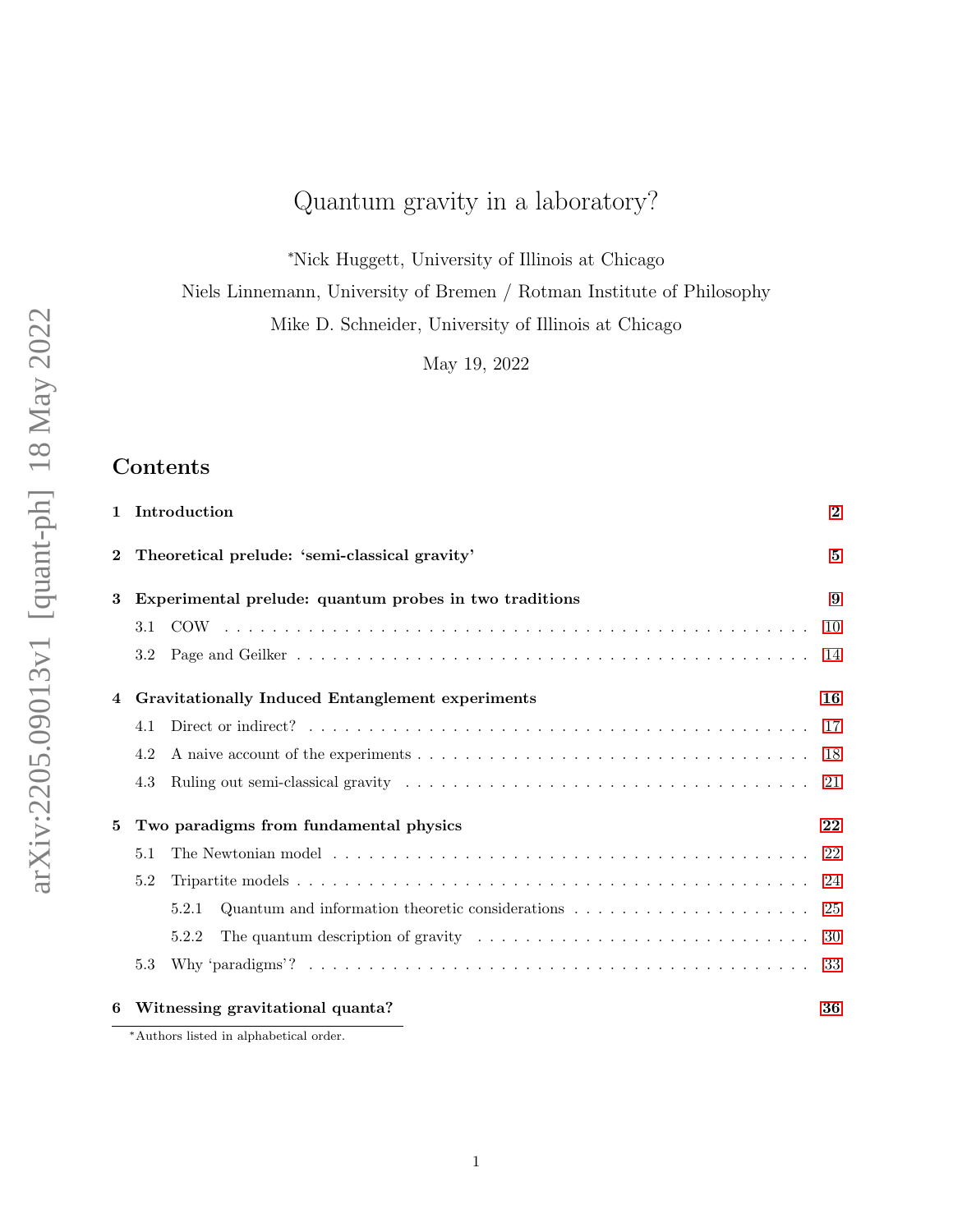# Quantum gravity in a laboratory?

*Nick Huggett, University of Illinois at Chicago

Niels Linnemann, University of Bremen / Rotman Institute of Philosophy

Mike D. Schneider, University of Illinois at Chicago

May 19, 2022

## Contents

**1 Introduction** — 2

**2 Theoretical prelude: 'semi-classical gravity'** — 5

**3 Experimental prelude: quantum probes in two traditions** — 9
- 3.1 COW — 10
- 3.2 Page and Geilker — 14

**4 Gravitationally Induced Entanglement experiments** — 16
- 4.1 Direct or indirect? — 17
- 4.2 A naive account of the experiments — 18
- 4.3 Ruling out semi-classical gravity — 21

**5 Two paradigms from fundamental physics** — 22
- 5.1 The Newtonian model — 22
- 5.2 Tripartite models — 24
  - 5.2.1 Quantum and information theoretic considerations — 25
  - 5.2.2 The quantum description of gravity — 30
- 5.3 Why 'paradigms'? — 33

**6 Witnessing gravitational quanta?** — 36

*Authors listed in alphabetical order.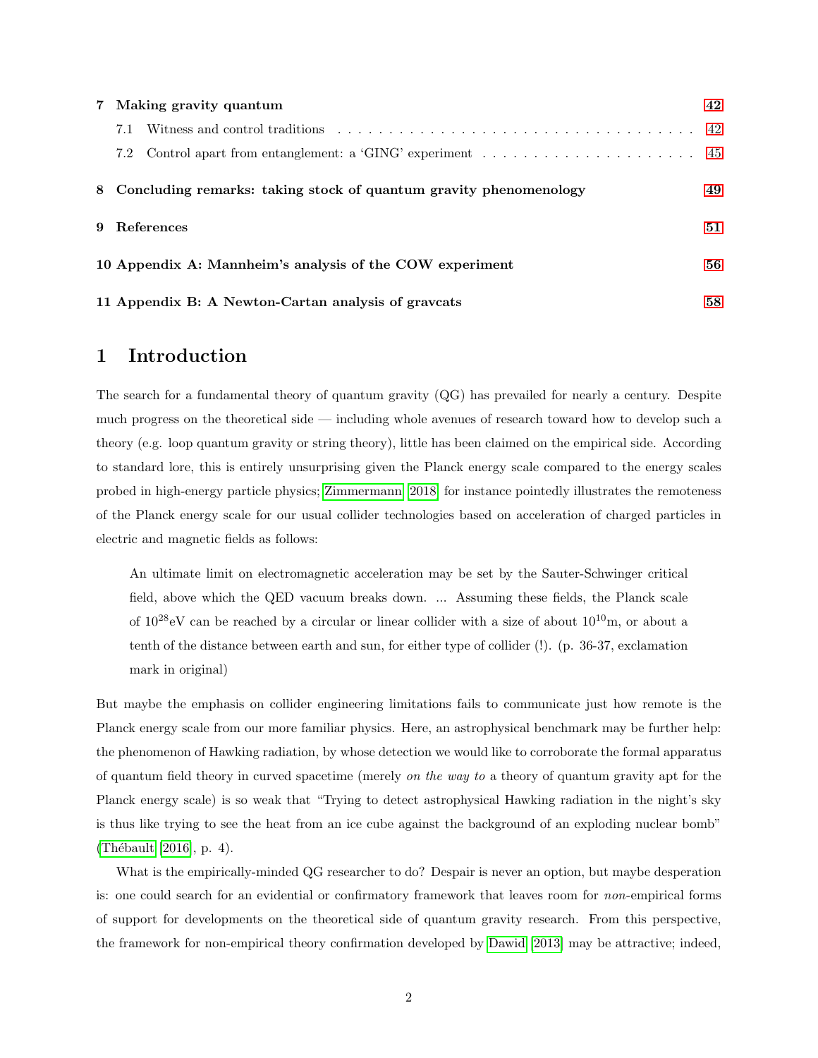| | | |
|---|---|---|
| **7** | **Making gravity quantum** | **42** |
| | 7.1 Witness and control traditions | 42 |
| | 7.2 Control apart from entanglement: a 'GING' experiment | 45 |
| **8** | **Concluding remarks: taking stock of quantum gravity phenomenology** | **49** |
| **9** | **References** | **51** |
| **10** | **Appendix A: Mannheim's analysis of the COW experiment** | **56** |
| **11** | **Appendix B: A Newton-Cartan analysis of gravcats** | **58** |

# 1 Introduction

The search for a fundamental theory of quantum gravity (QG) has prevailed for nearly a century. Despite much progress on the theoretical side — including whole avenues of research toward how to develop such a theory (e.g. loop quantum gravity or string theory), little has been claimed on the empirical side. According to standard lore, this is entirely unsurprising given the Planck energy scale compared to the energy scales probed in high-energy particle physics; Zimmermann (2018) for instance pointedly illustrates the remoteness of the Planck energy scale for our usual collider technologies based on acceleration of charged particles in electric and magnetic fields as follows:

> An ultimate limit on electromagnetic acceleration may be set by the Sauter-Schwinger critical field, above which the QED vacuum breaks down. ... Assuming these fields, the Planck scale of $10^{28}$eV can be reached by a circular or linear collider with a size of about $10^{10}$m, or about a tenth of the distance between earth and sun, for either type of collider (!). (p. 36-37, exclamation mark in original)

But maybe the emphasis on collider engineering limitations fails to communicate just how remote is the Planck energy scale from our more familiar physics. Here, an astrophysical benchmark may be further help: the phenomenon of Hawking radiation, by whose detection we would like to corroborate the formal apparatus of quantum field theory in curved spacetime (merely *on the way to* a theory of quantum gravity apt for the Planck energy scale) is so weak that "Trying to detect astrophysical Hawking radiation in the night's sky is thus like trying to see the heat from an ice cube against the background of an exploding nuclear bomb" (Thébault (2016), p. 4).

What is the empirically-minded QG researcher to do? Despair is never an option, but maybe desperation is: one could search for an evidential or confirmatory framework that leaves room for *non*-empirical forms of support for developments on the theoretical side of quantum gravity research. From this perspective, the framework for non-empirical theory confirmation developed by Dawid (2013) may be attractive; indeed,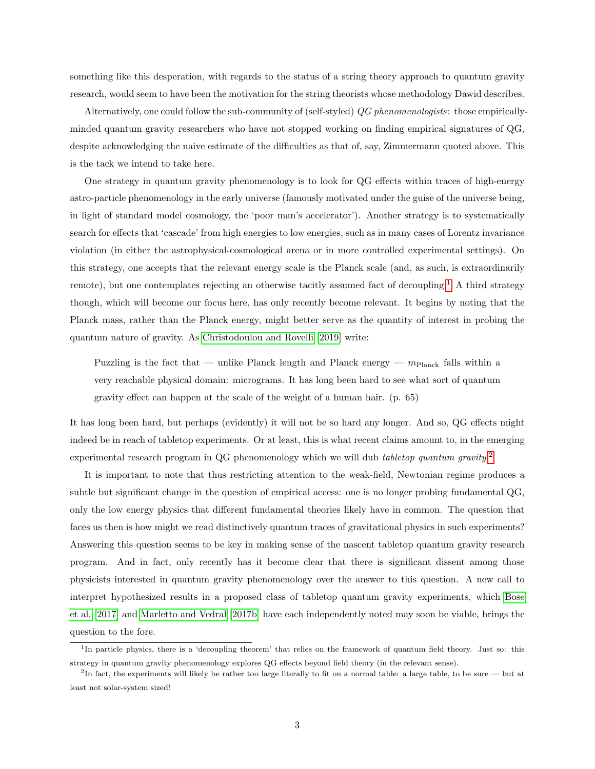something like this desperation, with regards to the status of a string theory approach to quantum gravity research, would seem to have been the motivation for the string theorists whose methodology Dawid describes.

Alternatively, one could follow the sub-community of (self-styled) *QG phenomenologists*: those empirically-minded quantum gravity researchers who have not stopped working on finding empirical signatures of QG, despite acknowledging the naive estimate of the difficulties as that of, say, Zimmermann quoted above. This is the tack we intend to take here.

One strategy in quantum gravity phenomenology is to look for QG effects within traces of high-energy astro-particle phenomenology in the early universe (famously motivated under the guise of the universe being, in light of standard model cosmology, the 'poor man's accelerator'). Another strategy is to systematically search for effects that 'cascade' from high energies to low energies, such as in many cases of Lorentz invariance violation (in either the astrophysical-cosmological arena or in more controlled experimental settings). On this strategy, one accepts that the relevant energy scale is the Planck scale (and, as such, is extraordinarily remote), but one contemplates rejecting an otherwise tacitly assumed fact of decoupling.[1] A third strategy though, which will become our focus here, has only recently become relevant. It begins by noting that the Planck mass, rather than the Planck energy, might better serve as the quantity of interest in probing the quantum nature of gravity. As Christodoulou and Rovelli [2019] write:

> Puzzling is the fact that — unlike Planck length and Planck energy — $m_{\text{Planck}}$ falls within a very reachable physical domain: micrograms. It has long been hard to see what sort of quantum gravity effect can happen at the scale of the weight of a human hair. (p. 65)

It has long been hard, but perhaps (evidently) it will not be so hard any longer. And so, QG effects might indeed be in reach of tabletop experiments. Or at least, this is what recent claims amount to, in the emerging experimental research program in QG phenomenology which we will dub *tabletop quantum gravity*.[2]

It is important to note that thus restricting attention to the weak-field, Newtonian regime produces a subtle but significant change in the question of empirical access: one is no longer probing fundamental QG, only the low energy physics that different fundamental theories likely have in common. The question that faces us then is how might we read distinctively quantum traces of gravitational physics in such experiments? Answering this question seems to be key in making sense of the nascent tabletop quantum gravity research program. And in fact, only recently has it become clear that there is significant dissent among those physicists interested in quantum gravity phenomenology over the answer to this question. A new call to interpret hypothesized results in a proposed class of tabletop quantum gravity experiments, which Bose et al. [2017] and Marletto and Vedral [2017b] have each independently noted may soon be viable, brings the question to the fore.

---

[1] In particle physics, there is a 'decoupling theorem' that relies on the framework of quantum field theory. Just so: this strategy in quantum gravity phenomenology explores QG effects beyond field theory (in the relevant sense).

[2] In fact, the experiments will likely be rather too large literally to fit on a normal table: a large table, to be sure — but at least not solar-system sized!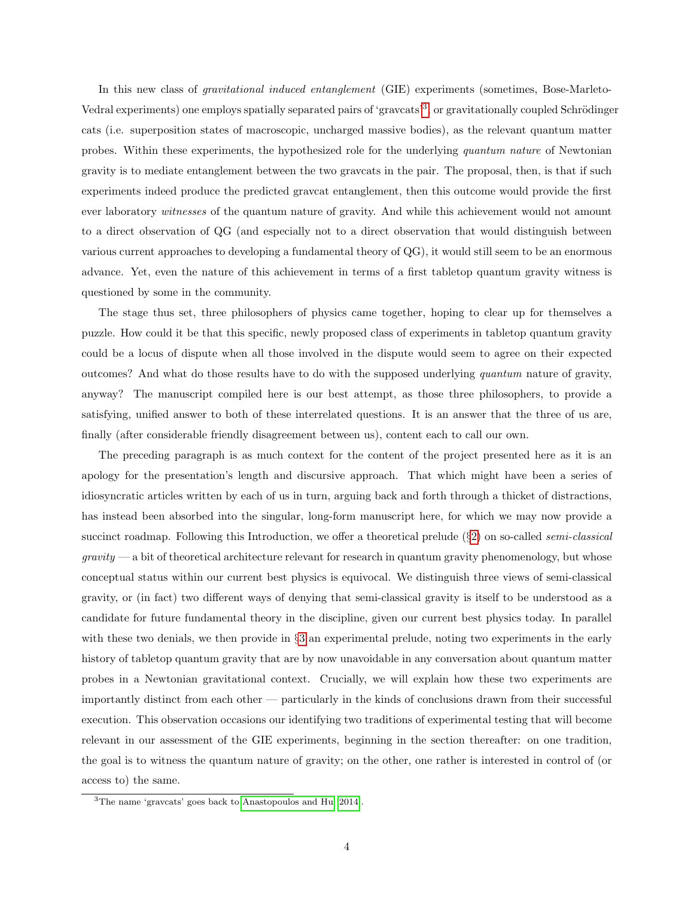In this new class of *gravitational induced entanglement* (GIE) experiments (sometimes, Bose-Marleto-Vedral experiments) one employs spatially separated pairs of 'gravcats'[3], or gravitationally coupled Schrödinger cats (i.e. superposition states of macroscopic, uncharged massive bodies), as the relevant quantum matter probes. Within these experiments, the hypothesized role for the underlying *quantum nature* of Newtonian gravity is to mediate entanglement between the two gravcats in the pair. The proposal, then, is that if such experiments indeed produce the predicted gravcat entanglement, then this outcome would provide the first ever laboratory *witnesses* of the quantum nature of gravity. And while this achievement would not amount to a direct observation of QG (and especially not to a direct observation that would distinguish between various current approaches to developing a fundamental theory of QG), it would still seem to be an enormous advance. Yet, even the nature of this achievement in terms of a first tabletop quantum gravity witness is questioned by some in the community.

The stage thus set, three philosophers of physics came together, hoping to clear up for themselves a puzzle. How could it be that this specific, newly proposed class of experiments in tabletop quantum gravity could be a locus of dispute when all those involved in the dispute would seem to agree on their expected outcomes? And what do those results have to do with the supposed underlying *quantum* nature of gravity, anyway? The manuscript compiled here is our best attempt, as those three philosophers, to provide a satisfying, unified answer to both of these interrelated questions. It is an answer that the three of us are, finally (after considerable friendly disagreement between us), content each to call our own.

The preceding paragraph is as much context for the content of the project presented here as it is an apology for the presentation's length and discursive approach. That which might have been a series of idiosyncratic articles written by each of us in turn, arguing back and forth through a thicket of distractions, has instead been absorbed into the singular, long-form manuscript here, for which we may now provide a succinct roadmap. Following this Introduction, we offer a theoretical prelude (§2) on so-called *semi-classical gravity* — a bit of theoretical architecture relevant for research in quantum gravity phenomenology, but whose conceptual status within our current best physics is equivocal. We distinguish three views of semi-classical gravity, or (in fact) two different ways of denying that semi-classical gravity is itself to be understood as a candidate for future fundamental theory in the discipline, given our current best physics today. In parallel with these two denials, we then provide in §3 an experimental prelude, noting two experiments in the early history of tabletop quantum gravity that are by now unavoidable in any conversation about quantum matter probes in a Newtonian gravitational context. Crucially, we will explain how these two experiments are importantly distinct from each other — particularly in the kinds of conclusions drawn from their successful execution. This observation occasions our identifying two traditions of experimental testing that will become relevant in our assessment of the GIE experiments, beginning in the section thereafter: on one tradition, the goal is to witness the quantum nature of gravity; on the other, one rather is interested in control of (or access to) the same.

[3] The name 'gravcats' goes back to Anastopoulos and Hu 2014.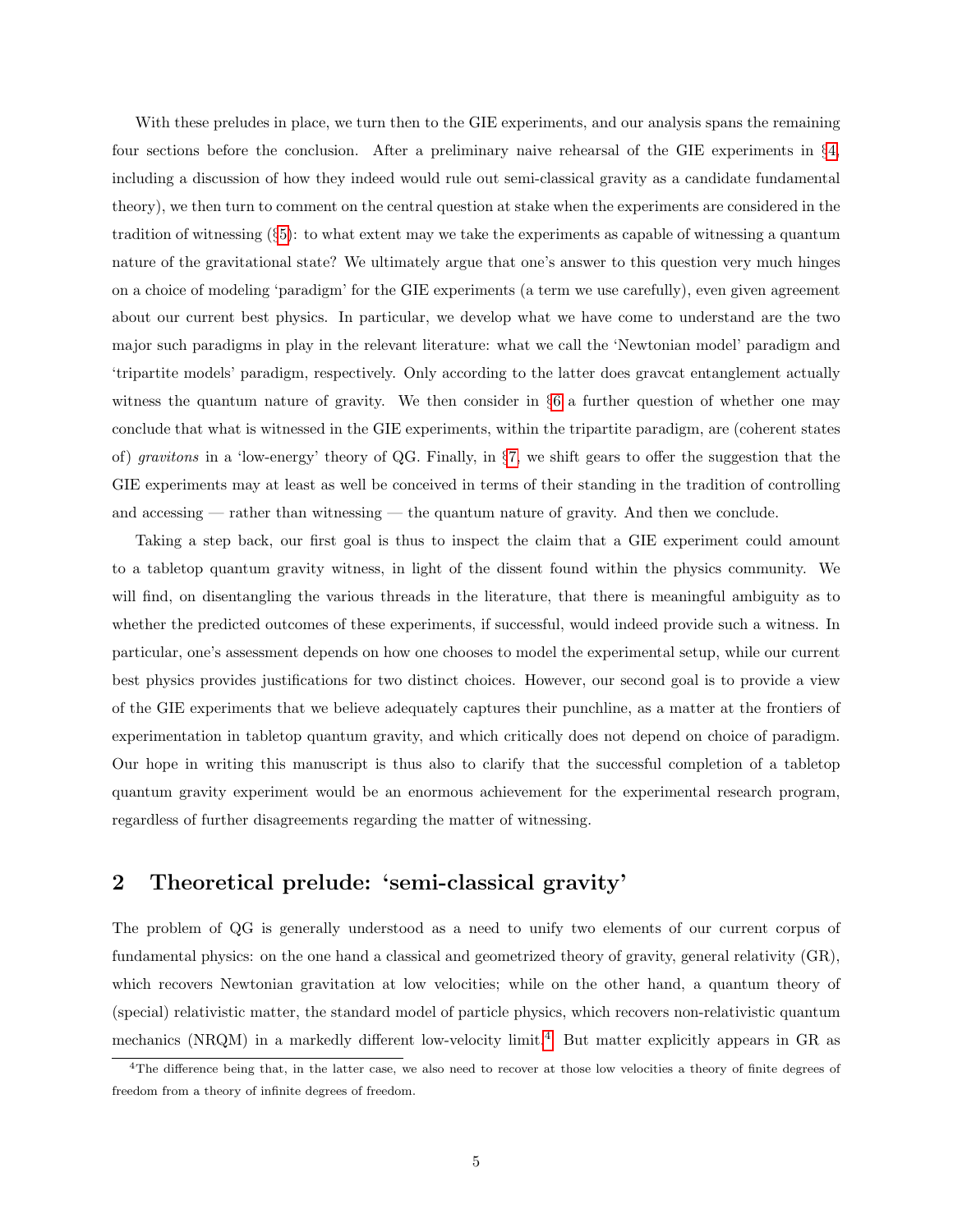With these preludes in place, we turn then to the GIE experiments, and our analysis spans the remaining four sections before the conclusion. After a preliminary naive rehearsal of the GIE experiments in §4, including a discussion of how they indeed would rule out semi-classical gravity as a candidate fundamental theory), we then turn to comment on the central question at stake when the experiments are considered in the tradition of witnessing (§5): to what extent may we take the experiments as capable of witnessing a quantum nature of the gravitational state? We ultimately argue that one's answer to this question very much hinges on a choice of modeling 'paradigm' for the GIE experiments (a term we use carefully), even given agreement about our current best physics. In particular, we develop what we have come to understand are the two major such paradigms in play in the relevant literature: what we call the 'Newtonian model' paradigm and 'tripartite models' paradigm, respectively. Only according to the latter does gravcat entanglement actually witness the quantum nature of gravity. We then consider in §6 a further question of whether one may conclude that what is witnessed in the GIE experiments, within the tripartite paradigm, are (coherent states of) *gravitons* in a 'low-energy' theory of QG. Finally, in §7, we shift gears to offer the suggestion that the GIE experiments may at least as well be conceived in terms of their standing in the tradition of controlling and accessing — rather than witnessing — the quantum nature of gravity. And then we conclude.

Taking a step back, our first goal is thus to inspect the claim that a GIE experiment could amount to a tabletop quantum gravity witness, in light of the dissent found within the physics community. We will find, on disentangling the various threads in the literature, that there is meaningful ambiguity as to whether the predicted outcomes of these experiments, if successful, would indeed provide such a witness. In particular, one's assessment depends on how one chooses to model the experimental setup, while our current best physics provides justifications for two distinct choices. However, our second goal is to provide a view of the GIE experiments that we believe adequately captures their punchline, as a matter at the frontiers of experimentation in tabletop quantum gravity, and which critically does not depend on choice of paradigm. Our hope in writing this manuscript is thus also to clarify that the successful completion of a tabletop quantum gravity experiment would be an enormous achievement for the experimental research program, regardless of further disagreements regarding the matter of witnessing.

## 2 Theoretical prelude: 'semi-classical gravity'

The problem of QG is generally understood as a need to unify two elements of our current corpus of fundamental physics: on the one hand a classical and geometrized theory of gravity, general relativity (GR), which recovers Newtonian gravitation at low velocities; while on the other hand, a quantum theory of (special) relativistic matter, the standard model of particle physics, which recovers non-relativistic quantum mechanics (NRQM) in a markedly different low-velocity limit.[4] But matter explicitly appears in GR as

[4] The difference being that, in the latter case, we also need to recover at those low velocities a theory of finite degrees of freedom from a theory of infinite degrees of freedom.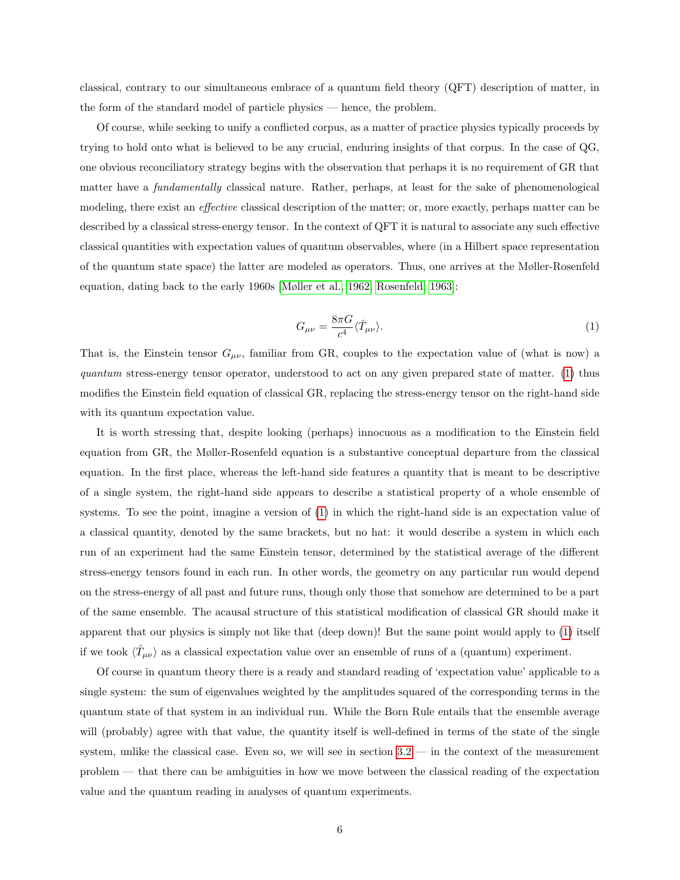classical, contrary to our simultaneous embrace of a quantum field theory (QFT) description of matter, in the form of the standard model of particle physics — hence, the problem.

Of course, while seeking to unify a conflicted corpus, as a matter of practice physics typically proceeds by trying to hold onto what is believed to be any crucial, enduring insights of that corpus. In the case of QG, one obvious reconciliatory strategy begins with the observation that perhaps it is no requirement of GR that matter have a *fundamentally* classical nature. Rather, perhaps, at least for the sake of phenomenological modeling, there exist an *effective* classical description of the matter; or, more exactly, perhaps matter can be described by a classical stress-energy tensor. In the context of QFT it is natural to associate any such effective classical quantities with expectation values of quantum observables, where (in a Hilbert space representation of the quantum state space) the latter are modeled as operators. Thus, one arrives at the Møller-Rosenfeld equation, dating back to the early 1960s [Møller et al., 1962, Rosenfeld, 1963]:

$$G_{\mu\nu} = \frac{8\pi G}{c^4}\langle \hat{T}_{\mu\nu}\rangle. \tag{1}$$

That is, the Einstein tensor $G_{\mu\nu}$, familiar from GR, couples to the expectation value of (what is now) a *quantum* stress-energy tensor operator, understood to act on any given prepared state of matter. (1) thus modifies the Einstein field equation of classical GR, replacing the stress-energy tensor on the right-hand side with its quantum expectation value.

It is worth stressing that, despite looking (perhaps) innocuous as a modification to the Einstein field equation from GR, the Møller-Rosenfeld equation is a substantive conceptual departure from the classical equation. In the first place, whereas the left-hand side features a quantity that is meant to be descriptive of a single system, the right-hand side appears to describe a statistical property of a whole ensemble of systems. To see the point, imagine a version of (1) in which the right-hand side is an expectation value of a classical quantity, denoted by the same brackets, but no hat: it would describe a system in which each run of an experiment had the same Einstein tensor, determined by the statistical average of the different stress-energy tensors found in each run. In other words, the geometry on any particular run would depend on the stress-energy of all past and future runs, though only those that somehow are determined to be a part of the same ensemble. The acausal structure of this statistical modification of classical GR should make it apparent that our physics is simply not like that (deep down)! But the same point would apply to (1) itself if we took $\langle \hat{T}_{\mu\nu}\rangle$ as a classical expectation value over an ensemble of runs of a (quantum) experiment.

Of course in quantum theory there is a ready and standard reading of 'expectation value' applicable to a single system: the sum of eigenvalues weighted by the amplitudes squared of the corresponding terms in the quantum state of that system in an individual run. While the Born Rule entails that the ensemble average will (probably) agree with that value, the quantity itself is well-defined in terms of the state of the single system, unlike the classical case. Even so, we will see in section 3.2 — in the context of the measurement problem — that there can be ambiguities in how we move between the classical reading of the expectation value and the quantum reading in analyses of quantum experiments.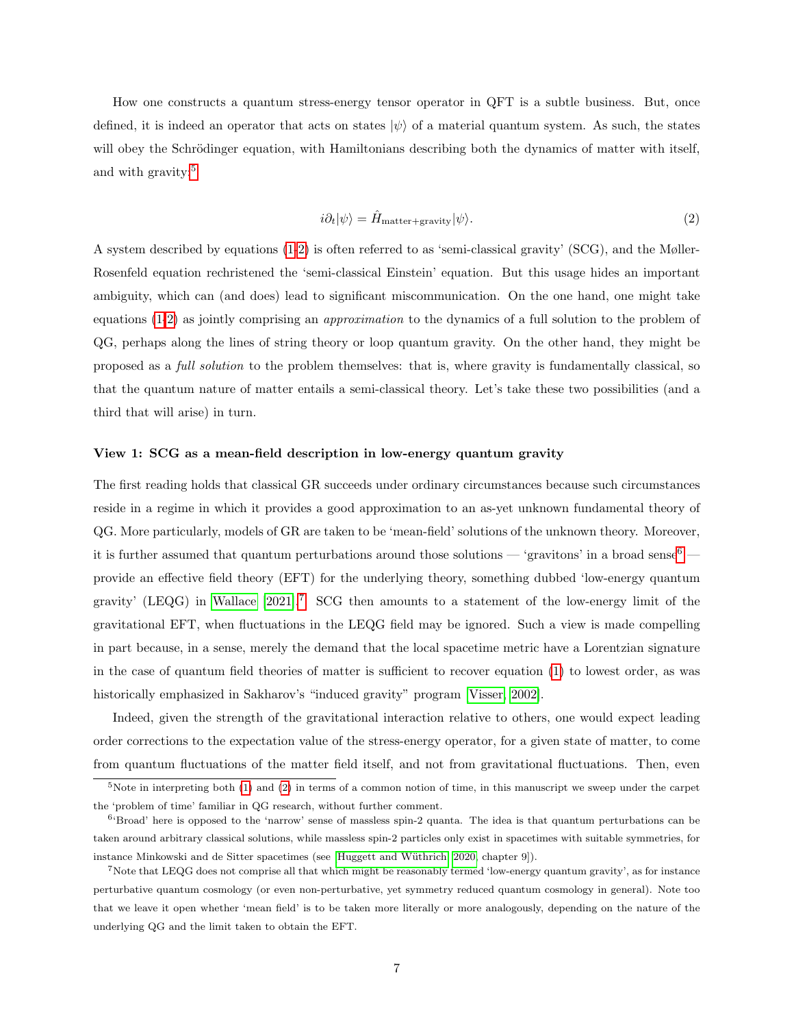How one constructs a quantum stress-energy tensor operator in QFT is a subtle business. But, once defined, it is indeed an operator that acts on states $|\psi\rangle$ of a material quantum system. As such, the states will obey the Schrödinger equation, with Hamiltonians describing both the dynamics of matter with itself, and with gravity:[5]

$$i\partial_t|\psi\rangle = \hat{H}_{\text{matter+gravity}}|\psi\rangle. \tag{2}$$

A system described by equations (1-2) is often referred to as 'semi-classical gravity' (SCG), and the Møller-Rosenfeld equation rechristened the 'semi-classical Einstein' equation. But this usage hides an important ambiguity, which can (and does) lead to significant miscommunication. On the one hand, one might take equations (1-2) as jointly comprising an *approximation* to the dynamics of a full solution to the problem of QG, perhaps along the lines of string theory or loop quantum gravity. On the other hand, they might be proposed as a *full solution* to the problem themselves: that is, where gravity is fundamentally classical, so that the quantum nature of matter entails a semi-classical theory. Let's take these two possibilities (and a third that will arise) in turn.

#### View 1: SCG as a mean-field description in low-energy quantum gravity

The first reading holds that classical GR succeeds under ordinary circumstances because such circumstances reside in a regime in which it provides a good approximation to an as-yet unknown fundamental theory of QG. More particularly, models of GR are taken to be 'mean-field' solutions of the unknown theory. Moreover, it is further assumed that quantum perturbations around those solutions — 'gravitons' in a broad sense[6] — provide an effective field theory (EFT) for the underlying theory, something dubbed 'low-energy quantum gravity' (LEQG) in Wallace [2021].[7] SCG then amounts to a statement of the low-energy limit of the gravitational EFT, when fluctuations in the LEQG field may be ignored. Such a view is made compelling in part because, in a sense, merely the demand that the local spacetime metric have a Lorentzian signature in the case of quantum field theories of matter is sufficient to recover equation (1) to lowest order, as was historically emphasized in Sakharov's "induced gravity" program [Visser, 2002].

Indeed, given the strength of the gravitational interaction relative to others, one would expect leading order corrections to the expectation value of the stress-energy operator, for a given state of matter, to come from quantum fluctuations of the matter field itself, and not from gravitational fluctuations. Then, even

---

[5] Note in interpreting both (1) and (2) in terms of a common notion of time, in this manuscript we sweep under the carpet the 'problem of time' familiar in QG research, without further comment.

[6] 'Broad' here is opposed to the 'narrow' sense of massless spin-2 quanta. The idea is that quantum perturbations can be taken around arbitrary classical solutions, while massless spin-2 particles only exist in spacetimes with suitable symmetries, for instance Minkowski and de Sitter spacetimes (see [Huggett and Wüthrich, 2020, chapter 9]).

[7] Note that LEQG does not comprise all that which might be reasonably termed 'low-energy quantum gravity', as for instance perturbative quantum cosmology (or even non-perturbative, yet symmetry reduced quantum cosmology in general). Note too that we leave it open whether 'mean field' is to be taken more literally or more analogously, depending on the nature of the underlying QG and the limit taken to obtain the EFT.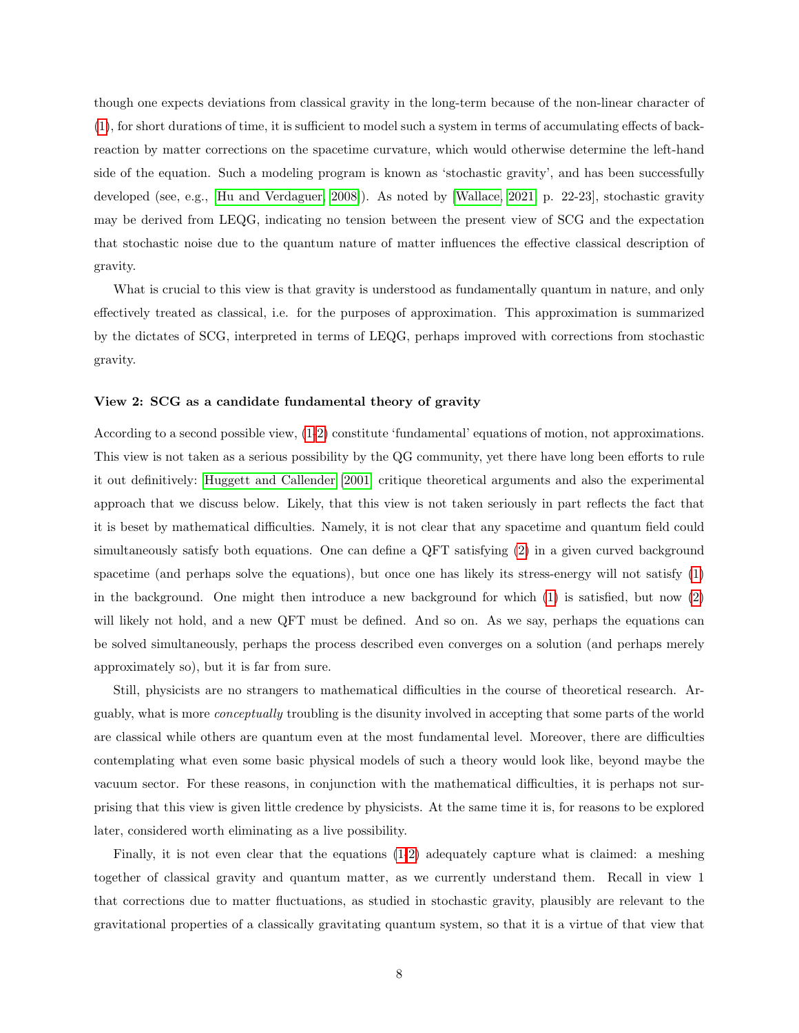though one expects deviations from classical gravity in the long-term because of the non-linear character of (1), for short durations of time, it is sufficient to model such a system in terms of accumulating effects of back-reaction by matter corrections on the spacetime curvature, which would otherwise determine the left-hand side of the equation. Such a modeling program is known as 'stochastic gravity', and has been successfully developed (see, e.g., [Hu and Verdaguer, 2008]). As noted by [Wallace, 2021, p. 22-23], stochastic gravity may be derived from LEQG, indicating no tension between the present view of SCG and the expectation that stochastic noise due to the quantum nature of matter influences the effective classical description of gravity.

What is crucial to this view is that gravity is understood as fundamentally quantum in nature, and only effectively treated as classical, i.e. for the purposes of approximation. This approximation is summarized by the dictates of SCG, interpreted in terms of LEQG, perhaps improved with corrections from stochastic gravity.

#### View 2: SCG as a candidate fundamental theory of gravity

According to a second possible view, (1-2) constitute 'fundamental' equations of motion, not approximations. This view is not taken as a serious possibility by the QG community, yet there have long been efforts to rule it out definitively: Huggett and Callender [2001] critique theoretical arguments and also the experimental approach that we discuss below. Likely, that this view is not taken seriously in part reflects the fact that it is beset by mathematical difficulties. Namely, it is not clear that any spacetime and quantum field could simultaneously satisfy both equations. One can define a QFT satisfying (2) in a given curved background spacetime (and perhaps solve the equations), but once one has likely its stress-energy will not satisfy (1) in the background. One might then introduce a new background for which (1) is satisfied, but now (2) will likely not hold, and a new QFT must be defined. And so on. As we say, perhaps the equations can be solved simultaneously, perhaps the process described even converges on a solution (and perhaps merely approximately so), but it is far from sure.

Still, physicists are no strangers to mathematical difficulties in the course of theoretical research. Arguably, what is more *conceptually* troubling is the disunity involved in accepting that some parts of the world are classical while others are quantum even at the most fundamental level. Moreover, there are difficulties contemplating what even some basic physical models of such a theory would look like, beyond maybe the vacuum sector. For these reasons, in conjunction with the mathematical difficulties, it is perhaps not surprising that this view is given little credence by physicists. At the same time it is, for reasons to be explored later, considered worth eliminating as a live possibility.

Finally, it is not even clear that the equations (1-2) adequately capture what is claimed: a meshing together of classical gravity and quantum matter, as we currently understand them. Recall in view 1 that corrections due to matter fluctuations, as studied in stochastic gravity, plausibly are relevant to the gravitational properties of a classically gravitating quantum system, so that it is a virtue of that view that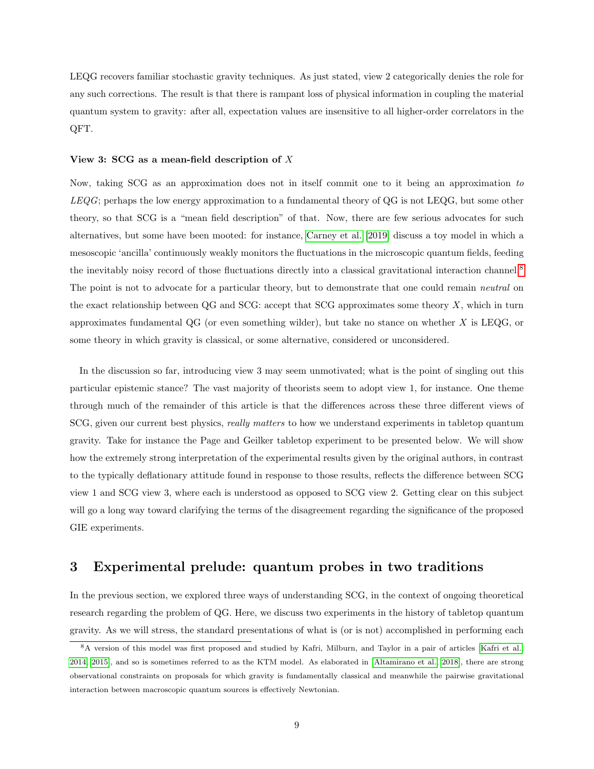LEQG recovers familiar stochastic gravity techniques. As just stated, view 2 categorically denies the role for any such corrections. The result is that there is rampant loss of physical information in coupling the material quantum system to gravity: after all, expectation values are insensitive to all higher-order correlators in the QFT.

**View 3: SCG as a mean-field description of $X$**

Now, taking SCG as an approximation does not in itself commit one to it being an approximation *to LEQG*; perhaps the low energy approximation to a fundamental theory of QG is not LEQG, but some other theory, so that SCG is a "mean field description" of that. Now, there are few serious advocates for such alternatives, but some have been mooted: for instance, Carney et al. [2019] discuss a toy model in which a mesoscopic 'ancilla' continuously weakly monitors the fluctuations in the microscopic quantum fields, feeding the inevitably noisy record of those fluctuations directly into a classical gravitational interaction channel.[8] The point is not to advocate for a particular theory, but to demonstrate that one could remain *neutral* on the exact relationship between QG and SCG: accept that SCG approximates some theory $X$, which in turn approximates fundamental QG (or even something wilder), but take no stance on whether $X$ is LEQG, or some theory in which gravity is classical, or some alternative, considered or unconsidered.

In the discussion so far, introducing view 3 may seem unmotivated; what is the point of singling out this particular epistemic stance? The vast majority of theorists seem to adopt view 1, for instance. One theme through much of the remainder of this article is that the differences across these three different views of SCG, given our current best physics, *really matters* to how we understand experiments in tabletop quantum gravity. Take for instance the Page and Geilker tabletop experiment to be presented below. We will show how the extremely strong interpretation of the experimental results given by the original authors, in contrast to the typically deflationary attitude found in response to those results, reflects the difference between SCG view 1 and SCG view 3, where each is understood as opposed to SCG view 2. Getting clear on this subject will go a long way toward clarifying the terms of the disagreement regarding the significance of the proposed GIE experiments.

## 3 Experimental prelude: quantum probes in two traditions

In the previous section, we explored three ways of understanding SCG, in the context of ongoing theoretical research regarding the problem of QG. Here, we discuss two experiments in the history of tabletop quantum gravity. As we will stress, the standard presentations of what is (or is not) accomplished in performing each

[8] A version of this model was first proposed and studied by Kafri, Milburn, and Taylor in a pair of articles [Kafri et al., 2014, 2015], and so is sometimes referred to as the KTM model. As elaborated in [Altamirano et al., 2018], there are strong observational constraints on proposals for which gravity is fundamentally classical and meanwhile the pairwise gravitational interaction between macroscopic quantum sources is effectively Newtonian.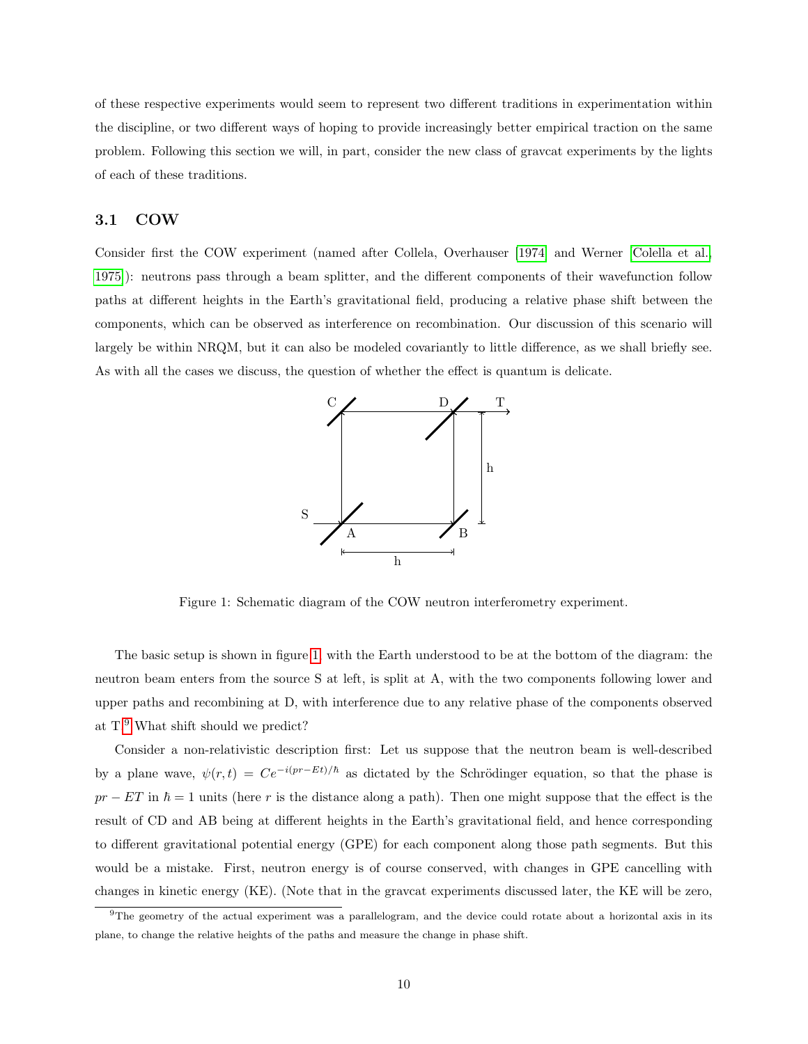of these respective experiments would seem to represent two different traditions in experimentation within the discipline, or two different ways of hoping to provide increasingly better empirical traction on the same problem. Following this section we will, in part, consider the new class of gravcat experiments by the lights of each of these traditions.

### 3.1 COW

Consider first the COW experiment (named after Collela, Overhauser [1974] and Werner [Colella et al., 1975]): neutrons pass through a beam splitter, and the different components of their wavefunction follow paths at different heights in the Earth's gravitational field, producing a relative phase shift between the components, which can be observed as interference on recombination. Our discussion of this scenario will largely be within NRQM, but it can also be modeled covariantly to little difference, as we shall briefly see. As with all the cases we discuss, the question of whether the effect is quantum is delicate.

Figure 1: Schematic diagram of the COW neutron interferometry experiment.

The basic setup is shown in figure 1, with the Earth understood to be at the bottom of the diagram: the neutron beam enters from the source S at left, is split at A, with the two components following lower and upper paths and recombining at D, with interference due to any relative phase of the components observed at T.[9] What shift should we predict?

Consider a non-relativistic description first: Let us suppose that the neutron beam is well-described by a plane wave, $\psi(r,t) = Ce^{-i(pr-Et)/\hbar}$ as dictated by the Schrödinger equation, so that the phase is $pr - ET$ in $\hbar = 1$ units (here $r$ is the distance along a path). Then one might suppose that the effect is the result of CD and AB being at different heights in the Earth's gravitational field, and hence corresponding to different gravitational potential energy (GPE) for each component along those path segments. But this would be a mistake. First, neutron energy is of course conserved, with changes in GPE cancelling with changes in kinetic energy (KE). (Note that in the gravcat experiments discussed later, the KE will be zero,

[9] The geometry of the actual experiment was a parallelogram, and the device could rotate about a horizontal axis in its plane, to change the relative heights of the paths and measure the change in phase shift.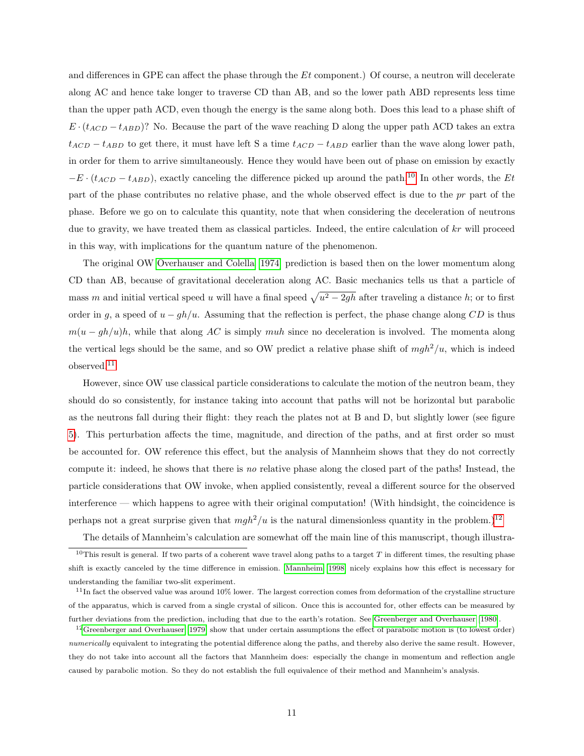and differences in GPE can affect the phase through the $Et$ component.) Of course, a neutron will decelerate along AC and hence take longer to traverse CD than AB, and so the lower path ABD represents less time than the upper path ACD, even though the energy is the same along both. Does this lead to a phase shift of $E \cdot (t_{ACD} - t_{ABD})$? No. Because the part of the wave reaching D along the upper path ACD takes an extra $t_{ACD} - t_{ABD}$ to get there, it must have left S a time $t_{ACD} - t_{ABD}$ earlier than the wave along lower path, in order for them to arrive simultaneously. Hence they would have been out of phase on emission by exactly $-E \cdot (t_{ACD} - t_{ABD})$, exactly canceling the difference picked up around the path.[10] In other words, the $Et$ part of the phase contributes no relative phase, and the whole observed effect is due to the $pr$ part of the phase. Before we go on to calculate this quantity, note that when considering the deceleration of neutrons due to gravity, we have treated them as classical particles. Indeed, the entire calculation of $kr$ will proceed in this way, with implications for the quantum nature of the phenomenon.

The original OW Overhauser and Colella [1974] prediction is based then on the lower momentum along CD than AB, because of gravitational deceleration along AC. Basic mechanics tells us that a particle of mass $m$ and initial vertical speed $u$ will have a final speed $\sqrt{u^2 - 2gh}$ after traveling a distance $h$; or to first order in $g$, a speed of $u - gh/u$. Assuming that the reflection is perfect, the phase change along $CD$ is thus $m(u - gh/u)h$, while that along $AC$ is simply $muh$ since no deceleration is involved. The momenta along the vertical legs should be the same, and so OW predict a relative phase shift of $mgh^2/u$, which is indeed observed.[11]

However, since OW use classical particle considerations to calculate the motion of the neutron beam, they should do so consistently, for instance taking into account that paths will not be horizontal but parabolic as the neutrons fall during their flight: they reach the plates not at B and D, but slightly lower (see figure 5). This perturbation affects the time, magnitude, and direction of the paths, and at first order so must be accounted for. OW reference this effect, but the analysis of Mannheim shows that they do not correctly compute it: indeed, he shows that there is *no* relative phase along the closed part of the paths! Instead, the particle considerations that OW invoke, when applied consistently, reveal a different source for the observed interference — which happens to agree with their original computation! (With hindsight, the coincidence is perhaps not a great surprise given that $mgh^2/u$ is the natural dimensionless quantity in the problem.)[12]

The details of Mannheim's calculation are somewhat off the main line of this manuscript, though illustra-

---

[10] This result is general. If two parts of a coherent wave travel along paths to a target $T$ in different times, the resulting phase shift is exactly canceled by the time difference in emission. Mannheim [1998] nicely explains how this effect is necessary for understanding the familiar two-slit experiment.

[11] In fact the observed value was around 10% lower. The largest correction comes from deformation of the crystalline structure of the apparatus, which is carved from a single crystal of silicon. Once this is accounted for, other effects can be measured by further deviations from the prediction, including that due to the earth's rotation. See Greenberger and Overhauser [1980].

[12] Greenberger and Overhauser [1979] show that under certain assumptions the effect of parabolic motion is (to lowest order) *numerically* equivalent to integrating the potential difference along the paths, and thereby also derive the same result. However, they do not take into account all the factors that Mannheim does: especially the change in momentum and reflection angle caused by parabolic motion. So they do not establish the full equivalence of their method and Mannheim's analysis.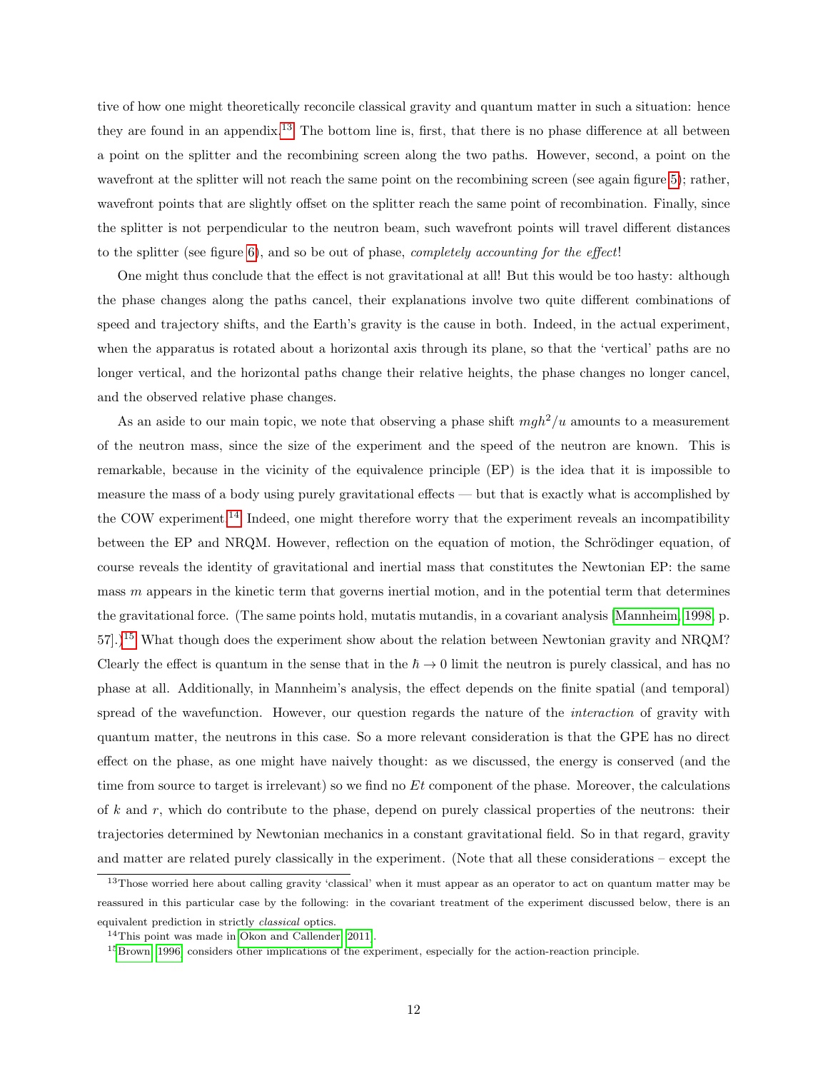tive of how one might theoretically reconcile classical gravity and quantum matter in such a situation: hence they are found in an appendix.[13] The bottom line is, first, that there is no phase difference at all between a point on the splitter and the recombining screen along the two paths. However, second, a point on the wavefront at the splitter will not reach the same point on the recombining screen (see again figure 5); rather, wavefront points that are slightly offset on the splitter reach the same point of recombination. Finally, since the splitter is not perpendicular to the neutron beam, such wavefront points will travel different distances to the splitter (see figure 6), and so be out of phase, *completely accounting for the effect*!

One might thus conclude that the effect is not gravitational at all! But this would be too hasty: although the phase changes along the paths cancel, their explanations involve two quite different combinations of speed and trajectory shifts, and the Earth's gravity is the cause in both. Indeed, in the actual experiment, when the apparatus is rotated about a horizontal axis through its plane, so that the 'vertical' paths are no longer vertical, and the horizontal paths change their relative heights, the phase changes no longer cancel, and the observed relative phase changes.

As an aside to our main topic, we note that observing a phase shift $mgh^2/u$ amounts to a measurement of the neutron mass, since the size of the experiment and the speed of the neutron are known. This is remarkable, because in the vicinity of the equivalence principle (EP) is the idea that it is impossible to measure the mass of a body using purely gravitational effects — but that is exactly what is accomplished by the COW experiment.[14] Indeed, one might therefore worry that the experiment reveals an incompatibility between the EP and NRQM. However, reflection on the equation of motion, the Schrödinger equation, of course reveals the identity of gravitational and inertial mass that constitutes the Newtonian EP: the same mass $m$ appears in the kinetic term that governs inertial motion, and in the potential term that determines the gravitational force. (The same points hold, mutatis mutandis, in a covariant analysis [Mannheim, 1998, p. 57].)[15] What though does the experiment show about the relation between Newtonian gravity and NRQM? Clearly the effect is quantum in the sense that in the $\hbar \to 0$ limit the neutron is purely classical, and has no phase at all. Additionally, in Mannheim's analysis, the effect depends on the finite spatial (and temporal) spread of the wavefunction. However, our question regards the nature of the *interaction* of gravity with quantum matter, the neutrons in this case. So a more relevant consideration is that the GPE has no direct effect on the phase, as one might have naively thought: as we discussed, the energy is conserved (and the time from source to target is irrelevant) so we find no $Et$ component of the phase. Moreover, the calculations of $k$ and $r$, which do contribute to the phase, depend on purely classical properties of the neutrons: their trajectories determined by Newtonian mechanics in a constant gravitational field. So in that regard, gravity and matter are related purely classically in the experiment. (Note that all these considerations – except the

[13] Those worried here about calling gravity 'classical' when it must appear as an operator to act on quantum matter may be reassured in this particular case by the following: in the covariant treatment of the experiment discussed below, there is an equivalent prediction in strictly *classical* optics.

[14] This point was made in Okon and Callender [2011].

[15] Brown [1996] considers other implications of the experiment, especially for the action-reaction principle.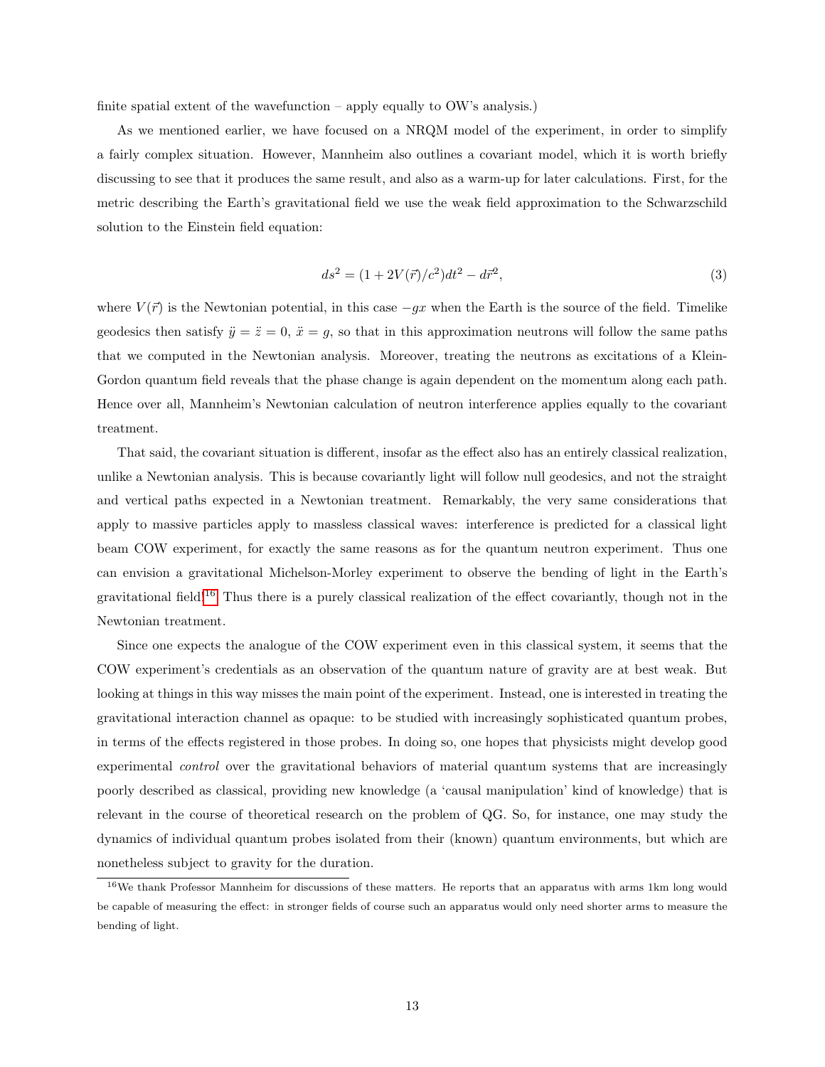finite spatial extent of the wavefunction – apply equally to OW's analysis.)

As we mentioned earlier, we have focused on a NRQM model of the experiment, in order to simplify a fairly complex situation. However, Mannheim also outlines a covariant model, which it is worth briefly discussing to see that it produces the same result, and also as a warm-up for later calculations. First, for the metric describing the Earth's gravitational field we use the weak field approximation to the Schwarzschild solution to the Einstein field equation:

$$ds^2 = (1 + 2V(\vec{r})/c^2)dt^2 - d\vec{r}^2, \tag{3}$$

where $V(\vec{r})$ is the Newtonian potential, in this case $-gx$ when the Earth is the source of the field. Timelike geodesics then satisfy $\ddot{y} = \ddot{z} = 0$, $\ddot{x} = g$, so that in this approximation neutrons will follow the same paths that we computed in the Newtonian analysis. Moreover, treating the neutrons as excitations of a Klein-Gordon quantum field reveals that the phase change is again dependent on the momentum along each path. Hence over all, Mannheim's Newtonian calculation of neutron interference applies equally to the covariant treatment.

That said, the covariant situation is different, insofar as the effect also has an entirely classical realization, unlike a Newtonian analysis. This is because covariantly light will follow null geodesics, and not the straight and vertical paths expected in a Newtonian treatment. Remarkably, the very same considerations that apply to massive particles apply to massless classical waves: interference is predicted for a classical light beam COW experiment, for exactly the same reasons as for the quantum neutron experiment. Thus one can envision a gravitational Michelson-Morley experiment to observe the bending of light in the Earth's gravitational field![16] Thus there is a purely classical realization of the effect covariantly, though not in the Newtonian treatment.

Since one expects the analogue of the COW experiment even in this classical system, it seems that the COW experiment's credentials as an observation of the quantum nature of gravity are at best weak. But looking at things in this way misses the main point of the experiment. Instead, one is interested in treating the gravitational interaction channel as opaque: to be studied with increasingly sophisticated quantum probes, in terms of the effects registered in those probes. In doing so, one hopes that physicists might develop good experimental *control* over the gravitational behaviors of material quantum systems that are increasingly poorly described as classical, providing new knowledge (a 'causal manipulation' kind of knowledge) that is relevant in the course of theoretical research on the problem of QG. So, for instance, one may study the dynamics of individual quantum probes isolated from their (known) quantum environments, but which are nonetheless subject to gravity for the duration.

[16] We thank Professor Mannheim for discussions of these matters. He reports that an apparatus with arms 1km long would be capable of measuring the effect: in stronger fields of course such an apparatus would only need shorter arms to measure the bending of light.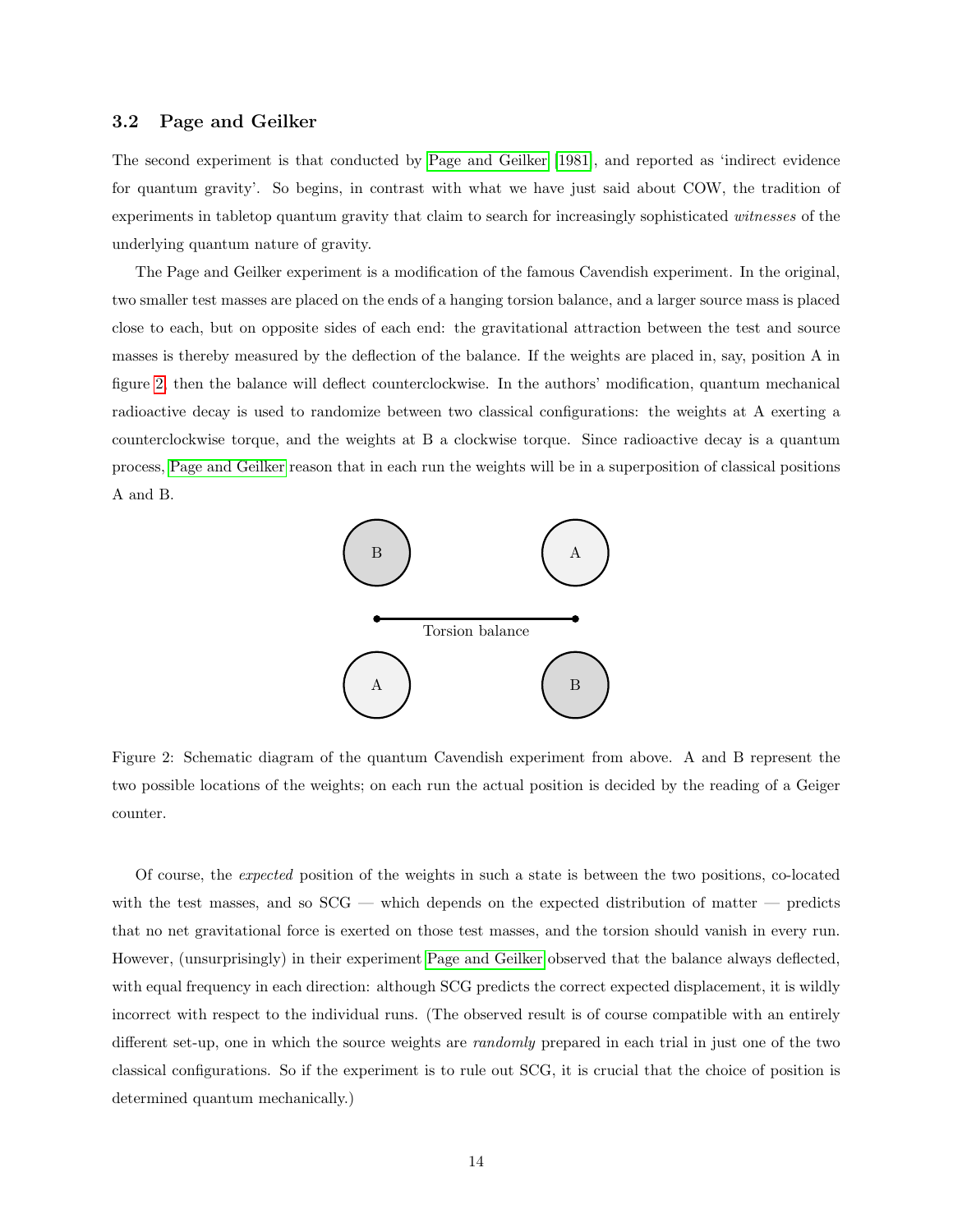### 3.2 Page and Geilker

The second experiment is that conducted by Page and Geilker (1981), and reported as 'indirect evidence for quantum gravity'. So begins, in contrast with what we have just said about COW, the tradition of experiments in tabletop quantum gravity that claim to search for increasingly sophisticated *witnesses* of the underlying quantum nature of gravity.

The Page and Geilker experiment is a modification of the famous Cavendish experiment. In the original, two smaller test masses are placed on the ends of a hanging torsion balance, and a larger source mass is placed close to each, but on opposite sides of each end: the gravitational attraction between the test and source masses is thereby measured by the deflection of the balance. If the weights are placed in, say, position A in figure 2, then the balance will deflect counterclockwise. In the authors' modification, quantum mechanical radioactive decay is used to randomize between two classical configurations: the weights at A exerting a counterclockwise torque, and the weights at B a clockwise torque. Since radioactive decay is a quantum process, Page and Geilker reason that in each run the weights will be in a superposition of classical positions A and B.

Figure 2: Schematic diagram of the quantum Cavendish experiment from above. A and B represent the two possible locations of the weights; on each run the actual position is decided by the reading of a Geiger counter.

Of course, the *expected* position of the weights in such a state is between the two positions, co-located with the test masses, and so SCG — which depends on the expected distribution of matter — predicts that no net gravitational force is exerted on those test masses, and the torsion should vanish in every run. However, (unsurprisingly) in their experiment Page and Geilker observed that the balance always deflected, with equal frequency in each direction: although SCG predicts the correct expected displacement, it is wildly incorrect with respect to the individual runs. (The observed result is of course compatible with an entirely different set-up, one in which the source weights are *randomly* prepared in each trial in just one of the two classical configurations. So if the experiment is to rule out SCG, it is crucial that the choice of position is determined quantum mechanically.)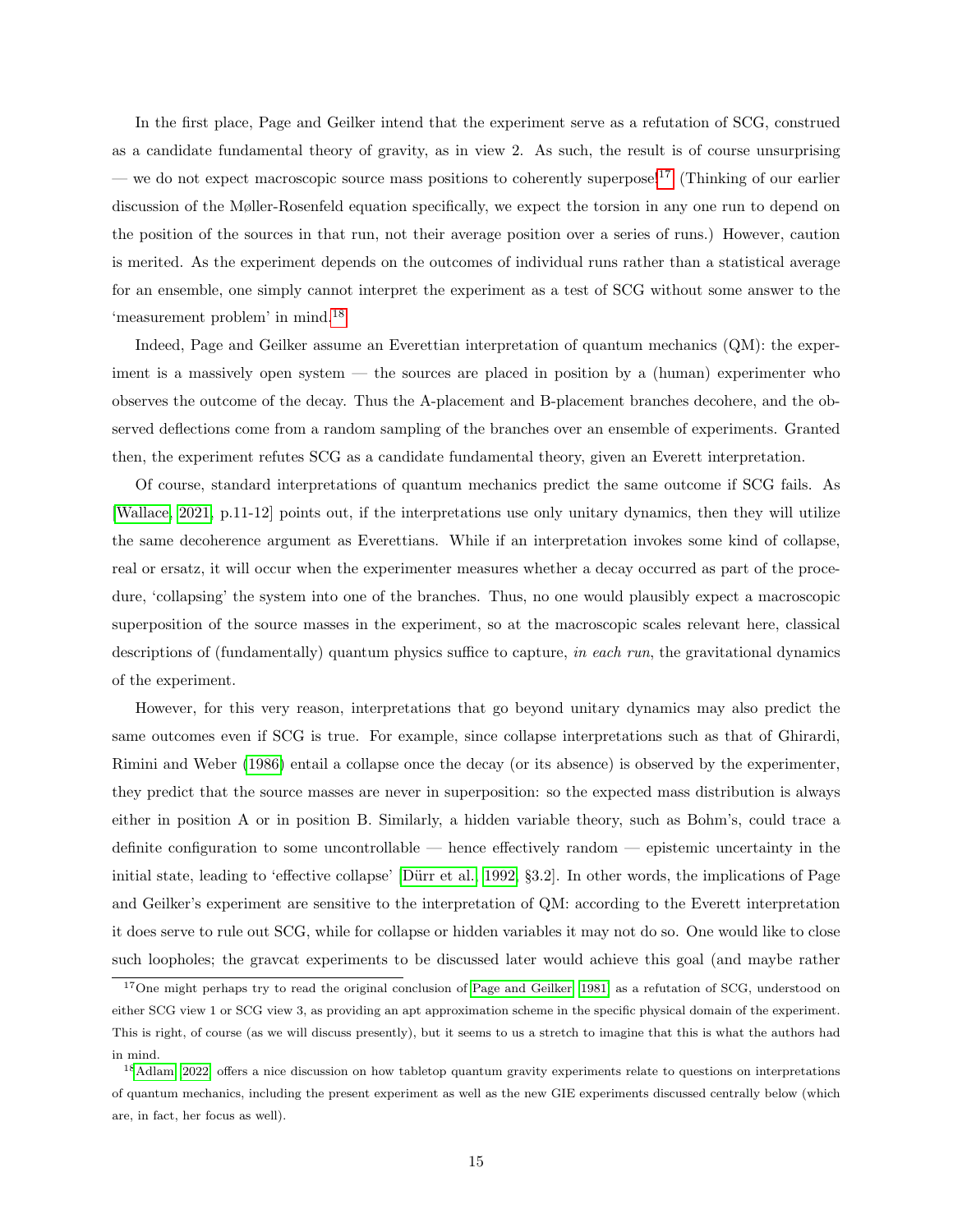In the first place, Page and Geilker intend that the experiment serve as a refutation of SCG, construed as a candidate fundamental theory of gravity, as in view 2. As such, the result is of course unsurprising — we do not expect macroscopic source mass positions to coherently superpose![17] (Thinking of our earlier discussion of the Møller-Rosenfeld equation specifically, we expect the torsion in any one run to depend on the position of the sources in that run, not their average position over a series of runs.) However, caution is merited. As the experiment depends on the outcomes of individual runs rather than a statistical average for an ensemble, one simply cannot interpret the experiment as a test of SCG without some answer to the 'measurement problem' in mind.[18]

Indeed, Page and Geilker assume an Everettian interpretation of quantum mechanics (QM): the experiment is a massively open system — the sources are placed in position by a (human) experimenter who observes the outcome of the decay. Thus the A-placement and B-placement branches decohere, and the observed deflections come from a random sampling of the branches over an ensemble of experiments. Granted then, the experiment refutes SCG as a candidate fundamental theory, given an Everett interpretation.

Of course, standard interpretations of quantum mechanics predict the same outcome if SCG fails. As [Wallace, 2021, p.11-12] points out, if the interpretations use only unitary dynamics, then they will utilize the same decoherence argument as Everettians. While if an interpretation invokes some kind of collapse, real or ersatz, it will occur when the experimenter measures whether a decay occurred as part of the procedure, 'collapsing' the system into one of the branches. Thus, no one would plausibly expect a macroscopic superposition of the source masses in the experiment, so at the macroscopic scales relevant here, classical descriptions of (fundamentally) quantum physics suffice to capture, *in each run*, the gravitational dynamics of the experiment.

However, for this very reason, interpretations that go beyond unitary dynamics may also predict the same outcomes even if SCG is true. For example, since collapse interpretations such as that of Ghirardi, Rimini and Weber (1986) entail a collapse once the decay (or its absence) is observed by the experimenter, they predict that the source masses are never in superposition: so the expected mass distribution is always either in position A or in position B. Similarly, a hidden variable theory, such as Bohm's, could trace a definite configuration to some uncontrollable — hence effectively random — epistemic uncertainty in the initial state, leading to 'effective collapse' [Dürr et al., 1992, §3.2]. In other words, the implications of Page and Geilker's experiment are sensitive to the interpretation of QM: according to the Everett interpretation it does serve to rule out SCG, while for collapse or hidden variables it may not do so. One would like to close such loopholes; the gravcat experiments to be discussed later would achieve this goal (and maybe rather

[17] One might perhaps try to read the original conclusion of Page and Geilker [1981] as a refutation of SCG, understood on either SCG view 1 or SCG view 3, as providing an apt approximation scheme in the specific physical domain of the experiment. This is right, of course (as we will discuss presently), but it seems to us a stretch to imagine that this is what the authors had in mind.

[18] Adlam [2022] offers a nice discussion on how tabletop quantum gravity experiments relate to questions on interpretations of quantum mechanics, including the present experiment as well as the new GIE experiments discussed centrally below (which are, in fact, her focus as well).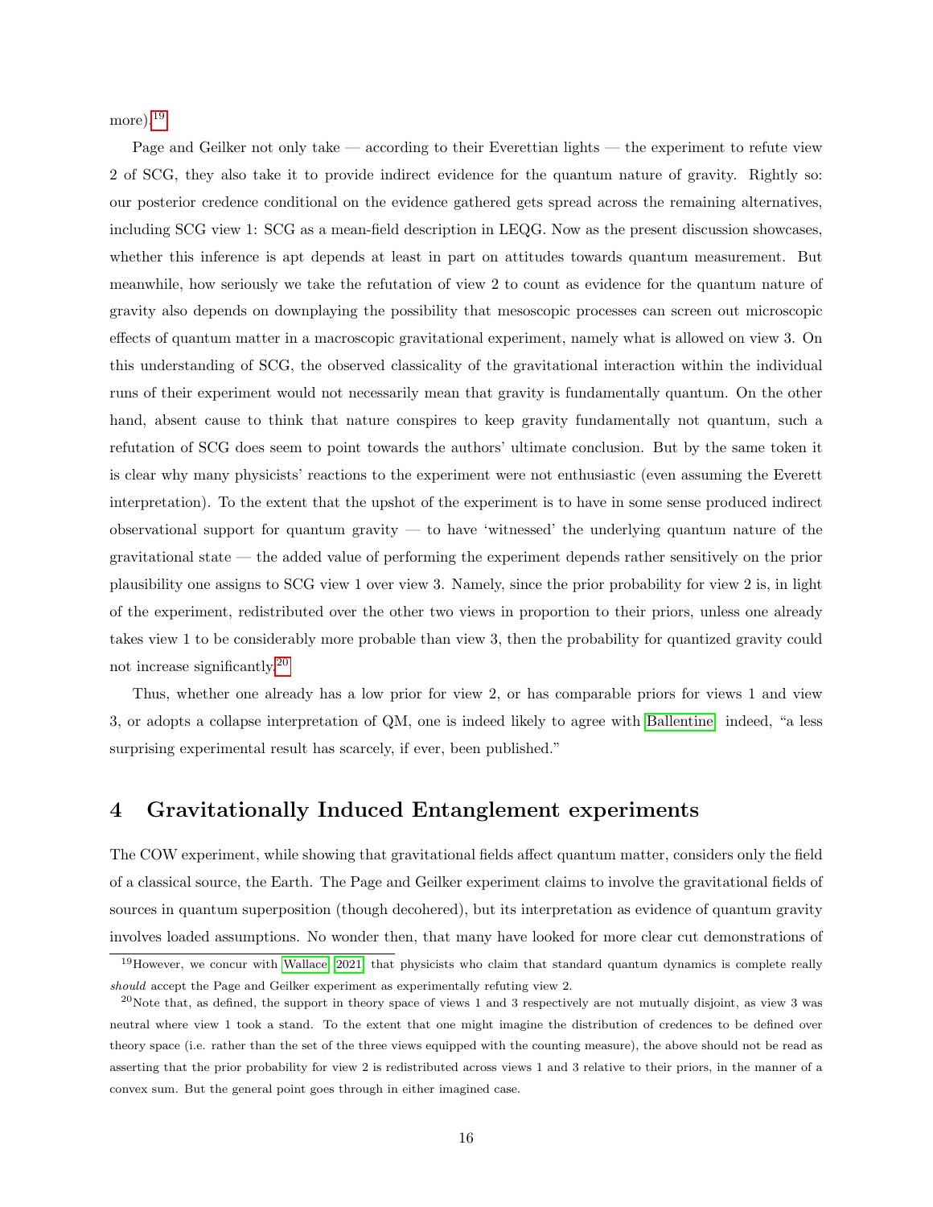more).[19]

Page and Geilker not only take — according to their Everettian lights — the experiment to refute view 2 of SCG, they also take it to provide indirect evidence for the quantum nature of gravity. Rightly so: our posterior credence conditional on the evidence gathered gets spread across the remaining alternatives, including SCG view 1: SCG as a mean-field description in LEQG. Now as the present discussion showcases, whether this inference is apt depends at least in part on attitudes towards quantum measurement. But meanwhile, how seriously we take the refutation of view 2 to count as evidence for the quantum nature of gravity also depends on downplaying the possibility that mesoscopic processes can screen out microscopic effects of quantum matter in a macroscopic gravitational experiment, namely what is allowed on view 3. On this understanding of SCG, the observed classicality of the gravitational interaction within the individual runs of their experiment would not necessarily mean that gravity is fundamentally quantum. On the other hand, absent cause to think that nature conspires to keep gravity fundamentally not quantum, such a refutation of SCG does seem to point towards the authors' ultimate conclusion. But by the same token it is clear why many physicists' reactions to the experiment were not enthusiastic (even assuming the Everett interpretation). To the extent that the upshot of the experiment is to have in some sense produced indirect observational support for quantum gravity — to have 'witnessed' the underlying quantum nature of the gravitational state — the added value of performing the experiment depends rather sensitively on the prior plausibility one assigns to SCG view 1 over view 3. Namely, since the prior probability for view 2 is, in light of the experiment, redistributed over the other two views in proportion to their priors, unless one already takes view 1 to be considerably more probable than view 3, then the probability for quantized gravity could not increase significantly.[20]

Thus, whether one already has a low prior for view 2, or has comparable priors for views 1 and view 3, or adopts a collapse interpretation of QM, one is indeed likely to agree with Ballentine: indeed, "a less surprising experimental result has scarcely, if ever, been published."

# 4 Gravitationally Induced Entanglement experiments

The COW experiment, while showing that gravitational fields affect quantum matter, considers only the field of a classical source, the Earth. The Page and Geilker experiment claims to involve the gravitational fields of sources in quantum superposition (though decohered), but its interpretation as evidence of quantum gravity involves loaded assumptions. No wonder then, that many have looked for more clear cut demonstrations of

[19] However, we concur with Wallace 2021 that physicists who claim that standard quantum dynamics is complete really *should* accept the Page and Geilker experiment as experimentally refuting view 2.

[20] Note that, as defined, the support in theory space of views 1 and 3 respectively are not mutually disjoint, as view 3 was neutral where view 1 took a stand. To the extent that one might imagine the distribution of credences to be defined over theory space (i.e. rather than the set of the three views equipped with the counting measure), the above should not be read as asserting that the prior probability for view 2 is redistributed across views 1 and 3 relative to their priors, in the manner of a convex sum. But the general point goes through in either imagined case.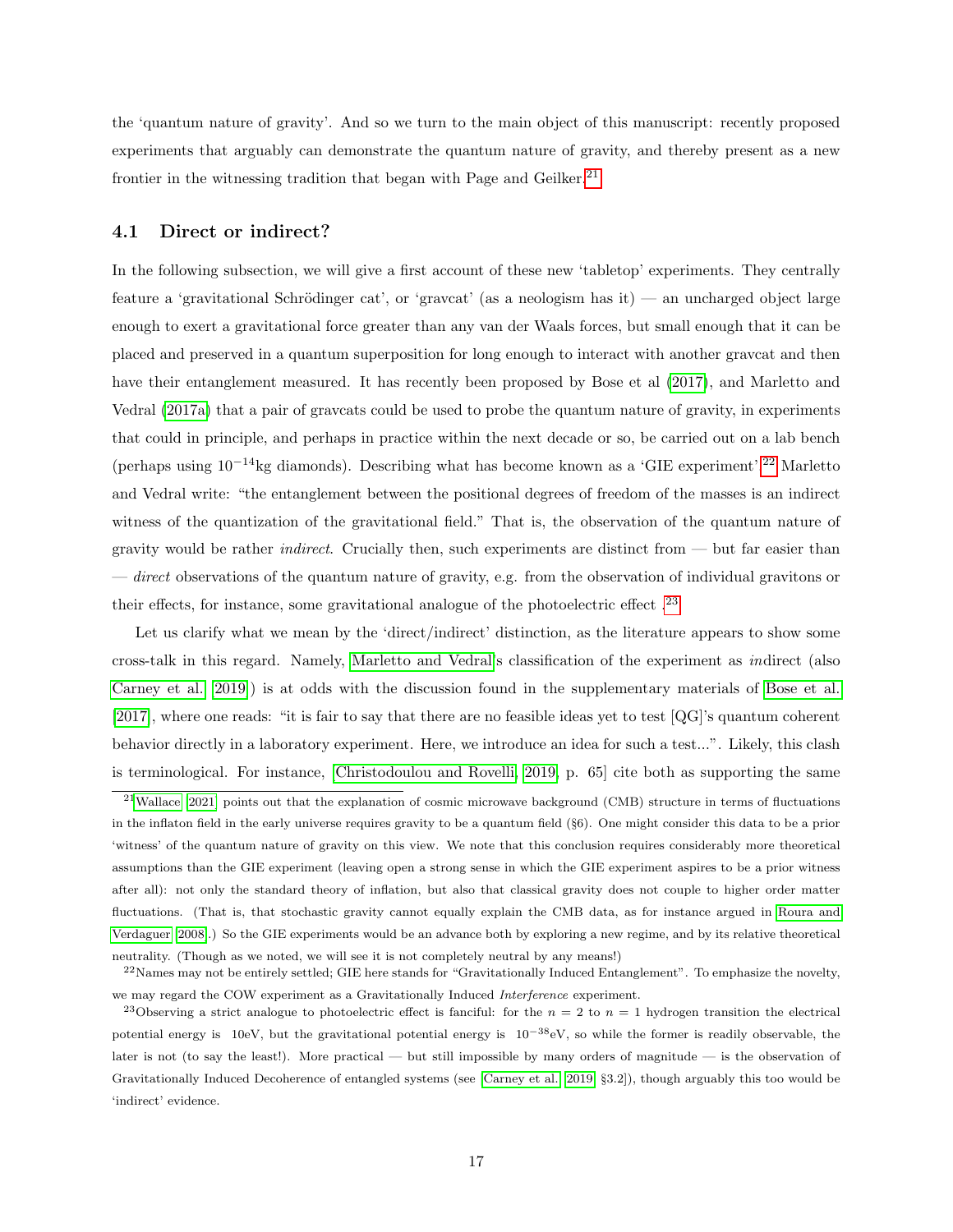the 'quantum nature of gravity'. And so we turn to the main object of this manuscript: recently proposed experiments that arguably can demonstrate the quantum nature of gravity, and thereby present as a new frontier in the witnessing tradition that began with Page and Geilker.[21]

### 4.1 Direct or indirect?

In the following subsection, we will give a first account of these new 'tabletop' experiments. They centrally feature a 'gravitational Schrödinger cat', or 'gravcat' (as a neologism has it) — an uncharged object large enough to exert a gravitational force greater than any van der Waals forces, but small enough that it can be placed and preserved in a quantum superposition for long enough to interact with another gravcat and then have their entanglement measured. It has recently been proposed by Bose et al (2017), and Marletto and Vedral (2017a) that a pair of gravcats could be used to probe the quantum nature of gravity, in experiments that could in principle, and perhaps in practice within the next decade or so, be carried out on a lab bench (perhaps using $10^{-14}$kg diamonds). Describing what has become known as a 'GIE experiment',[22] Marletto and Vedral write: "the entanglement between the positional degrees of freedom of the masses is an indirect witness of the quantization of the gravitational field." That is, the observation of the quantum nature of gravity would be rather *indirect*. Crucially then, such experiments are distinct from — but far easier than — *direct* observations of the quantum nature of gravity, e.g. from the observation of individual gravitons or their effects, for instance, some gravitational analogue of the photoelectric effect .[23]

Let us clarify what we mean by the 'direct/indirect' distinction, as the literature appears to show some cross-talk in this regard. Namely, Marletto and Vedral's classification of the experiment as *in*direct (also Carney et al. 2019) is at odds with the discussion found in the supplementary materials of Bose et al. [2017], where one reads: "it is fair to say that there are no feasible ideas yet to test [QG]'s quantum coherent behavior directly in a laboratory experiment. Here, we introduce an idea for such a test...". Likely, this clash is terminological. For instance, [Christodoulou and Rovelli, 2019, p. 65] cite both as supporting the same

[21] Wallace [2021] points out that the explanation of cosmic microwave background (CMB) structure in terms of fluctuations in the inflaton field in the early universe requires gravity to be a quantum field (§6). One might consider this data to be a prior 'witness' of the quantum nature of gravity on this view. We note that this conclusion requires considerably more theoretical assumptions than the GIE experiment (leaving open a strong sense in which the GIE experiment aspires to be a prior witness after all): not only the standard theory of inflation, but also that classical gravity does not couple to higher order matter fluctuations. (That is, that stochastic gravity cannot equally explain the CMB data, as for instance argued in Roura and Verdaguer 2008.) So the GIE experiments would be an advance both by exploring a new regime, and by its relative theoretical neutrality. (Though as we noted, we will see it is not completely neutral by any means!)

[22] Names may not be entirely settled; GIE here stands for "Gravitationally Induced Entanglement". To emphasize the novelty, we may regard the COW experiment as a Gravitationally Induced *Interference* experiment.

[23] Observing a strict analogue to photoelectric effect is fanciful: for the $n = 2$ to $n = 1$ hydrogen transition the electrical potential energy is 10eV, but the gravitational potential energy is $10^{-38}$eV, so while the former is readily observable, the later is not (to say the least!). More practical — but still impossible by many orders of magnitude — is the observation of Gravitationally Induced Decoherence of entangled systems (see Carney et al. 2019, §3.2]), though arguably this too would be 'indirect' evidence.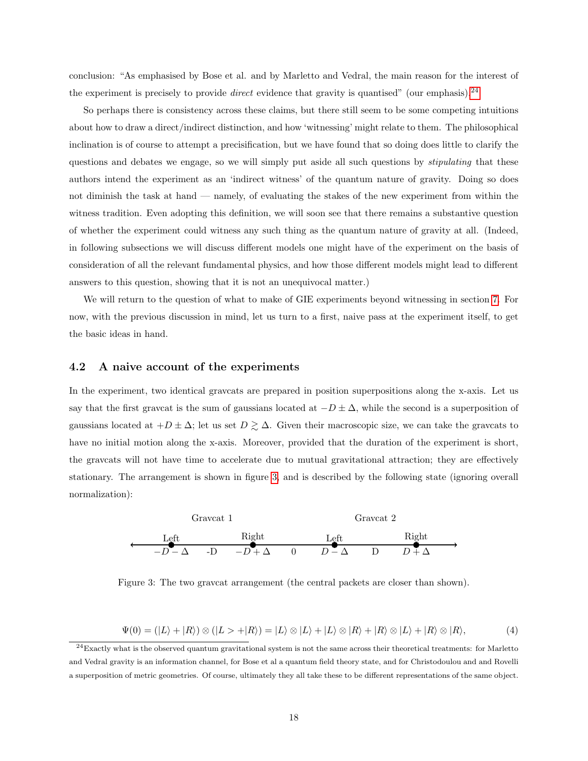conclusion: "As emphasised by Bose et al. and by Marletto and Vedral, the main reason for the interest of the experiment is precisely to provide *direct* evidence that gravity is quantised" (our emphasis).[24]

So perhaps there is consistency across these claims, but there still seem to be some competing intuitions about how to draw a direct/indirect distinction, and how 'witnessing' might relate to them. The philosophical inclination is of course to attempt a precisification, but we have found that so doing does little to clarify the questions and debates we engage, so we will simply put aside all such questions by *stipulating* that these authors intend the experiment as an 'indirect witness' of the quantum nature of gravity. Doing so does not diminish the task at hand — namely, of evaluating the stakes of the new experiment from within the witness tradition. Even adopting this definition, we will soon see that there remains a substantive question of whether the experiment could witness any such thing as the quantum nature of gravity at all. (Indeed, in following subsections we will discuss different models one might have of the experiment on the basis of consideration of all the relevant fundamental physics, and how those different models might lead to different answers to this question, showing that it is not an unequivocal matter.)

We will return to the question of what to make of GIE experiments beyond witnessing in section 7. For now, with the previous discussion in mind, let us turn to a first, naive pass at the experiment itself, to get the basic ideas in hand.

### 4.2 A naive account of the experiments

In the experiment, two identical gravcats are prepared in position superpositions along the x-axis. Let us say that the first gravcat is the sum of gaussians located at $-D \pm \Delta$, while the second is a superposition of gaussians located at $+D \pm \Delta$; let us set $D \gtrsim \Delta$. Given their macroscopic size, we can take the gravcats to have no initial motion along the x-axis. Moreover, provided that the duration of the experiment is short, the gravcats will not have time to accelerate due to mutual gravitational attraction; they are effectively stationary. The arrangement is shown in figure 3, and is described by the following state (ignoring overall normalization):

Figure 3: The two gravcat arrangement (the central packets are closer than shown).

$$\Psi(0) = (|L\rangle + |R\rangle) \otimes (|L> + |R\rangle) = |L\rangle \otimes |L\rangle + |L\rangle \otimes |R\rangle + |R\rangle \otimes |L\rangle + |R\rangle \otimes |R\rangle, \quad (4)$$

[24] Exactly what is the observed quantum gravitational system is not the same across their theoretical treatments: for Marletto and Vedral gravity is an information channel, for Bose et al a quantum field theory state, and for Christodoulou and and Rovelli a superposition of metric geometries. Of course, ultimately they all take these to be different representations of the same object.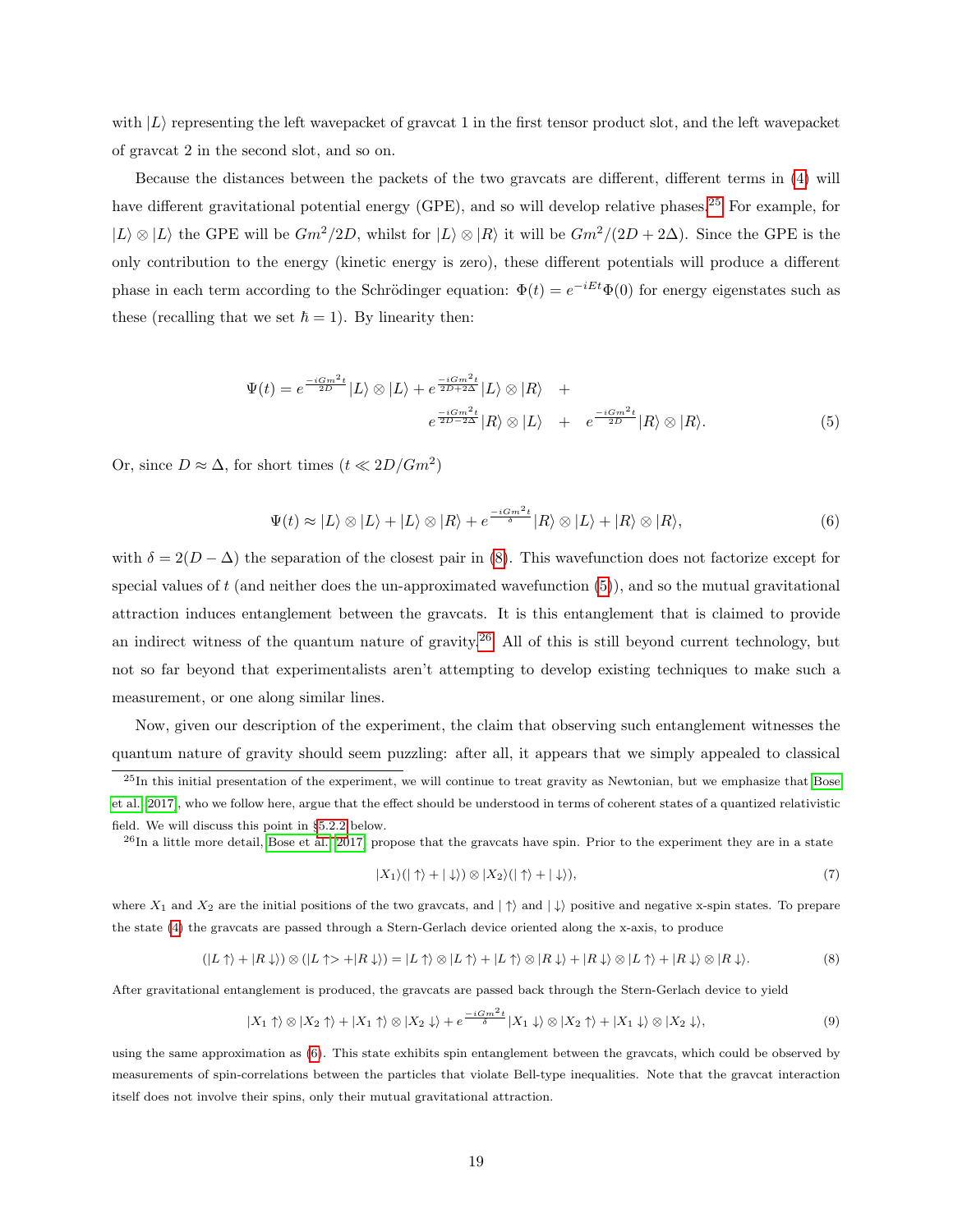with $|L\rangle$ representing the left wavepacket of gravcat 1 in the first tensor product slot, and the left wavepacket of gravcat 2 in the second slot, and so on.

Because the distances between the packets of the two gravcats are different, different terms in (4) will have different gravitational potential energy (GPE), and so will develop relative phases.[25] For example, for $|L\rangle \otimes |L\rangle$ the GPE will be $Gm^2/2D$, whilst for $|L\rangle \otimes |R\rangle$ it will be $Gm^2/(2D + 2\Delta)$. Since the GPE is the only contribution to the energy (kinetic energy is zero), these different potentials will produce a different phase in each term according to the Schrödinger equation: $\Phi(t) = e^{-iEt}\Phi(0)$ for energy eigenstates such as these (recalling that we set $\hbar = 1$). By linearity then:

$$\Psi(t) = e^{\frac{-iGm^2t}{2D}}|L\rangle \otimes |L\rangle + e^{\frac{-iGm^2t}{2D+2\Delta}}|L\rangle \otimes |R\rangle \quad + \\ e^{\frac{-iGm^2t}{2D-2\Delta}}|R\rangle \otimes |L\rangle \quad + \quad e^{\frac{-iGm^2t}{2D}}|R\rangle \otimes |R\rangle. \tag{5}$$

Or, since $D \approx \Delta$, for short times ($t \ll 2D/Gm^2$)

$$\Psi(t) \approx |L\rangle \otimes |L\rangle + |L\rangle \otimes |R\rangle + e^{\frac{-iGm^2t}{\delta}}|R\rangle \otimes |L\rangle + |R\rangle \otimes |R\rangle, \tag{6}$$

with $\delta = 2(D - \Delta)$ the separation of the closest pair in (8). This wavefunction does not factorize except for special values of $t$ (and neither does the un-approximated wavefunction (5)), and so the mutual gravitational attraction induces entanglement between the gravcats. It is this entanglement that is claimed to provide an indirect witness of the quantum nature of gravity.[26] All of this is still beyond current technology, but not so far beyond that experimentalists aren't attempting to develop existing techniques to make such a measurement, or one along similar lines.

Now, given our description of the experiment, the claim that observing such entanglement witnesses the quantum nature of gravity should seem puzzling: after all, it appears that we simply appealed to classical

---

[25] In this initial presentation of the experiment, we will continue to treat gravity as Newtonian, but we emphasize that Bose et al. 2017, who we follow here, argue that the effect should be understood in terms of coherent states of a quantized relativistic field. We will discuss this point in §5.2.2 below.

[26] In a little more detail, Bose et al. 2017 propose that the gravcats have spin. Prior to the experiment they are in a state

$$|X_1\rangle(|\uparrow\rangle + |\downarrow\rangle) \otimes |X_2\rangle(|\uparrow\rangle + |\downarrow\rangle), \tag{7}$$

where $X_1$ and $X_2$ are the initial positions of the two gravcats, and $|\uparrow\rangle$ and $|\downarrow\rangle$ positive and negative x-spin states. To prepare the state (4) the gravcats are passed through a Stern-Gerlach device oriented along the x-axis, to produce

$$(|L\uparrow\rangle + |R\downarrow\rangle) \otimes (|L\uparrow> + |R\downarrow\rangle) = |L\uparrow\rangle \otimes |L\uparrow\rangle + |L\uparrow\rangle \otimes |R\downarrow\rangle + |R\downarrow\rangle \otimes |L\uparrow\rangle + |R\downarrow\rangle \otimes |R\downarrow\rangle. \tag{8}$$

After gravitational entanglement is produced, the gravcats are passed back through the Stern-Gerlach device to yield

$$|X_1\uparrow\rangle \otimes |X_2\uparrow\rangle + |X_1\uparrow\rangle \otimes |X_2\downarrow\rangle + e^{\frac{-iGm^2t}{\delta}}|X_1\downarrow\rangle \otimes |X_2\uparrow\rangle + |X_1\downarrow\rangle \otimes |X_2\downarrow\rangle, \tag{9}$$

using the same approximation as (6). This state exhibits spin entanglement between the gravcats, which could be observed by measurements of spin-correlations between the particles that violate Bell-type inequalities. Note that the gravcat interaction itself does not involve their spins, only their mutual gravitational attraction.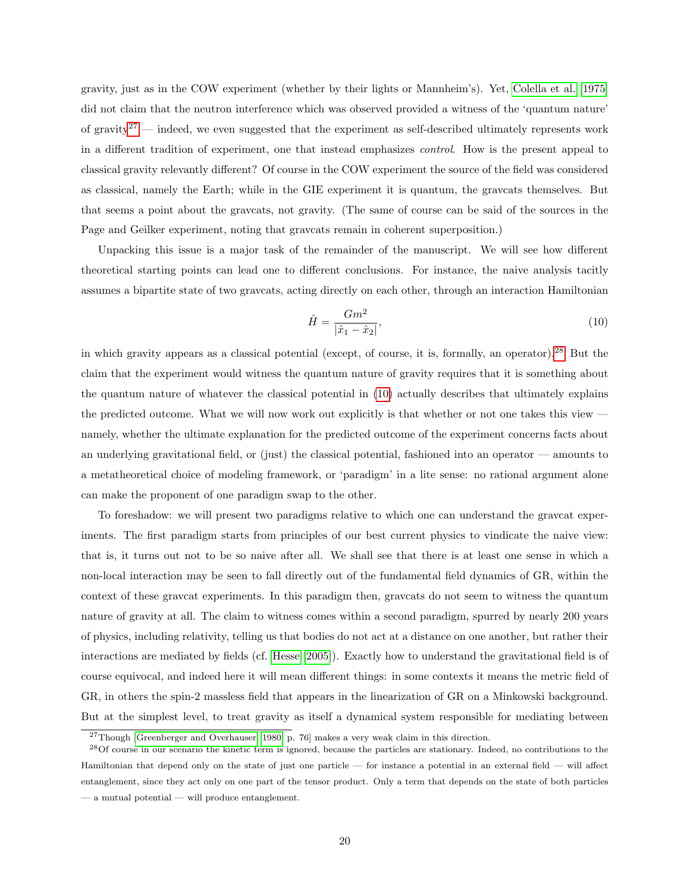gravity, just as in the COW experiment (whether by their lights or Mannheim's). Yet, Colella et al. [1975] did not claim that the neutron interference which was observed provided a witness of the 'quantum nature' of gravity[27] — indeed, we even suggested that the experiment as self-described ultimately represents work in a different tradition of experiment, one that instead emphasizes *control*. How is the present appeal to classical gravity relevantly different? Of course in the COW experiment the source of the field was considered as classical, namely the Earth; while in the GIE experiment it is quantum, the gravcats themselves. But that seems a point about the gravcats, not gravity. (The same of course can be said of the sources in the Page and Geilker experiment, noting that gravcats remain in coherent superposition.)

Unpacking this issue is a major task of the remainder of the manuscript. We will see how different theoretical starting points can lead one to different conclusions. For instance, the naive analysis tacitly assumes a bipartite state of two gravcats, acting directly on each other, through an interaction Hamiltonian

$$\hat{H} = \frac{Gm^2}{|\hat{x}_1 - \hat{x}_2|}, \tag{10}$$

in which gravity appears as a classical potential (except, of course, it is, formally, an operator).[28] But the claim that the experiment would witness the quantum nature of gravity requires that it is something about the quantum nature of whatever the classical potential in (10) actually describes that ultimately explains the predicted outcome. What we will now work out explicitly is that whether or not one takes this view — namely, whether the ultimate explanation for the predicted outcome of the experiment concerns facts about an underlying gravitational field, or (just) the classical potential, fashioned into an operator — amounts to a metatheoretical choice of modeling framework, or 'paradigm' in a lite sense: no rational argument alone can make the proponent of one paradigm swap to the other.

To foreshadow: we will present two paradigms relative to which one can understand the gravcat experiments. The first paradigm starts from principles of our best current physics to vindicate the naive view: that is, it turns out not to be so naive after all. We shall see that there is at least one sense in which a non-local interaction may be seen to fall directly out of the fundamental field dynamics of GR, within the context of these gravcat experiments. In this paradigm then, gravcats do not seem to witness the quantum nature of gravity at all. The claim to witness comes within a second paradigm, spurred by nearly 200 years of physics, including relativity, telling us that bodies do not act at a distance on one another, but rather their interactions are mediated by fields (cf. Hesse [2005]). Exactly how to understand the gravitational field is of course equivocal, and indeed here it will mean different things: in some contexts it means the metric field of GR, in others the spin-2 massless field that appears in the linearization of GR on a Minkowski background. But at the simplest level, to treat gravity as itself a dynamical system responsible for mediating between

[27] Though [Greenberger and Overhauser, 1980, p. 76] makes a very weak claim in this direction.

[28] Of course in our scenario the kinetic term is ignored, because the particles are stationary. Indeed, no contributions to the Hamiltonian that depend only on the state of just one particle — for instance a potential in an external field — will affect entanglement, since they act only on one part of the tensor product. Only a term that depends on the state of both particles — a mutual potential — will produce entanglement.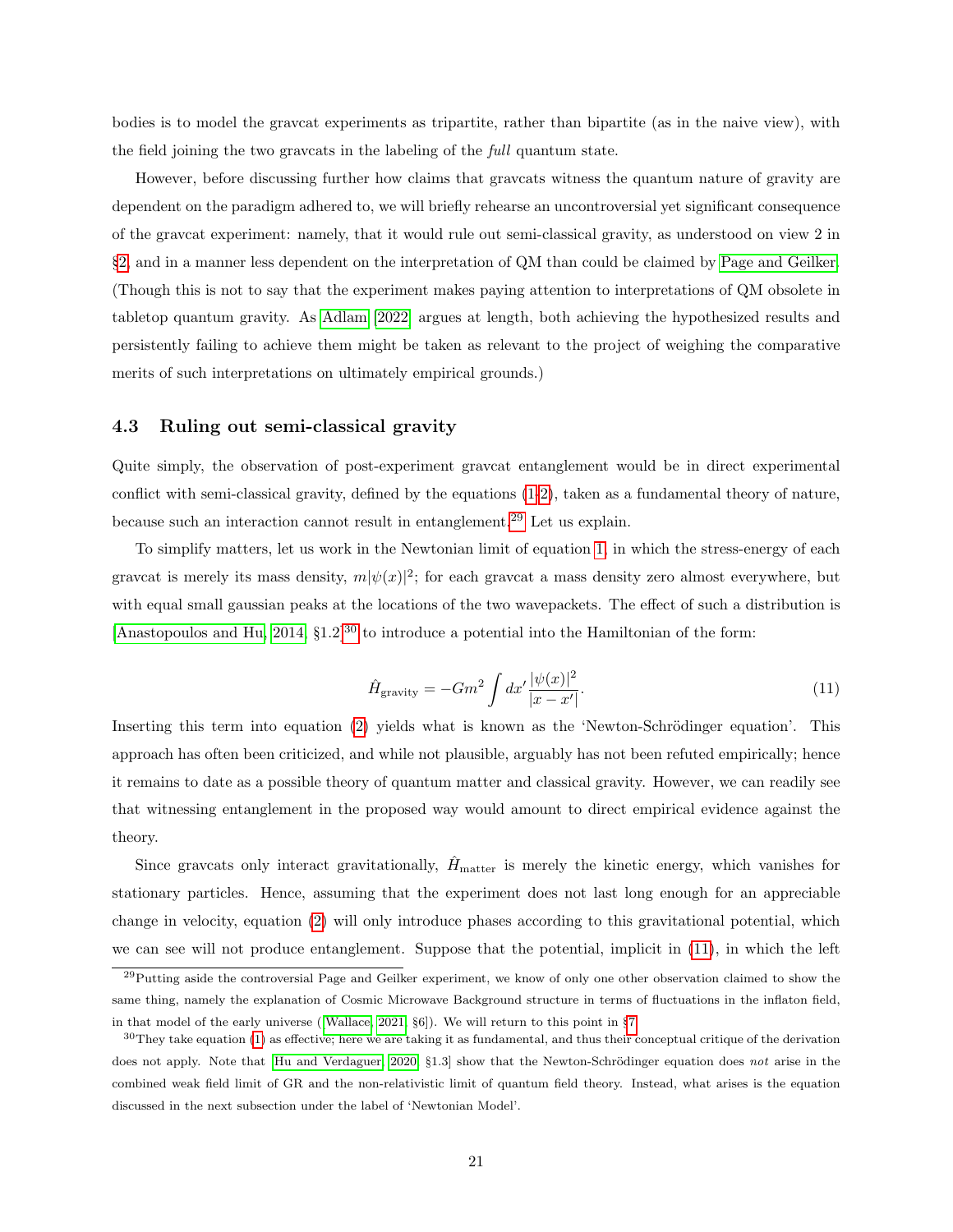bodies is to model the gravcat experiments as tripartite, rather than bipartite (as in the naive view), with the field joining the two gravcats in the labeling of the *full* quantum state.

However, before discussing further how claims that gravcats witness the quantum nature of gravity are dependent on the paradigm adhered to, we will briefly rehearse an uncontroversial yet significant consequence of the gravcat experiment: namely, that it would rule out semi-classical gravity, as understood on view 2 in §2, and in a manner less dependent on the interpretation of QM than could be claimed by Page and Geilker. (Though this is not to say that the experiment makes paying attention to interpretations of QM obsolete in tabletop quantum gravity. As Adlam [2022] argues at length, both achieving the hypothesized results and persistently failing to achieve them might be taken as relevant to the project of weighing the comparative merits of such interpretations on ultimately empirical grounds.)

### 4.3 Ruling out semi-classical gravity

Quite simply, the observation of post-experiment gravcat entanglement would be in direct experimental conflict with semi-classical gravity, defined by the equations (1-2), taken as a fundamental theory of nature, because such an interaction cannot result in entanglement.[29] Let us explain.

To simplify matters, let us work in the Newtonian limit of equation 1, in which the stress-energy of each gravcat is merely its mass density, $m|\psi(x)|^2$; for each gravcat a mass density zero almost everywhere, but with equal small gaussian peaks at the locations of the two wavepackets. The effect of such a distribution is [Anastopoulos and Hu, 2014, §1.2][30] to introduce a potential into the Hamiltonian of the form:

$$\hat{H}_{\text{gravity}} = -Gm^2 \int dx' \, \frac{|\psi(x)|^2}{|x - x'|}. \tag{11}$$

Inserting this term into equation (2) yields what is known as the 'Newton-Schrödinger equation'. This approach has often been criticized, and while not plausible, arguably has not been refuted empirically; hence it remains to date as a possible theory of quantum matter and classical gravity. However, we can readily see that witnessing entanglement in the proposed way would amount to direct empirical evidence against the theory.

Since gravcats only interact gravitationally, $\hat{H}_{\text{matter}}$ is merely the kinetic energy, which vanishes for stationary particles. Hence, assuming that the experiment does not last long enough for an appreciable change in velocity, equation (2) will only introduce phases according to this gravitational potential, which we can see will not produce entanglement. Suppose that the potential, implicit in (11), in which the left

---

[29] Putting aside the controversial Page and Geilker experiment, we know of only one other observation claimed to show the same thing, namely the explanation of Cosmic Microwave Background structure in terms of fluctuations in the inflaton field, in that model of the early universe ([Wallace, 2021, §6]). We will return to this point in §7.

[30] They take equation (1) as effective; here we are taking it as fundamental, and thus their conceptual critique of the derivation does not apply. Note that [Hu and Verdaguer, 2020, §1.3] show that the Newton-Schrödinger equation does *not* arise in the combined weak field limit of GR and the non-relativistic limit of quantum field theory. Instead, what arises is the equation discussed in the next subsection under the label of 'Newtonian Model'.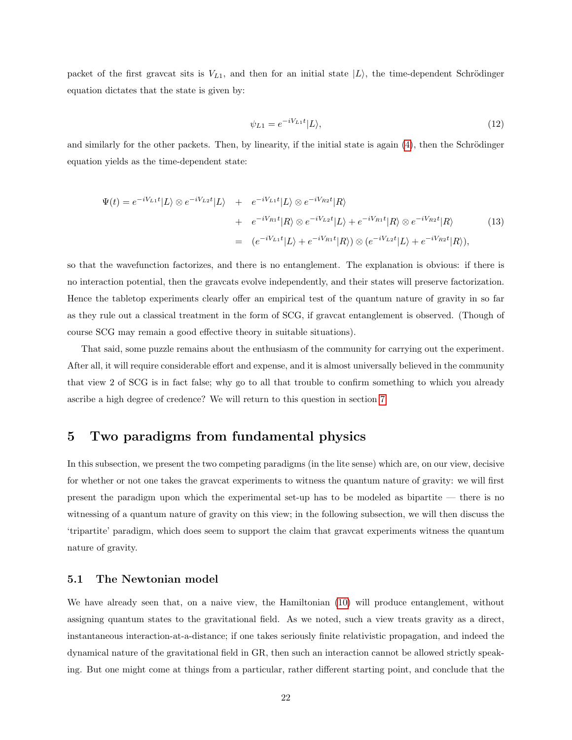packet of the first gravcat sits is $V_{L1}$, and then for an initial state $|L\rangle$, the time-dependent Schrödinger equation dictates that the state is given by:

$$\psi_{L1} = e^{-iV_{L1}t}|L\rangle, \tag{12}$$

and similarly for the other packets. Then, by linearity, if the initial state is again (4), then the Schrödinger equation yields as the time-dependent state:

$$\begin{aligned}
\Psi(t) = e^{-iV_{L1}t}|L\rangle \otimes e^{-iV_{L2}t}|L\rangle \quad &+ \quad e^{-iV_{L1}t}|L\rangle \otimes e^{-iV_{R2}t}|R\rangle \\
&+ \quad e^{-iV_{R1}t}|R\rangle \otimes e^{-iV_{L2}t}|L\rangle + e^{-iV_{R1}t}|R\rangle \otimes e^{-iV_{R2}t}|R\rangle \\
&= \quad (e^{-iV_{L1}t}|L\rangle + e^{-iV_{R1}t}|R\rangle) \otimes (e^{-iV_{L2}t}|L\rangle + e^{-iV_{R2}t}|R\rangle),
\end{aligned} \tag{13}$$

so that the wavefunction factorizes, and there is no entanglement. The explanation is obvious: if there is no interaction potential, then the gravcats evolve independently, and their states will preserve factorization. Hence the tabletop experiments clearly offer an empirical test of the quantum nature of gravity in so far as they rule out a classical treatment in the form of SCG, if gravcat entanglement is observed. (Though of course SCG may remain a good effective theory in suitable situations).

That said, some puzzle remains about the enthusiasm of the community for carrying out the experiment. After all, it will require considerable effort and expense, and it is almost universally believed in the community that view 2 of SCG is in fact false; why go to all that trouble to confirm something to which you already ascribe a high degree of credence? We will return to this question in section 7.

## 5 Two paradigms from fundamental physics

In this subsection, we present the two competing paradigms (in the lite sense) which are, on our view, decisive for whether or not one takes the gravcat experiments to witness the quantum nature of gravity: we will first present the paradigm upon which the experimental set-up has to be modeled as bipartite — there is no witnessing of a quantum nature of gravity on this view; in the following subsection, we will then discuss the 'tripartite' paradigm, which does seem to support the claim that gravcat experiments witness the quantum nature of gravity.

### 5.1 The Newtonian model

We have already seen that, on a naive view, the Hamiltonian (10) will produce entanglement, without assigning quantum states to the gravitational field. As we noted, such a view treats gravity as a direct, instantaneous interaction-at-a-distance; if one takes seriously finite relativistic propagation, and indeed the dynamical nature of the gravitational field in GR, then such an interaction cannot be allowed strictly speaking. But one might come at things from a particular, rather different starting point, and conclude that the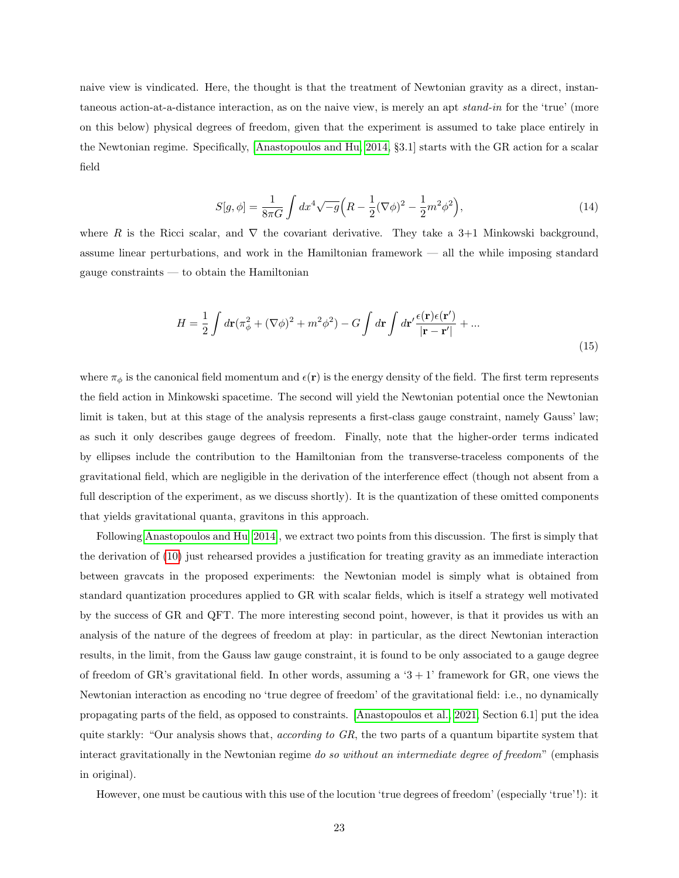naive view is vindicated. Here, the thought is that the treatment of Newtonian gravity as a direct, instantaneous action-at-a-distance interaction, as on the naive view, is merely an apt *stand-in* for the 'true' (more on this below) physical degrees of freedom, given that the experiment is assumed to take place entirely in the Newtonian regime. Specifically, [Anastopoulos and Hu, 2014, §3.1] starts with the GR action for a scalar field

$$S[g,\phi] = \frac{1}{8\pi G}\int dx^4 \sqrt{-g}\Big(R - \frac{1}{2}(\nabla\phi)^2 - \frac{1}{2}m^2\phi^2\Big), \tag{14}$$

where $R$ is the Ricci scalar, and $\nabla$ the covariant derivative. They take a 3+1 Minkowski background, assume linear perturbations, and work in the Hamiltonian framework — all the while imposing standard gauge constraints — to obtain the Hamiltonian

$$H = \frac{1}{2}\int d\mathbf{r}(\pi_\phi^2 + (\nabla\phi)^2 + m^2\phi^2) - G\int d\mathbf{r}\int d\mathbf{r}'\frac{\epsilon(\mathbf{r})\epsilon(\mathbf{r}')}{|\mathbf{r}-\mathbf{r}'|} + ... \tag{15}$$

where $\pi_\phi$ is the canonical field momentum and $\epsilon(\mathbf{r})$ is the energy density of the field. The first term represents the field action in Minkowski spacetime. The second will yield the Newtonian potential once the Newtonian limit is taken, but at this stage of the analysis represents a first-class gauge constraint, namely Gauss' law; as such it only describes gauge degrees of freedom. Finally, note that the higher-order terms indicated by ellipses include the contribution to the Hamiltonian from the transverse-traceless components of the gravitational field, which are negligible in the derivation of the interference effect (though not absent from a full description of the experiment, as we discuss shortly). It is the quantization of these omitted components that yields gravitational quanta, gravitons in this approach.

Following [Anastopoulos and Hu, 2014], we extract two points from this discussion. The first is simply that the derivation of (10) just rehearsed provides a justification for treating gravity as an immediate interaction between gravcats in the proposed experiments: the Newtonian model is simply what is obtained from standard quantization procedures applied to GR with scalar fields, which is itself a strategy well motivated by the success of GR and QFT. The more interesting second point, however, is that it provides us with an analysis of the nature of the degrees of freedom at play: in particular, as the direct Newtonian interaction results, in the limit, from the Gauss law gauge constraint, it is found to be only associated to a gauge degree of freedom of GR's gravitational field. In other words, assuming a '$3+1$' framework for GR, one views the Newtonian interaction as encoding no 'true degree of freedom' of the gravitational field: i.e., no dynamically propagating parts of the field, as opposed to constraints. [Anastopoulos et al., 2021, Section 6.1] put the idea quite starkly: "Our analysis shows that, *according to GR*, the two parts of a quantum bipartite system that interact gravitationally in the Newtonian regime *do so without an intermediate degree of freedom*" (emphasis in original).

However, one must be cautious with this use of the locution 'true degrees of freedom' (especially 'true'!): it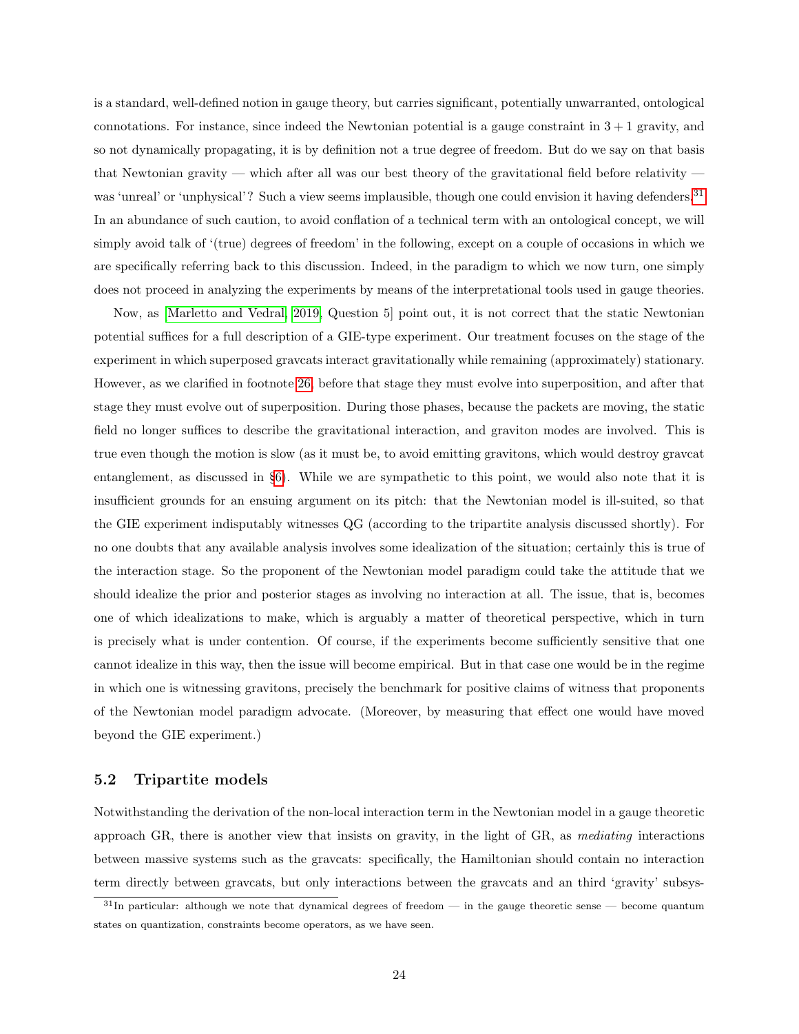is a standard, well-defined notion in gauge theory, but carries significant, potentially unwarranted, ontological connotations. For instance, since indeed the Newtonian potential is a gauge constraint in $3+1$ gravity, and so not dynamically propagating, it is by definition not a true degree of freedom. But do we say on that basis that Newtonian gravity — which after all was our best theory of the gravitational field before relativity — was 'unreal' or 'unphysical'? Such a view seems implausible, though one could envision it having defenders.[31] In an abundance of such caution, to avoid conflation of a technical term with an ontological concept, we will simply avoid talk of '(true) degrees of freedom' in the following, except on a couple of occasions in which we are specifically referring back to this discussion. Indeed, in the paradigm to which we now turn, one simply does not proceed in analyzing the experiments by means of the interpretational tools used in gauge theories.

Now, as [Marletto and Vedral, 2019, Question 5] point out, it is not correct that the static Newtonian potential suffices for a full description of a GIE-type experiment. Our treatment focuses on the stage of the experiment in which superposed gravcats interact gravitationally while remaining (approximately) stationary. However, as we clarified in footnote 26, before that stage they must evolve into superposition, and after that stage they must evolve out of superposition. During those phases, because the packets are moving, the static field no longer suffices to describe the gravitational interaction, and graviton modes are involved. This is true even though the motion is slow (as it must be, to avoid emitting gravitons, which would destroy gravcat entanglement, as discussed in §6). While we are sympathetic to this point, we would also note that it is insufficient grounds for an ensuing argument on its pitch: that the Newtonian model is ill-suited, so that the GIE experiment indisputably witnesses QG (according to the tripartite analysis discussed shortly). For no one doubts that any available analysis involves some idealization of the situation; certainly this is true of the interaction stage. So the proponent of the Newtonian model paradigm could take the attitude that we should idealize the prior and posterior stages as involving no interaction at all. The issue, that is, becomes one of which idealizations to make, which is arguably a matter of theoretical perspective, which in turn is precisely what is under contention. Of course, if the experiments become sufficiently sensitive that one cannot idealize in this way, then the issue will become empirical. But in that case one would be in the regime in which one is witnessing gravitons, precisely the benchmark for positive claims of witness that proponents of the Newtonian model paradigm advocate. (Moreover, by measuring that effect one would have moved beyond the GIE experiment.)

## 5.2 Tripartite models

Notwithstanding the derivation of the non-local interaction term in the Newtonian model in a gauge theoretic approach GR, there is another view that insists on gravity, in the light of GR, as *mediating* interactions between massive systems such as the gravcats: specifically, the Hamiltonian should contain no interaction term directly between gravcats, but only interactions between the gravcats and an third 'gravity' subsys-

[31] In particular: although we note that dynamical degrees of freedom — in the gauge theoretic sense — become quantum states on quantization, constraints become operators, as we have seen.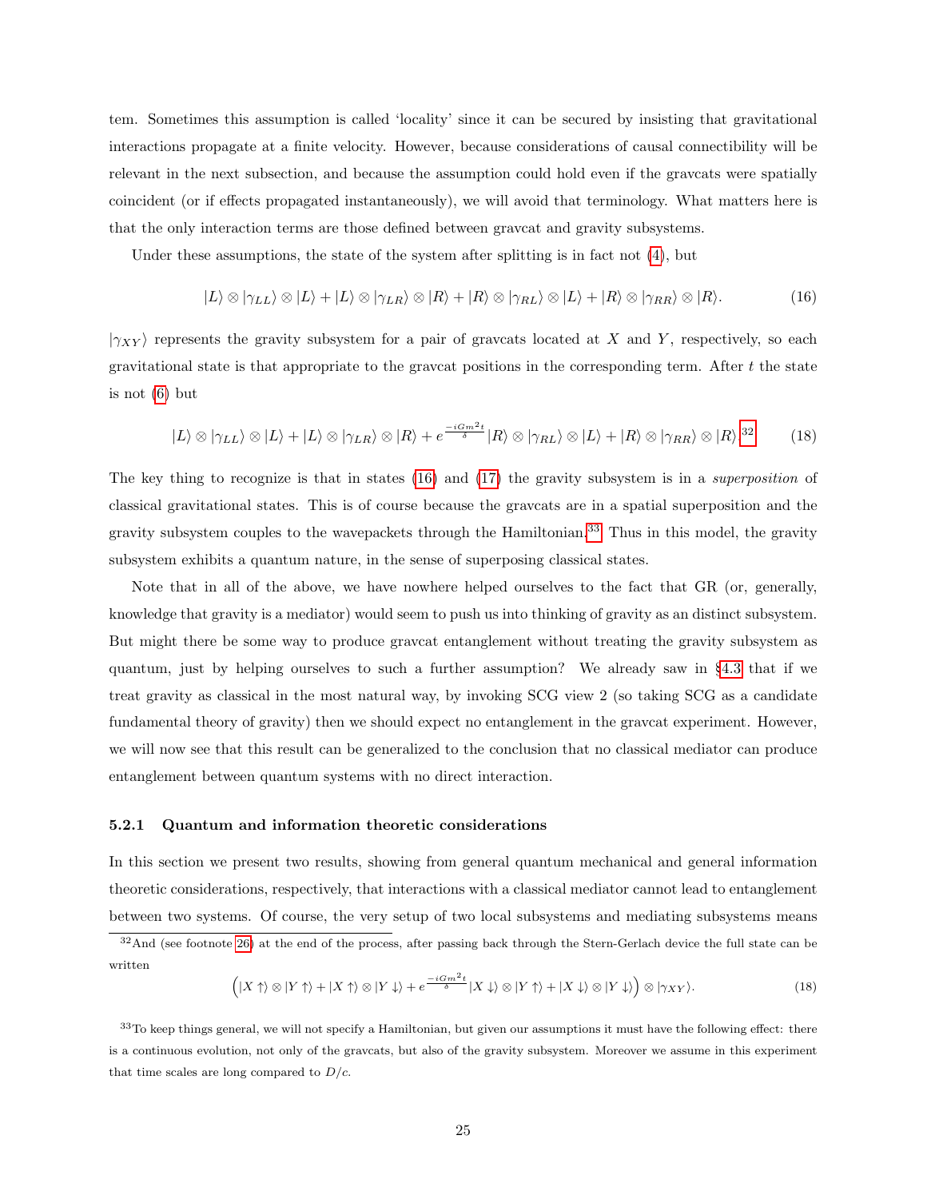tem. Sometimes this assumption is called 'locality' since it can be secured by insisting that gravitational interactions propagate at a finite velocity. However, because considerations of causal connectibility will be relevant in the next subsection, and because the assumption could hold even if the gravcats were spatially coincident (or if effects propagated instantaneously), we will avoid that terminology. What matters here is that the only interaction terms are those defined between gravcat and gravity subsystems.

Under these assumptions, the state of the system after splitting is in fact not (4), but

$$|L\rangle \otimes |\gamma_{LL}\rangle \otimes |L\rangle + |L\rangle \otimes |\gamma_{LR}\rangle \otimes |R\rangle + |R\rangle \otimes |\gamma_{RL}\rangle \otimes |L\rangle + |R\rangle \otimes |\gamma_{RR}\rangle \otimes |R\rangle. \tag{16}$$

$|\gamma_{XY}\rangle$ represents the gravity subsystem for a pair of gravcats located at $X$ and $Y$, respectively, so each gravitational state is that appropriate to the gravcat positions in the corresponding term. After $t$ the state is not (6) but

$$|L\rangle \otimes |\gamma_{LL}\rangle \otimes |L\rangle + |L\rangle \otimes |\gamma_{LR}\rangle \otimes |R\rangle + e^{\frac{-iGm^2t}{\delta}} |R\rangle \otimes |\gamma_{RL}\rangle \otimes |L\rangle + |R\rangle \otimes |\gamma_{RR}\rangle \otimes |R\rangle.^{32} \tag{18}$$

The key thing to recognize is that in states (16) and (17) the gravity subsystem is in a *superposition* of classical gravitational states. This is of course because the gravcats are in a spatial superposition and the gravity subsystem couples to the wavepackets through the Hamiltonian.[33] Thus in this model, the gravity subsystem exhibits a quantum nature, in the sense of superposing classical states.

Note that in all of the above, we have nowhere helped ourselves to the fact that GR (or, generally, knowledge that gravity is a mediator) would seem to push us into thinking of gravity as an distinct subsystem. But might there be some way to produce gravcat entanglement without treating the gravity subsystem as quantum, just by helping ourselves to such a further assumption? We already saw in §4.3 that if we treat gravity as classical in the most natural way, by invoking SCG view 2 (so taking SCG as a candidate fundamental theory of gravity) then we should expect no entanglement in the gravcat experiment. However, we will now see that this result can be generalized to the conclusion that no classical mediator can produce entanglement between quantum systems with no direct interaction.

#### 5.2.1 Quantum and information theoretic considerations

In this section we present two results, showing from general quantum mechanical and general information theoretic considerations, respectively, that interactions with a classical mediator cannot lead to entanglement between two systems. Of course, the very setup of two local subsystems and mediating subsystems means

---

[32] And (see footnote 26) at the end of the process, after passing back through the Stern-Gerlach device the full state can be written

$$\Big(|X\uparrow\rangle \otimes |Y\uparrow\rangle + |X\uparrow\rangle \otimes |Y\downarrow\rangle + e^{\frac{-iGm^2t}{\delta}} |X\downarrow\rangle \otimes |Y\uparrow\rangle + |X\downarrow\rangle \otimes |Y\downarrow\rangle\Big) \otimes |\gamma_{XY}\rangle. \tag{18}$$

[33] To keep things general, we will not specify a Hamiltonian, but given our assumptions it must have the following effect: there is a continuous evolution, not only of the gravcats, but also of the gravity subsystem. Moreover we assume in this experiment that time scales are long compared to $D/c$.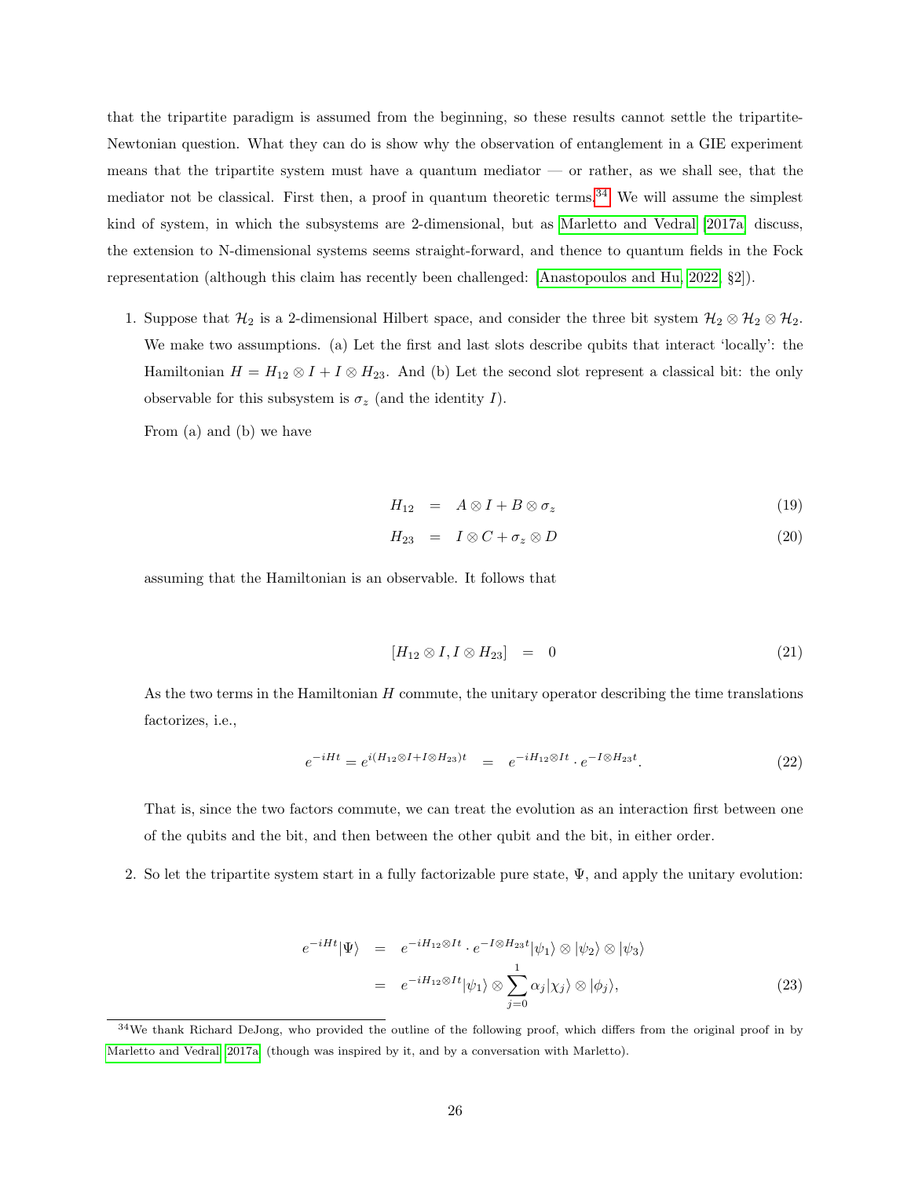that the tripartite paradigm is assumed from the beginning, so these results cannot settle the tripartite-Newtonian question. What they can do is show why the observation of entanglement in a GIE experiment means that the tripartite system must have a quantum mediator — or rather, as we shall see, that the mediator not be classical. First then, a proof in quantum theoretic terms.[34] We will assume the simplest kind of system, in which the subsystems are 2-dimensional, but as Marletto and Vedral [2017a] discuss, the extension to N-dimensional systems seems straight-forward, and thence to quantum fields in the Fock representation (although this claim has recently been challenged: [Anastopoulos and Hu, 2022, §2]).

1. Suppose that $\mathcal{H}_2$ is a 2-dimensional Hilbert space, and consider the three bit system $\mathcal{H}_2 \otimes \mathcal{H}_2 \otimes \mathcal{H}_2$. We make two assumptions. (a) Let the first and last slots describe qubits that interact 'locally': the Hamiltonian $H = H_{12} \otimes I + I \otimes H_{23}$. And (b) Let the second slot represent a classical bit: the only observable for this subsystem is $\sigma_z$ (and the identity $I$).

   From (a) and (b) we have

$$
\begin{aligned}
H_{12} &= A \otimes I + B \otimes \sigma_z & (19) \\
H_{23} &= I \otimes C + \sigma_z \otimes D & (20)
\end{aligned}
$$

   assuming that the Hamiltonian is an observable. It follows that

$$
[H_{12} \otimes I, I \otimes H_{23}] = 0 \tag{21}
$$

   As the two terms in the Hamiltonian $H$ commute, the unitary operator describing the time translations factorizes, i.e.,

$$
e^{-iHt} = e^{i(H_{12} \otimes I + I \otimes H_{23})t} = e^{-iH_{12} \otimes It} \cdot e^{-I \otimes H_{23}t}. \tag{22}
$$

   That is, since the two factors commute, we can treat the evolution as an interaction first between one of the qubits and the bit, and then between the other qubit and the bit, in either order.

2. So let the tripartite system start in a fully factorizable pure state, $\Psi$, and apply the unitary evolution:

$$
\begin{aligned}
e^{-iHt}|\Psi\rangle &= e^{-iH_{12} \otimes It} \cdot e^{-I \otimes H_{23}t} |\psi_1\rangle \otimes |\psi_2\rangle \otimes |\psi_3\rangle \\
&= e^{-iH_{12} \otimes It} |\psi_1\rangle \otimes \sum_{j=0}^{1} \alpha_j |\chi_j\rangle \otimes |\phi_j\rangle, & (23)
\end{aligned}
$$

[34] We thank Richard DeJong, who provided the outline of the following proof, which differs from the original proof in by Marletto and Vedral 2017a (though was inspired by it, and by a conversation with Marletto).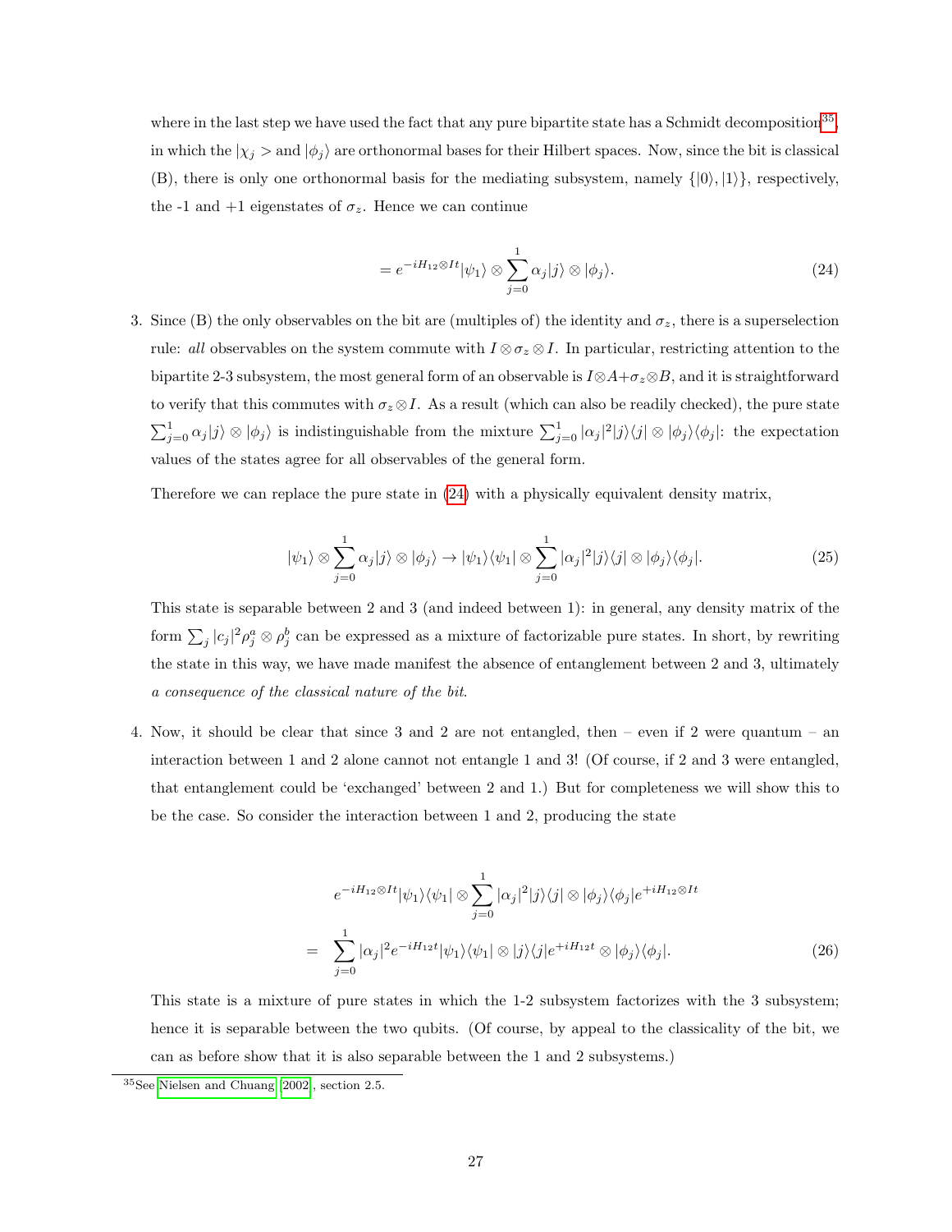where in the last step we have used the fact that any pure bipartite state has a Schmidt decomposition[35], in which the $|\chi_j>$ and $|\phi_j\rangle$ are orthonormal bases for their Hilbert spaces. Now, since the bit is classical (B), there is only one orthonormal basis for the mediating subsystem, namely $\{|0\rangle, |1\rangle\}$, respectively, the -1 and +1 eigenstates of $\sigma_z$. Hence we can continue

$$= e^{-iH_{12}\otimes It}|\psi_1\rangle \otimes \sum_{j=0}^{1} \alpha_j |j\rangle \otimes |\phi_j\rangle. \tag{24}$$

3. Since (B) the only observables on the bit are (multiples of) the identity and $\sigma_z$, there is a superselection rule: *all* observables on the system commute with $I \otimes \sigma_z \otimes I$. In particular, restricting attention to the bipartite 2-3 subsystem, the most general form of an observable is $I \otimes A + \sigma_z \otimes B$, and it is straightforward to verify that this commutes with $\sigma_z \otimes I$. As a result (which can also be readily checked), the pure state $\sum_{j=0}^{1} \alpha_j |j\rangle \otimes |\phi_j\rangle$ is indistinguishable from the mixture $\sum_{j=0}^{1} |\alpha_j|^2 |j\rangle\langle j| \otimes |\phi_j\rangle\langle\phi_j|$: the expectation values of the states agree for all observables of the general form.

   Therefore we can replace the pure state in (24) with a physically equivalent density matrix,

$$|\psi_1\rangle \otimes \sum_{j=0}^{1} \alpha_j |j\rangle \otimes |\phi_j\rangle \to |\psi_1\rangle\langle\psi_1| \otimes \sum_{j=0}^{1} |\alpha_j|^2 |j\rangle\langle j| \otimes |\phi_j\rangle\langle\phi_j|. \tag{25}$$

   This state is separable between 2 and 3 (and indeed between 1): in general, any density matrix of the form $\sum_j |c_j|^2 \rho_j^a \otimes \rho_j^b$ can be expressed as a mixture of factorizable pure states. In short, by rewriting the state in this way, we have made manifest the absence of entanglement between 2 and 3, ultimately *a consequence of the classical nature of the bit*.

4. Now, it should be clear that since 3 and 2 are not entangled, then – even if 2 were quantum – an interaction between 1 and 2 alone cannot not entangle 1 and 3! (Of course, if 2 and 3 were entangled, that entanglement could be 'exchanged' between 2 and 1.) But for completeness we will show this to be the case. So consider the interaction between 1 and 2, producing the state

$$\begin{aligned}
&e^{-iH_{12}\otimes It}|\psi_1\rangle\langle\psi_1| \otimes \sum_{j=0}^{1} |\alpha_j|^2 |j\rangle\langle j| \otimes |\phi_j\rangle\langle\phi_j| e^{+iH_{12}\otimes It} \\
= &\sum_{j=0}^{1} |\alpha_j|^2 e^{-iH_{12}t}|\psi_1\rangle\langle\psi_1| \otimes |j\rangle\langle j| e^{+iH_{12}t} \otimes |\phi_j\rangle\langle\phi_j|.
\end{aligned} \tag{26}$$

   This state is a mixture of pure states in which the 1-2 subsystem factorizes with the 3 subsystem; hence it is separable between the two qubits. (Of course, by appeal to the classicality of the bit, we can as before show that it is also separable between the 1 and 2 subsystems.)

[35] See Nielsen and Chuang [2002], section 2.5.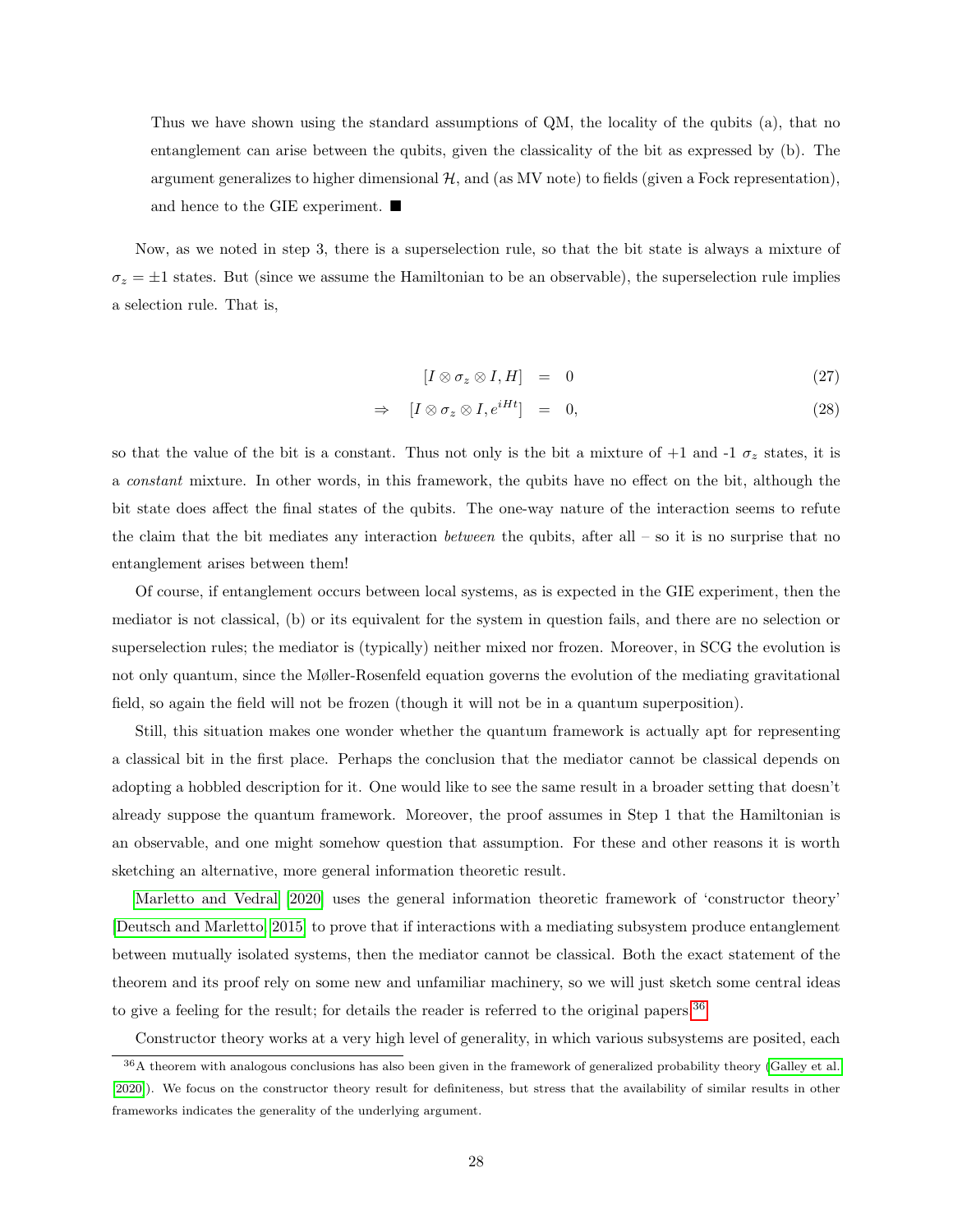Thus we have shown using the standard assumptions of QM, the locality of the qubits (a), that no entanglement can arise between the qubits, given the classicality of the bit as expressed by (b). The argument generalizes to higher dimensional $\mathcal{H}$, and (as MV note) to fields (given a Fock representation), and hence to the GIE experiment. ■

Now, as we noted in step 3, there is a superselection rule, so that the bit state is always a mixture of $\sigma_z = \pm 1$ states. But (since we assume the Hamiltonian to be an observable), the superselection rule implies a selection rule. That is,

$$
\begin{aligned}
[I \otimes \sigma_z \otimes I, H] &= 0 \qquad (27)\\
\Rightarrow \quad [I \otimes \sigma_z \otimes I, e^{iHt}] &= 0, \qquad (28)
\end{aligned}
$$

so that the value of the bit is a constant. Thus not only is the bit a mixture of +1 and -1 $\sigma_z$ states, it is a *constant* mixture. In other words, in this framework, the qubits have no effect on the bit, although the bit state does affect the final states of the qubits. The one-way nature of the interaction seems to refute the claim that the bit mediates any interaction *between* the qubits, after all – so it is no surprise that no entanglement arises between them!

Of course, if entanglement occurs between local systems, as is expected in the GIE experiment, then the mediator is not classical, (b) or its equivalent for the system in question fails, and there are no selection or superselection rules; the mediator is (typically) neither mixed nor frozen. Moreover, in SCG the evolution is not only quantum, since the Møller-Rosenfeld equation governs the evolution of the mediating gravitational field, so again the field will not be frozen (though it will not be in a quantum superposition).

Still, this situation makes one wonder whether the quantum framework is actually apt for representing a classical bit in the first place. Perhaps the conclusion that the mediator cannot be classical depends on adopting a hobbled description for it. One would like to see the same result in a broader setting that doesn't already suppose the quantum framework. Moreover, the proof assumes in Step 1 that the Hamiltonian is an observable, and one might somehow question that assumption. For these and other reasons it is worth sketching an alternative, more general information theoretic result.

Marletto and Vedral [2020] uses the general information theoretic framework of 'constructor theory' [Deutsch and Marletto, 2015] to prove that if interactions with a mediating subsystem produce entanglement between mutually isolated systems, then the mediator cannot be classical. Both the exact statement of the theorem and its proof rely on some new and unfamiliar machinery, so we will just sketch some central ideas to give a feeling for the result; for details the reader is referred to the original papers.[36]

Constructor theory works at a very high level of generality, in which various subsystems are posited, each

[36] A theorem with analogous conclusions has also been given in the framework of generalized probability theory (Galley et al. [2020]). We focus on the constructor theory result for definiteness, but stress that the availability of similar results in other frameworks indicates the generality of the underlying argument.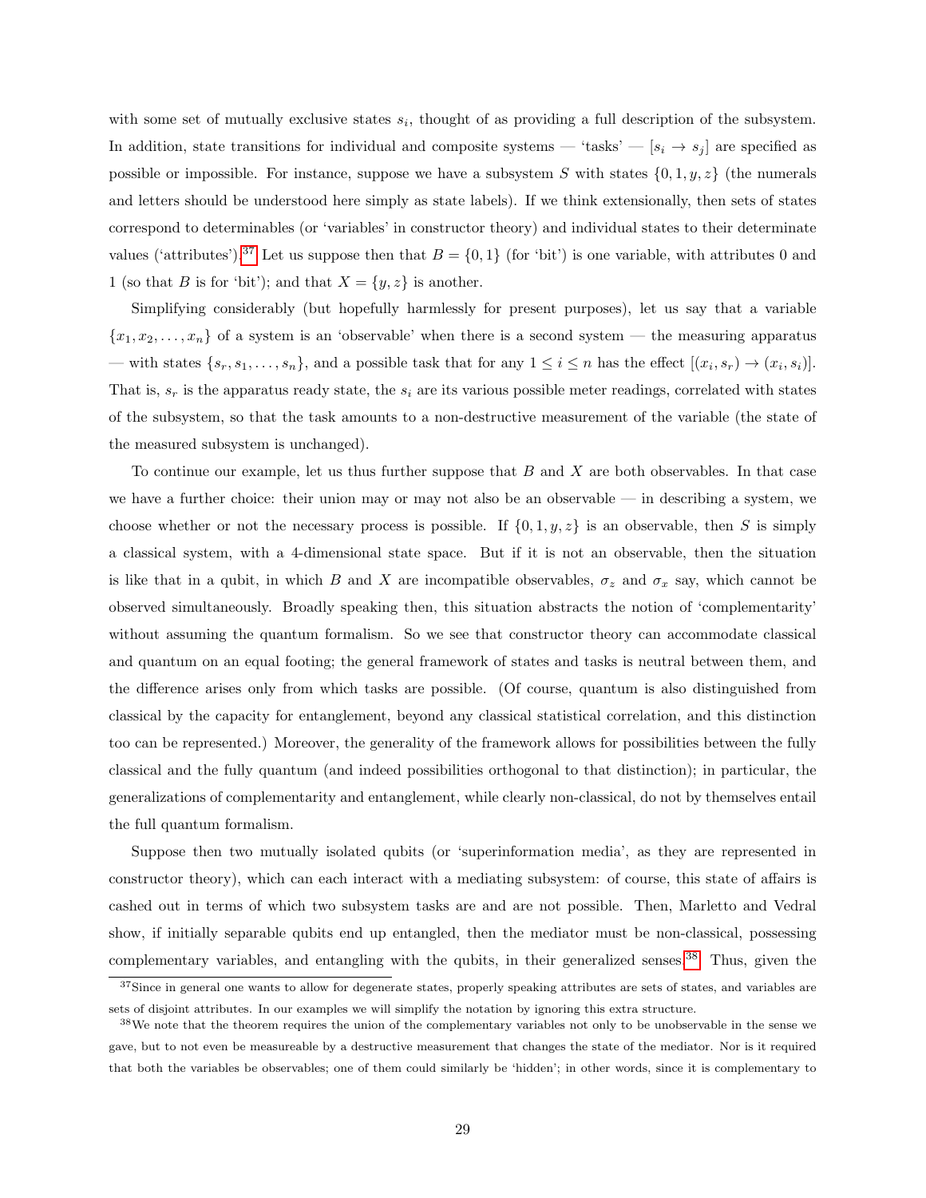with some set of mutually exclusive states $s_i$, thought of as providing a full description of the subsystem. In addition, state transitions for individual and composite systems — 'tasks' — $[s_i \to s_j]$ are specified as possible or impossible. For instance, suppose we have a subsystem $S$ with states $\{0, 1, y, z\}$ (the numerals and letters should be understood here simply as state labels). If we think extensionally, then sets of states correspond to determinables (or 'variables' in constructor theory) and individual states to their determinate values ('attributes').[37] Let us suppose then that $B = \{0, 1\}$ (for 'bit') is one variable, with attributes 0 and 1 (so that $B$ is for 'bit'); and that $X = \{y, z\}$ is another.

Simplifying considerably (but hopefully harmlessly for present purposes), let us say that a variable $\{x_1, x_2, \ldots, x_n\}$ of a system is an 'observable' when there is a second system — the measuring apparatus — with states $\{s_r, s_1, \ldots, s_n\}$, and a possible task that for any $1 \leq i \leq n$ has the effect $[(x_i, s_r) \to (x_i, s_i)]$. That is, $s_r$ is the apparatus ready state, the $s_i$ are its various possible meter readings, correlated with states of the subsystem, so that the task amounts to a non-destructive measurement of the variable (the state of the measured subsystem is unchanged).

To continue our example, let us thus further suppose that $B$ and $X$ are both observables. In that case we have a further choice: their union may or may not also be an observable — in describing a system, we choose whether or not the necessary process is possible. If $\{0, 1, y, z\}$ is an observable, then $S$ is simply a classical system, with a 4-dimensional state space. But if it is not an observable, then the situation is like that in a qubit, in which $B$ and $X$ are incompatible observables, $\sigma_z$ and $\sigma_x$ say, which cannot be observed simultaneously. Broadly speaking then, this situation abstracts the notion of 'complementarity' without assuming the quantum formalism. So we see that constructor theory can accommodate classical and quantum on an equal footing; the general framework of states and tasks is neutral between them, and the difference arises only from which tasks are possible. (Of course, quantum is also distinguished from classical by the capacity for entanglement, beyond any classical statistical correlation, and this distinction too can be represented.) Moreover, the generality of the framework allows for possibilities between the fully classical and the fully quantum (and indeed possibilities orthogonal to that distinction); in particular, the generalizations of complementarity and entanglement, while clearly non-classical, do not by themselves entail the full quantum formalism.

Suppose then two mutually isolated qubits (or 'superinformation media', as they are represented in constructor theory), which can each interact with a mediating subsystem: of course, this state of affairs is cashed out in terms of which two subsystem tasks are and are not possible. Then, Marletto and Vedral show, if initially separable qubits end up entangled, then the mediator must be non-classical, possessing complementary variables, and entangling with the qubits, in their generalized senses.[38] Thus, given the

[37] Since in general one wants to allow for degenerate states, properly speaking attributes are sets of states, and variables are sets of disjoint attributes. In our examples we will simplify the notation by ignoring this extra structure.

[38] We note that the theorem requires the union of the complementary variables not only to be unobservable in the sense we gave, but to not even be measureable by a destructive measurement that changes the state of the mediator. Nor is it required that both the variables be observables; one of them could similarly be 'hidden'; in other words, since it is complementary to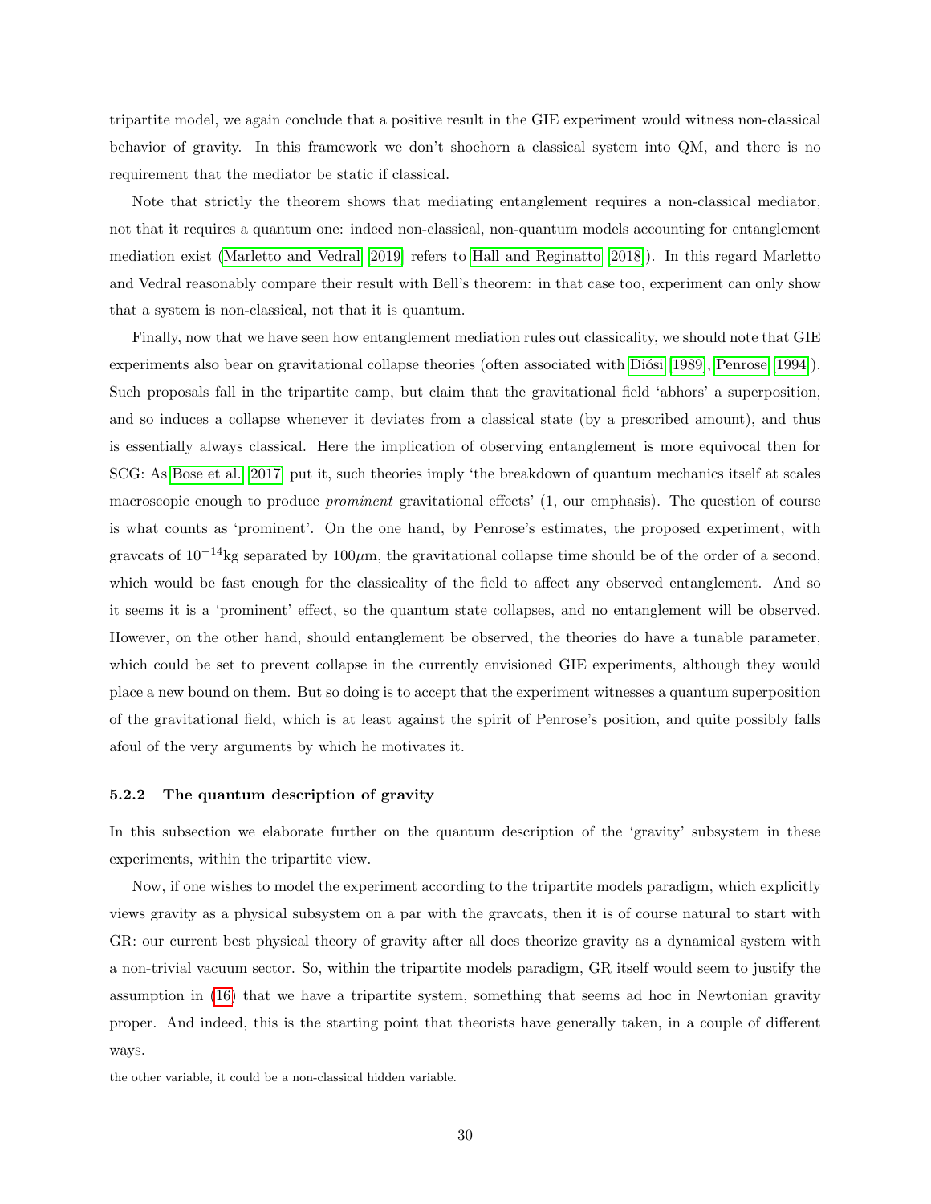tripartite model, we again conclude that a positive result in the GIE experiment would witness non-classical behavior of gravity. In this framework we don't shoehorn a classical system into QM, and there is no requirement that the mediator be static if classical.

Note that strictly the theorem shows that mediating entanglement requires a non-classical mediator, not that it requires a quantum one: indeed non-classical, non-quantum models accounting for entanglement mediation exist (Marletto and Vedral 2019 refers to Hall and Reginatto 2018). In this regard Marletto and Vedral reasonably compare their result with Bell's theorem: in that case too, experiment can only show that a system is non-classical, not that it is quantum.

Finally, now that we have seen how entanglement mediation rules out classicality, we should note that GIE experiments also bear on gravitational collapse theories (often associated with Diósi 1989, Penrose 1994). Such proposals fall in the tripartite camp, but claim that the gravitational field 'abhors' a superposition, and so induces a collapse whenever it deviates from a classical state (by a prescribed amount), and thus is essentially always classical. Here the implication of observing entanglement is more equivocal then for SCG: As Bose et al. 2017 put it, such theories imply 'the breakdown of quantum mechanics itself at scales macroscopic enough to produce *prominent* gravitational effects' (1, our emphasis). The question of course is what counts as 'prominent'. On the one hand, by Penrose's estimates, the proposed experiment, with gravcats of $10^{-14}$kg separated by $100\mu$m, the gravitational collapse time should be of the order of a second, which would be fast enough for the classicality of the field to affect any observed entanglement. And so it seems it is a 'prominent' effect, so the quantum state collapses, and no entanglement will be observed. However, on the other hand, should entanglement be observed, the theories do have a tunable parameter, which could be set to prevent collapse in the currently envisioned GIE experiments, although they would place a new bound on them. But so doing is to accept that the experiment witnesses a quantum superposition of the gravitational field, which is at least against the spirit of Penrose's position, and quite possibly falls afoul of the very arguments by which he motivates it.

#### 5.2.2 The quantum description of gravity

In this subsection we elaborate further on the quantum description of the 'gravity' subsystem in these experiments, within the tripartite view.

Now, if one wishes to model the experiment according to the tripartite models paradigm, which explicitly views gravity as a physical subsystem on a par with the gravcats, then it is of course natural to start with GR: our current best physical theory of gravity after all does theorize gravity as a dynamical system with a non-trivial vacuum sector. So, within the tripartite models paradigm, GR itself would seem to justify the assumption in (16) that we have a tripartite system, something that seems ad hoc in Newtonian gravity proper. And indeed, this is the starting point that theorists have generally taken, in a couple of different ways.

---

the other variable, it could be a non-classical hidden variable.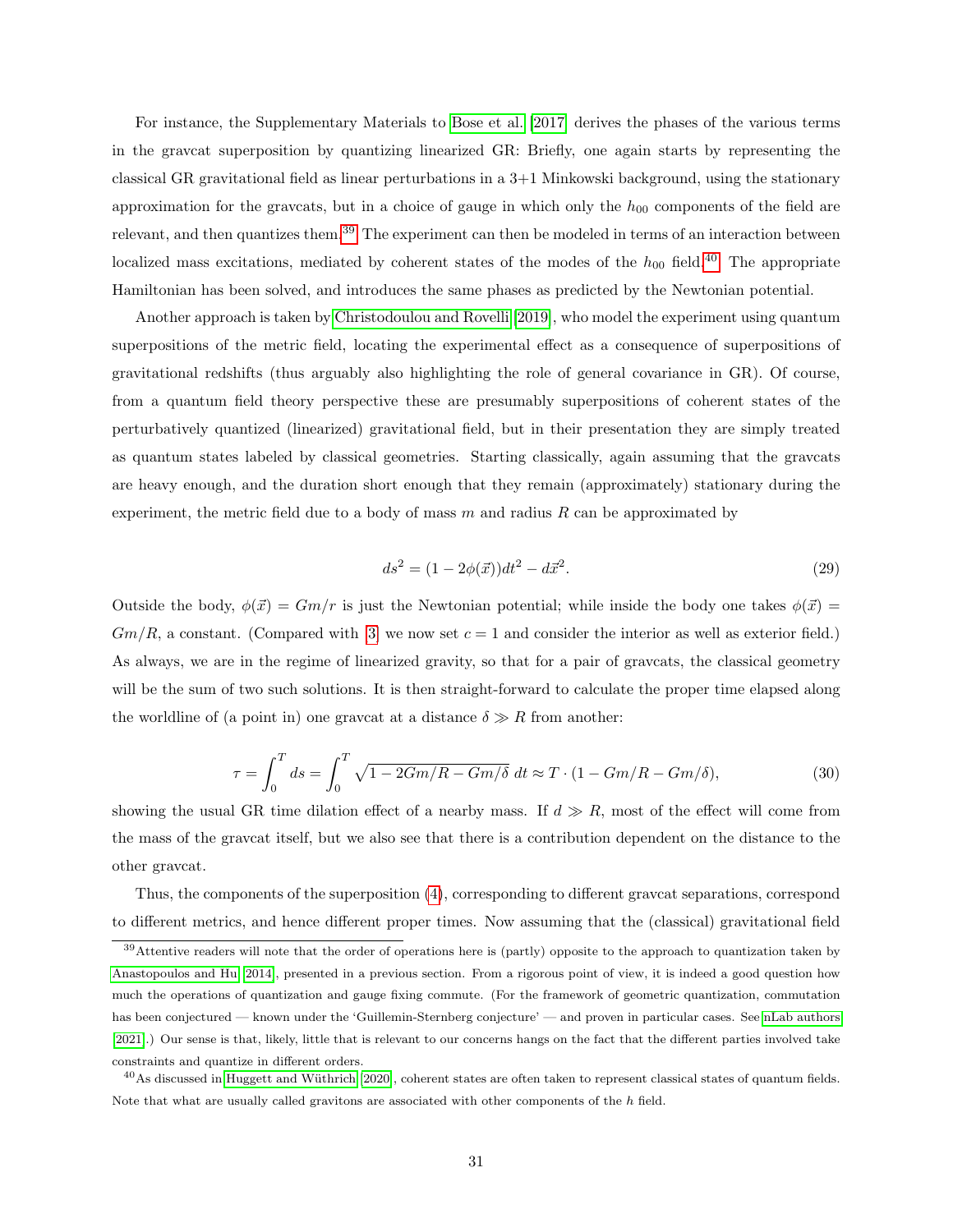For instance, the Supplementary Materials to Bose et al. [2017] derives the phases of the various terms in the gravcat superposition by quantizing linearized GR: Briefly, one again starts by representing the classical GR gravitational field as linear perturbations in a 3+1 Minkowski background, using the stationary approximation for the gravcats, but in a choice of gauge in which only the $h_{00}$ components of the field are relevant, and then quantizes them.[39] The experiment can then be modeled in terms of an interaction between localized mass excitations, mediated by coherent states of the modes of the $h_{00}$ field.[40] The appropriate Hamiltonian has been solved, and introduces the same phases as predicted by the Newtonian potential.

Another approach is taken by Christodoulou and Rovelli [2019], who model the experiment using quantum superpositions of the metric field, locating the experimental effect as a consequence of superpositions of gravitational redshifts (thus arguably also highlighting the role of general covariance in GR). Of course, from a quantum field theory perspective these are presumably superpositions of coherent states of the perturbatively quantized (linearized) gravitational field, but in their presentation they are simply treated as quantum states labeled by classical geometries. Starting classically, again assuming that the gravcats are heavy enough, and the duration short enough that they remain (approximately) stationary during the experiment, the metric field due to a body of mass $m$ and radius $R$ can be approximated by

$$ds^2 = (1 - 2\phi(\vec{x}))dt^2 - d\vec{x}^2. \tag{29}$$

Outside the body, $\phi(\vec{x}) = Gm/r$ is just the Newtonian potential; while inside the body one takes $\phi(\vec{x}) = Gm/R$, a constant. (Compared with [3] we now set $c = 1$ and consider the interior as well as exterior field.) As always, we are in the regime of linearized gravity, so that for a pair of gravcats, the classical geometry will be the sum of two such solutions. It is then straight-forward to calculate the proper time elapsed along the worldline of (a point in) one gravcat at a distance $\delta \gg R$ from another:

$$\tau = \int_0^T ds = \int_0^T \sqrt{1 - 2Gm/R - Gm/\delta}\ dt \approx T \cdot (1 - Gm/R - Gm/\delta), \tag{30}$$

showing the usual GR time dilation effect of a nearby mass. If $d \gg R$, most of the effect will come from the mass of the gravcat itself, but we also see that there is a contribution dependent on the distance to the other gravcat.

Thus, the components of the superposition (4), corresponding to different gravcat separations, correspond to different metrics, and hence different proper times. Now assuming that the (classical) gravitational field

---

[39] Attentive readers will note that the order of operations here is (partly) opposite to the approach to quantization taken by Anastopoulos and Hu [2014], presented in a previous section. From a rigorous point of view, it is indeed a good question how much the operations of quantization and gauge fixing commute. (For the framework of geometric quantization, commutation has been conjectured — known under the 'Guillemin-Sternberg conjecture' — and proven in particular cases. See nLab authors [2021].) Our sense is that, likely, little that is relevant to our concerns hangs on the fact that the different parties involved take constraints and quantize in different orders.

[40] As discussed in Huggett and Wüthrich [2020], coherent states are often taken to represent classical states of quantum fields. Note that what are usually called gravitons are associated with other components of the $h$ field.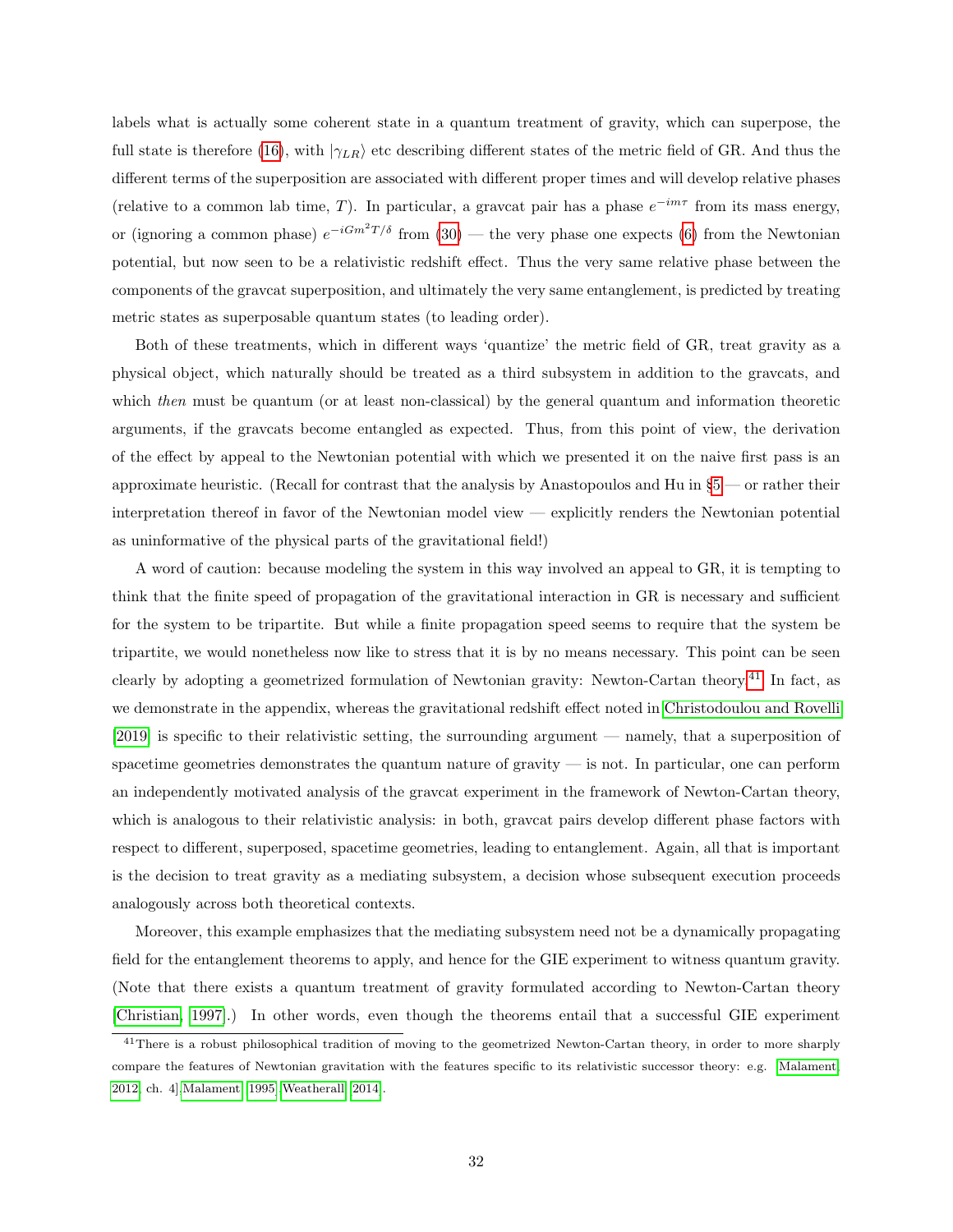labels what is actually some coherent state in a quantum treatment of gravity, which can superpose, the full state is therefore (16), with $|\gamma_{LR}\rangle$ etc describing different states of the metric field of GR. And thus the different terms of the superposition are associated with different proper times and will develop relative phases (relative to a common lab time, $T$). In particular, a gravcat pair has a phase $e^{-im\tau}$ from its mass energy, or (ignoring a common phase) $e^{-iGm^2T/\delta}$ from (30) — the very phase one expects (6) from the Newtonian potential, but now seen to be a relativistic redshift effect. Thus the very same relative phase between the components of the gravcat superposition, and ultimately the very same entanglement, is predicted by treating metric states as superposable quantum states (to leading order).

Both of these treatments, which in different ways 'quantize' the metric field of GR, treat gravity as a physical object, which naturally should be treated as a third subsystem in addition to the gravcats, and which *then* must be quantum (or at least non-classical) by the general quantum and information theoretic arguments, if the gravcats become entangled as expected. Thus, from this point of view, the derivation of the effect by appeal to the Newtonian potential with which we presented it on the naive first pass is an approximate heuristic. (Recall for contrast that the analysis by Anastopoulos and Hu in §5 — or rather their interpretation thereof in favor of the Newtonian model view — explicitly renders the Newtonian potential as uninformative of the physical parts of the gravitational field!)

A word of caution: because modeling the system in this way involved an appeal to GR, it is tempting to think that the finite speed of propagation of the gravitational interaction in GR is necessary and sufficient for the system to be tripartite. But while a finite propagation speed seems to require that the system be tripartite, we would nonetheless now like to stress that it is by no means necessary. This point can be seen clearly by adopting a geometrized formulation of Newtonian gravity: Newton-Cartan theory.[41] In fact, as we demonstrate in the appendix, whereas the gravitational redshift effect noted in Christodoulou and Rovelli [2019] is specific to their relativistic setting, the surrounding argument — namely, that a superposition of spacetime geometries demonstrates the quantum nature of gravity — is not. In particular, one can perform an independently motivated analysis of the gravcat experiment in the framework of Newton-Cartan theory, which is analogous to their relativistic analysis: in both, gravcat pairs develop different phase factors with respect to different, superposed, spacetime geometries, leading to entanglement. Again, all that is important is the decision to treat gravity as a mediating subsystem, a decision whose subsequent execution proceeds analogously across both theoretical contexts.

Moreover, this example emphasizes that the mediating subsystem need not be a dynamically propagating field for the entanglement theorems to apply, and hence for the GIE experiment to witness quantum gravity. (Note that there exists a quantum treatment of gravity formulated according to Newton-Cartan theory [Christian, 1997].) In other words, even though the theorems entail that a successful GIE experiment

---

[41] There is a robust philosophical tradition of moving to the geometrized Newton-Cartan theory, in order to more sharply compare the features of Newtonian gravitation with the features specific to its relativistic successor theory: e.g. [Malament, 2012, ch. 4],Malament [1995],Weatherall [2014].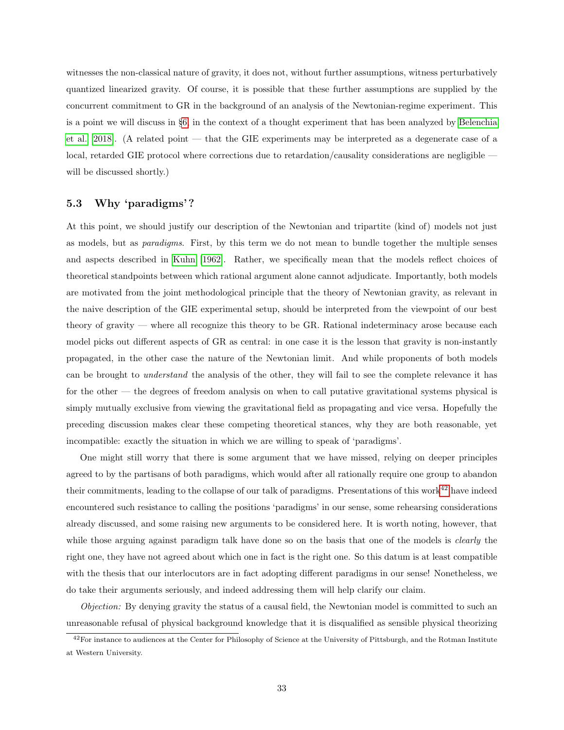witnesses the non-classical nature of gravity, it does not, without further assumptions, witness perturbatively quantized linearized gravity. Of course, it is possible that these further assumptions are supplied by the concurrent commitment to GR in the background of an analysis of the Newtonian-regime experiment. This is a point we will discuss in §6 in the context of a thought experiment that has been analyzed by Belenchia et al. [2018]. (A related point — that the GIE experiments may be interpreted as a degenerate case of a local, retarded GIE protocol where corrections due to retardation/causality considerations are negligible — will be discussed shortly.)

### 5.3 Why 'paradigms'?

At this point, we should justify our description of the Newtonian and tripartite (kind of) models not just as models, but as *paradigms*. First, by this term we do not mean to bundle together the multiple senses and aspects described in Kuhn [1962]. Rather, we specifically mean that the models reflect choices of theoretical standpoints between which rational argument alone cannot adjudicate. Importantly, both models are motivated from the joint methodological principle that the theory of Newtonian gravity, as relevant in the naive description of the GIE experimental setup, should be interpreted from the viewpoint of our best theory of gravity — where all recognize this theory to be GR. Rational indeterminacy arose because each model picks out different aspects of GR as central: in one case it is the lesson that gravity is non-instantly propagated, in the other case the nature of the Newtonian limit. And while proponents of both models can be brought to *understand* the analysis of the other, they will fail to see the complete relevance it has for the other — the degrees of freedom analysis on when to call putative gravitational systems physical is simply mutually exclusive from viewing the gravitational field as propagating and vice versa. Hopefully the preceding discussion makes clear these competing theoretical stances, why they are both reasonable, yet incompatible: exactly the situation in which we are willing to speak of 'paradigms'.

One might still worry that there is some argument that we have missed, relying on deeper principles agreed to by the partisans of both paradigms, which would after all rationally require one group to abandon their commitments, leading to the collapse of our talk of paradigms. Presentations of this work[42] have indeed encountered such resistance to calling the positions 'paradigms' in our sense, some rehearsing considerations already discussed, and some raising new arguments to be considered here. It is worth noting, however, that while those arguing against paradigm talk have done so on the basis that one of the models is *clearly* the right one, they have not agreed about which one in fact is the right one. So this datum is at least compatible with the thesis that our interlocutors are in fact adopting different paradigms in our sense! Nonetheless, we do take their arguments seriously, and indeed addressing them will help clarify our claim.

*Objection:* By denying gravity the status of a causal field, the Newtonian model is committed to such an unreasonable refusal of physical background knowledge that it is disqualified as sensible physical theorizing

[42] For instance to audiences at the Center for Philosophy of Science at the University of Pittsburgh, and the Rotman Institute at Western University.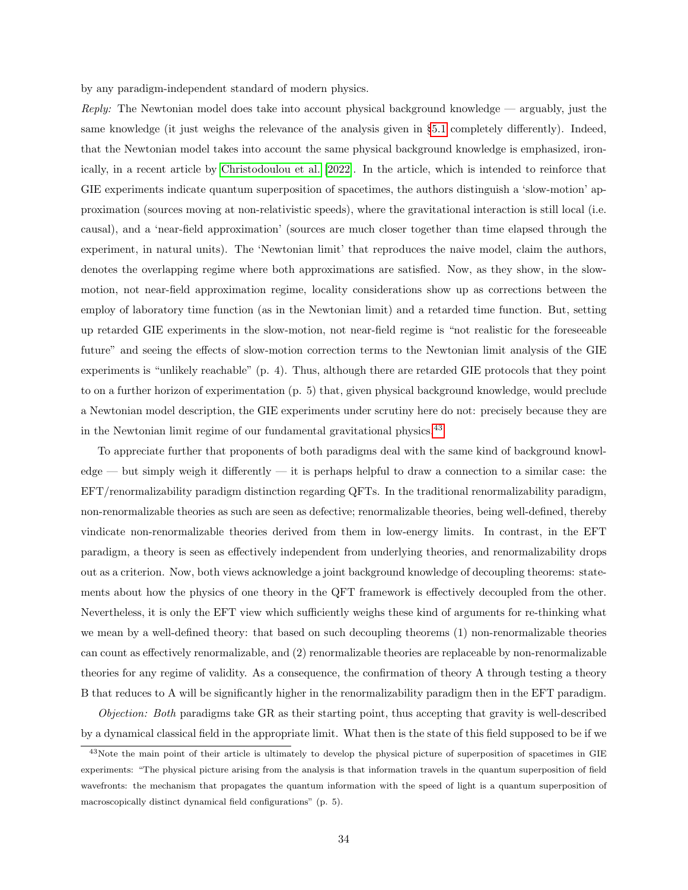by any paradigm-independent standard of modern physics.

*Reply:* The Newtonian model does take into account physical background knowledge — arguably, just the same knowledge (it just weighs the relevance of the analysis given in §5.1 completely differently). Indeed, that the Newtonian model takes into account the same physical background knowledge is emphasized, ironically, in a recent article by Christodoulou et al. [2022]. In the article, which is intended to reinforce that GIE experiments indicate quantum superposition of spacetimes, the authors distinguish a 'slow-motion' approximation (sources moving at non-relativistic speeds), where the gravitational interaction is still local (i.e. causal), and a 'near-field approximation' (sources are much closer together than time elapsed through the experiment, in natural units). The 'Newtonian limit' that reproduces the naive model, claim the authors, denotes the overlapping regime where both approximations are satisfied. Now, as they show, in the slow-motion, not near-field approximation regime, locality considerations show up as corrections between the employ of laboratory time function (as in the Newtonian limit) and a retarded time function. But, setting up retarded GIE experiments in the slow-motion, not near-field regime is "not realistic for the foreseeable future" and seeing the effects of slow-motion correction terms to the Newtonian limit analysis of the GIE experiments is "unlikely reachable" (p. 4). Thus, although there are retarded GIE protocols that they point to on a further horizon of experimentation (p. 5) that, given physical background knowledge, would preclude a Newtonian model description, the GIE experiments under scrutiny here do not: precisely because they are in the Newtonian limit regime of our fundamental gravitational physics.[43]

To appreciate further that proponents of both paradigms deal with the same kind of background knowledge — but simply weigh it differently — it is perhaps helpful to draw a connection to a similar case: the EFT/renormalizability paradigm distinction regarding QFTs. In the traditional renormalizability paradigm, non-renormalizable theories as such are seen as defective; renormalizable theories, being well-defined, thereby vindicate non-renormalizable theories derived from them in low-energy limits. In contrast, in the EFT paradigm, a theory is seen as effectively independent from underlying theories, and renormalizability drops out as a criterion. Now, both views acknowledge a joint background knowledge of decoupling theorems: statements about how the physics of one theory in the QFT framework is effectively decoupled from the other. Nevertheless, it is only the EFT view which sufficiently weighs these kind of arguments for re-thinking what we mean by a well-defined theory: that based on such decoupling theorems (1) non-renormalizable theories can count as effectively renormalizable, and (2) renormalizable theories are replaceable by non-renormalizable theories for any regime of validity. As a consequence, the confirmation of theory A through testing a theory B that reduces to A will be significantly higher in the renormalizability paradigm then in the EFT paradigm.

*Objection:* *Both* paradigms take GR as their starting point, thus accepting that gravity is well-described by a dynamical classical field in the appropriate limit. What then is the state of this field supposed to be if we

[43] Note the main point of their article is ultimately to develop the physical picture of superposition of spacetimes in GIE experiments: "The physical picture arising from the analysis is that information travels in the quantum superposition of field wavefronts: the mechanism that propagates the quantum information with the speed of light is a quantum superposition of macroscopically distinct dynamical field configurations" (p. 5).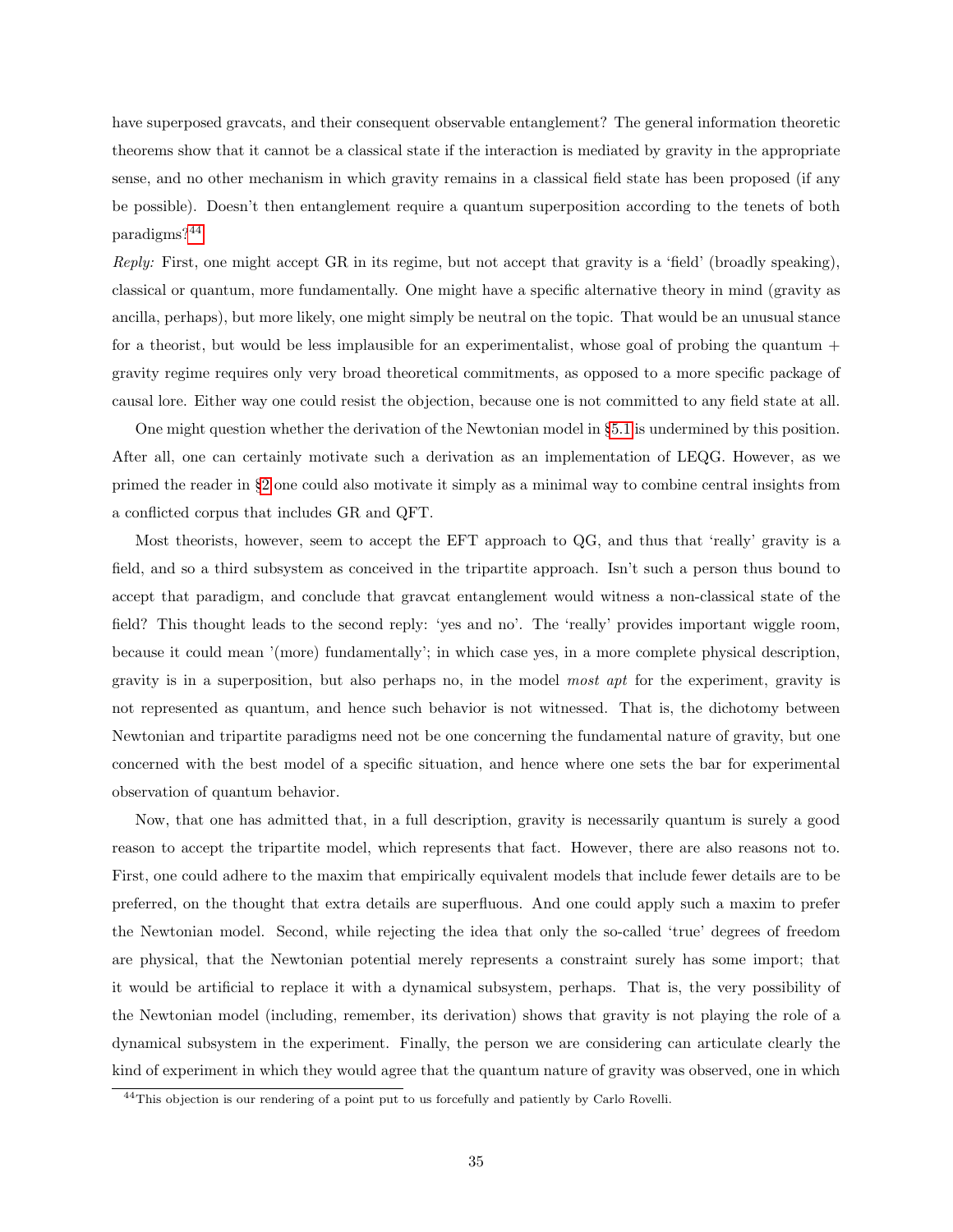have superposed gravcats, and their consequent observable entanglement? The general information theoretic theorems show that it cannot be a classical state if the interaction is mediated by gravity in the appropriate sense, and no other mechanism in which gravity remains in a classical field state has been proposed (if any be possible). Doesn't then entanglement require a quantum superposition according to the tenets of both paradigms?[44]

*Reply:* First, one might accept GR in its regime, but not accept that gravity is a 'field' (broadly speaking), classical or quantum, more fundamentally. One might have a specific alternative theory in mind (gravity as ancilla, perhaps), but more likely, one might simply be neutral on the topic. That would be an unusual stance for a theorist, but would be less implausible for an experimentalist, whose goal of probing the quantum + gravity regime requires only very broad theoretical commitments, as opposed to a more specific package of causal lore. Either way one could resist the objection, because one is not committed to any field state at all.

One might question whether the derivation of the Newtonian model in §5.1 is undermined by this position. After all, one can certainly motivate such a derivation as an implementation of LEQG. However, as we primed the reader in §2 one could also motivate it simply as a minimal way to combine central insights from a conflicted corpus that includes GR and QFT.

Most theorists, however, seem to accept the EFT approach to QG, and thus that 'really' gravity is a field, and so a third subsystem as conceived in the tripartite approach. Isn't such a person thus bound to accept that paradigm, and conclude that gravcat entanglement would witness a non-classical state of the field? This thought leads to the second reply: 'yes and no'. The 'really' provides important wiggle room, because it could mean '(more) fundamentally'; in which case yes, in a more complete physical description, gravity is in a superposition, but also perhaps no, in the model *most apt* for the experiment, gravity is not represented as quantum, and hence such behavior is not witnessed. That is, the dichotomy between Newtonian and tripartite paradigms need not be one concerning the fundamental nature of gravity, but one concerned with the best model of a specific situation, and hence where one sets the bar for experimental observation of quantum behavior.

Now, that one has admitted that, in a full description, gravity is necessarily quantum is surely a good reason to accept the tripartite model, which represents that fact. However, there are also reasons not to. First, one could adhere to the maxim that empirically equivalent models that include fewer details are to be preferred, on the thought that extra details are superfluous. And one could apply such a maxim to prefer the Newtonian model. Second, while rejecting the idea that only the so-called 'true' degrees of freedom are physical, that the Newtonian potential merely represents a constraint surely has some import; that it would be artificial to replace it with a dynamical subsystem, perhaps. That is, the very possibility of the Newtonian model (including, remember, its derivation) shows that gravity is not playing the role of a dynamical subsystem in the experiment. Finally, the person we are considering can articulate clearly the kind of experiment in which they would agree that the quantum nature of gravity was observed, one in which

[44] This objection is our rendering of a point put to us forcefully and patiently by Carlo Rovelli.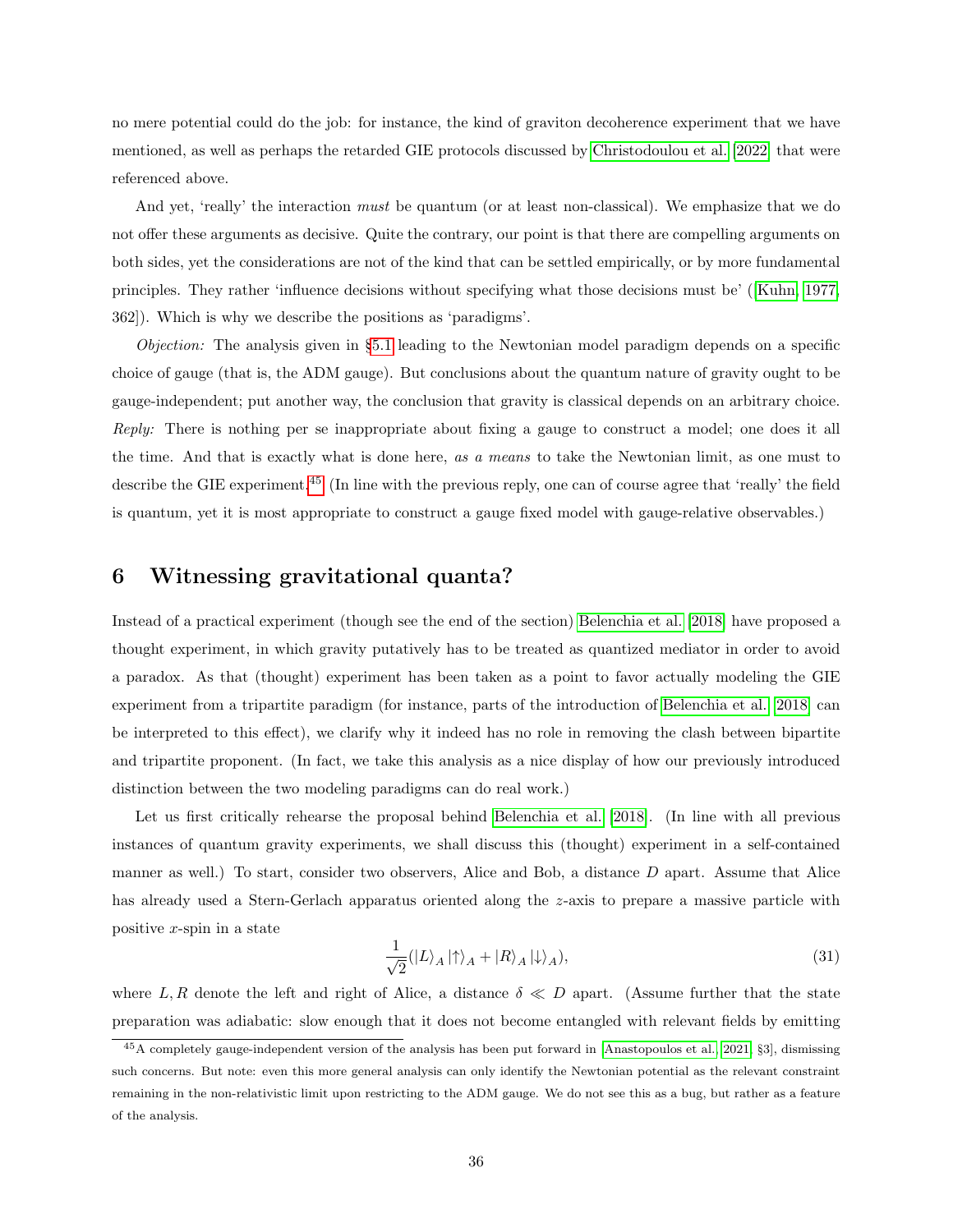no mere potential could do the job: for instance, the kind of graviton decoherence experiment that we have mentioned, as well as perhaps the retarded GIE protocols discussed by Christodoulou et al. [2022] that were referenced above.

And yet, 'really' the interaction *must* be quantum (or at least non-classical). We emphasize that we do not offer these arguments as decisive. Quite the contrary, our point is that there are compelling arguments on both sides, yet the considerations are not of the kind that can be settled empirically, or by more fundamental principles. They rather 'influence decisions without specifying what those decisions must be' ([Kuhn, 1977, 362]). Which is why we describe the positions as 'paradigms'.

*Objection:* The analysis given in §5.1 leading to the Newtonian model paradigm depends on a specific choice of gauge (that is, the ADM gauge). But conclusions about the quantum nature of gravity ought to be gauge-independent; put another way, the conclusion that gravity is classical depends on an arbitrary choice. *Reply:* There is nothing per se inappropriate about fixing a gauge to construct a model; one does it all the time. And that is exactly what is done here, *as a means* to take the Newtonian limit, as one must to describe the GIE experiment.[45] (In line with the previous reply, one can of course agree that 'really' the field is quantum, yet it is most appropriate to construct a gauge fixed model with gauge-relative observables.)

# 6 Witnessing gravitational quanta?

Instead of a practical experiment (though see the end of the section) Belenchia et al. [2018] have proposed a thought experiment, in which gravity putatively has to be treated as quantized mediator in order to avoid a paradox. As that (thought) experiment has been taken as a point to favor actually modeling the GIE experiment from a tripartite paradigm (for instance, parts of the introduction of Belenchia et al. [2018] can be interpreted to this effect), we clarify why it indeed has no role in removing the clash between bipartite and tripartite proponent. (In fact, we take this analysis as a nice display of how our previously introduced distinction between the two modeling paradigms can do real work.)

Let us first critically rehearse the proposal behind Belenchia et al. [2018]. (In line with all previous instances of quantum gravity experiments, we shall discuss this (thought) experiment in a self-contained manner as well.) To start, consider two observers, Alice and Bob, a distance $D$ apart. Assume that Alice has already used a Stern-Gerlach apparatus oriented along the $z$-axis to prepare a massive particle with positive $x$-spin in a state

$$\frac{1}{\sqrt{2}}(|L\rangle_A |\uparrow\rangle_A + |R\rangle_A |\downarrow\rangle_A), \tag{31}$$

where $L, R$ denote the left and right of Alice, a distance $\delta \ll D$ apart. (Assume further that the state preparation was adiabatic: slow enough that it does not become entangled with relevant fields by emitting

[45] A completely gauge-independent version of the analysis has been put forward in [Anastopoulos et al., 2021, §3], dismissing such concerns. But note: even this more general analysis can only identify the Newtonian potential as the relevant constraint remaining in the non-relativistic limit upon restricting to the ADM gauge. We do not see this as a bug, but rather as a feature of the analysis.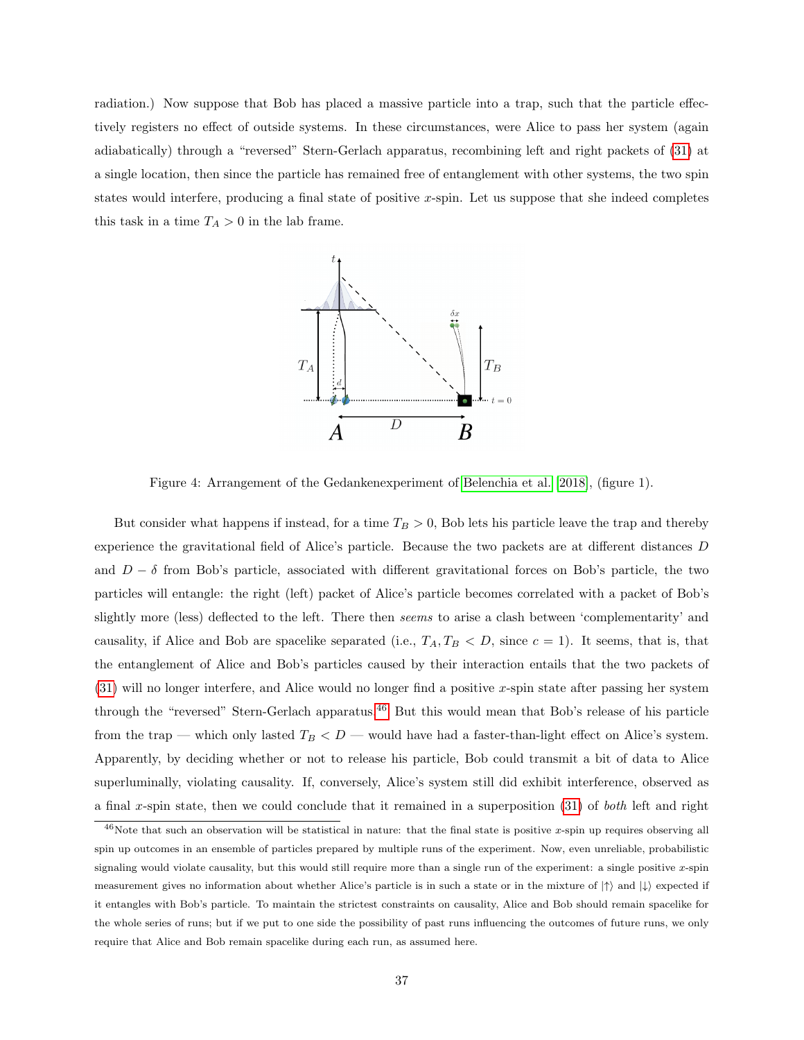radiation.) Now suppose that Bob has placed a massive particle into a trap, such that the particle effectively registers no effect of outside systems. In these circumstances, were Alice to pass her system (again adiabatically) through a "reversed" Stern-Gerlach apparatus, recombining left and right packets of (31) at a single location, then since the particle has remained free of entanglement with other systems, the two spin states would interfere, producing a final state of positive $x$-spin. Let us suppose that she indeed completes this task in a time $T_A > 0$ in the lab frame.

Figure 4: Arrangement of the Gedankenexperiment of Belenchia et al. [2018], (figure 1).

But consider what happens if instead, for a time $T_B > 0$, Bob lets his particle leave the trap and thereby experience the gravitational field of Alice's particle. Because the two packets are at different distances $D$ and $D - \delta$ from Bob's particle, associated with different gravitational forces on Bob's particle, the two particles will entangle: the right (left) packet of Alice's particle becomes correlated with a packet of Bob's slightly more (less) deflected to the left. There then *seems* to arise a clash between 'complementarity' and causality, if Alice and Bob are spacelike separated (i.e., $T_A, T_B < D$, since $c = 1$). It seems, that is, that the entanglement of Alice and Bob's particles caused by their interaction entails that the two packets of (31) will no longer interfere, and Alice would no longer find a positive $x$-spin state after passing her system through the "reversed" Stern-Gerlach apparatus.[46] But this would mean that Bob's release of his particle from the trap — which only lasted $T_B < D$ — would have had a faster-than-light effect on Alice's system. Apparently, by deciding whether or not to release his particle, Bob could transmit a bit of data to Alice superluminally, violating causality. If, conversely, Alice's system still did exhibit interference, observed as a final $x$-spin state, then we could conclude that it remained in a superposition (31) of *both* left and right

[46] Note that such an observation will be statistical in nature: that the final state is positive $x$-spin up requires observing all spin up outcomes in an ensemble of particles prepared by multiple runs of the experiment. Now, even unreliable, probabilistic signaling would violate causality, but this would still require more than a single run of the experiment: a single positive $x$-spin measurement gives no information about whether Alice's particle is in such a state or in the mixture of $|\uparrow\rangle$ and $|\downarrow\rangle$ expected if it entangles with Bob's particle. To maintain the strictest constraints on causality, Alice and Bob should remain spacelike for the whole series of runs; but if we put to one side the possibility of past runs influencing the outcomes of future runs, we only require that Alice and Bob remain spacelike during each run, as assumed here.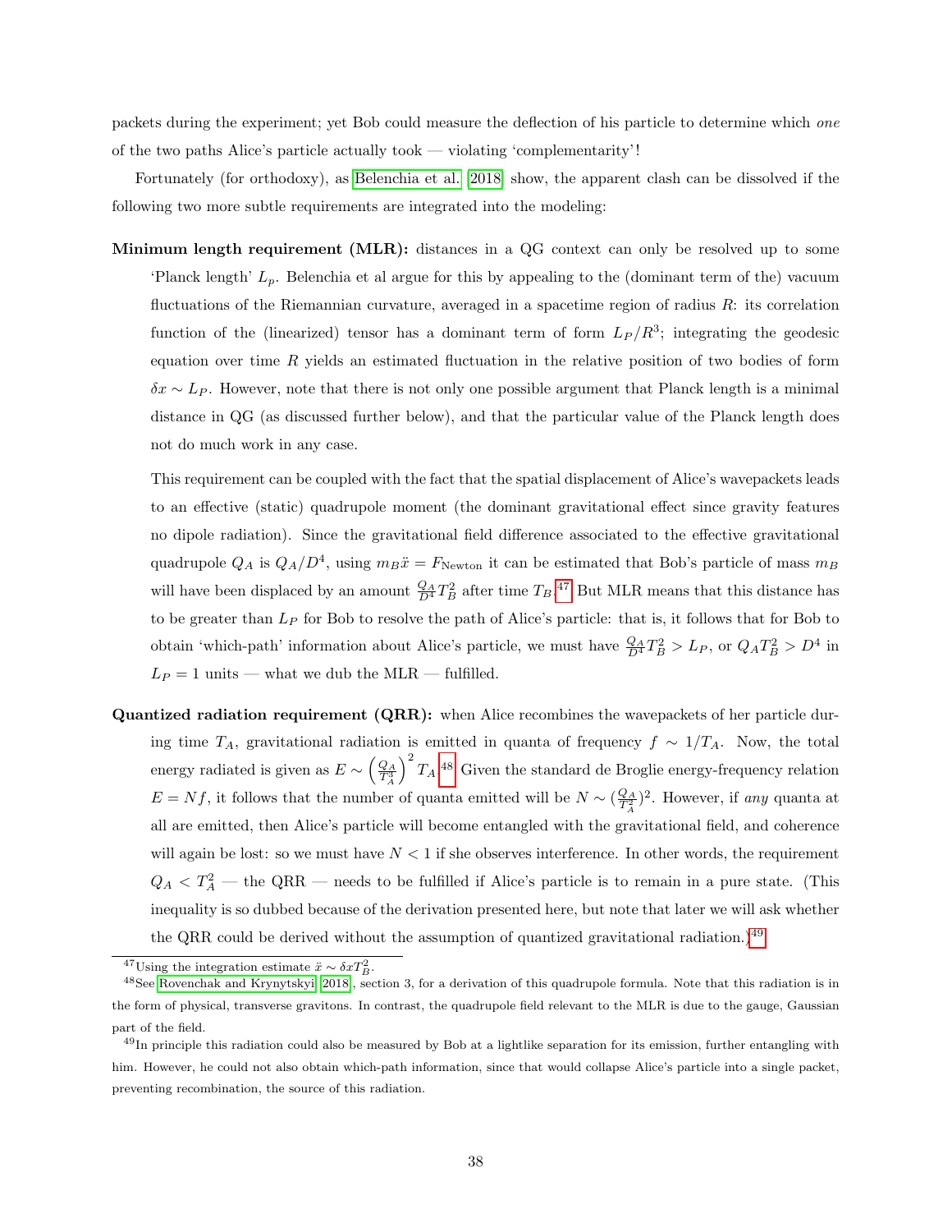packets during the experiment; yet Bob could measure the deflection of his particle to determine which *one* of the two paths Alice's particle actually took — violating 'complementarity'!

Fortunately (for orthodoxy), as Belenchia et al. [2018] show, the apparent clash can be dissolved if the following two more subtle requirements are integrated into the modeling:

**Minimum length requirement (MLR):** distances in a QG context can only be resolved up to some 'Planck length' $L_p$. Belenchia et al argue for this by appealing to the (dominant term of the) vacuum fluctuations of the Riemannian curvature, averaged in a spacetime region of radius $R$: its correlation function of the (linearized) tensor has a dominant term of form $L_P/R^3$; integrating the geodesic equation over time $R$ yields an estimated fluctuation in the relative position of two bodies of form $\delta x \sim L_P$. However, note that there is not only one possible argument that Planck length is a minimal distance in QG (as discussed further below), and that the particular value of the Planck length does not do much work in any case.

This requirement can be coupled with the fact that the spatial displacement of Alice's wavepackets leads to an effective (static) quadrupole moment (the dominant gravitational effect since gravity features no dipole radiation). Since the gravitational field difference associated to the effective gravitational quadrupole $Q_A$ is $Q_A/D^4$, using $m_B\ddot{x} = F_{\text{Newton}}$ it can be estimated that Bob's particle of mass $m_B$ will have been displaced by an amount $\frac{Q_A}{D^4}T_B^2$ after time $T_B$.[47] But MLR means that this distance has to be greater than $L_P$ for Bob to resolve the path of Alice's particle: that is, it follows that for Bob to obtain 'which-path' information about Alice's particle, we must have $\frac{Q_A}{D^4}T_B^2 > L_P$, or $Q_A T_B^2 > D^4$ in $L_P = 1$ units — what we dub the MLR — fulfilled.

**Quantized radiation requirement (QRR):** when Alice recombines the wavepackets of her particle during time $T_A$, gravitational radiation is emitted in quanta of frequency $f \sim 1/T_A$. Now, the total energy radiated is given as $E \sim \left(\frac{Q_A}{T_A^3}\right)^2 T_A$.[48] Given the standard de Broglie energy-frequency relation $E = Nf$, it follows that the number of quanta emitted will be $N \sim (\frac{Q_A}{T_A^2})^2$. However, if *any* quanta at all are emitted, then Alice's particle will become entangled with the gravitational field, and coherence will again be lost: so we must have $N < 1$ if she observes interference. In other words, the requirement $Q_A < T_A^2$ — the QRR — needs to be fulfilled if Alice's particle is to remain in a pure state. (This inequality is so dubbed because of the derivation presented here, but note that later we will ask whether the QRR could be derived without the assumption of quantized gravitational radiation.)[49]

---

[47] Using the integration estimate $\ddot{x} \sim \delta x T_B^2$.

[48] See Rovenchak and Krynytskyi [2018], section 3, for a derivation of this quadrupole formula. Note that this radiation is in the form of physical, transverse gravitons. In contrast, the quadrupole field relevant to the MLR is due to the gauge, Gaussian part of the field.

[49] In principle this radiation could also be measured by Bob at a lightlike separation for its emission, further entangling with him. However, he could not also obtain which-path information, since that would collapse Alice's particle into a single packet, preventing recombination, the source of this radiation.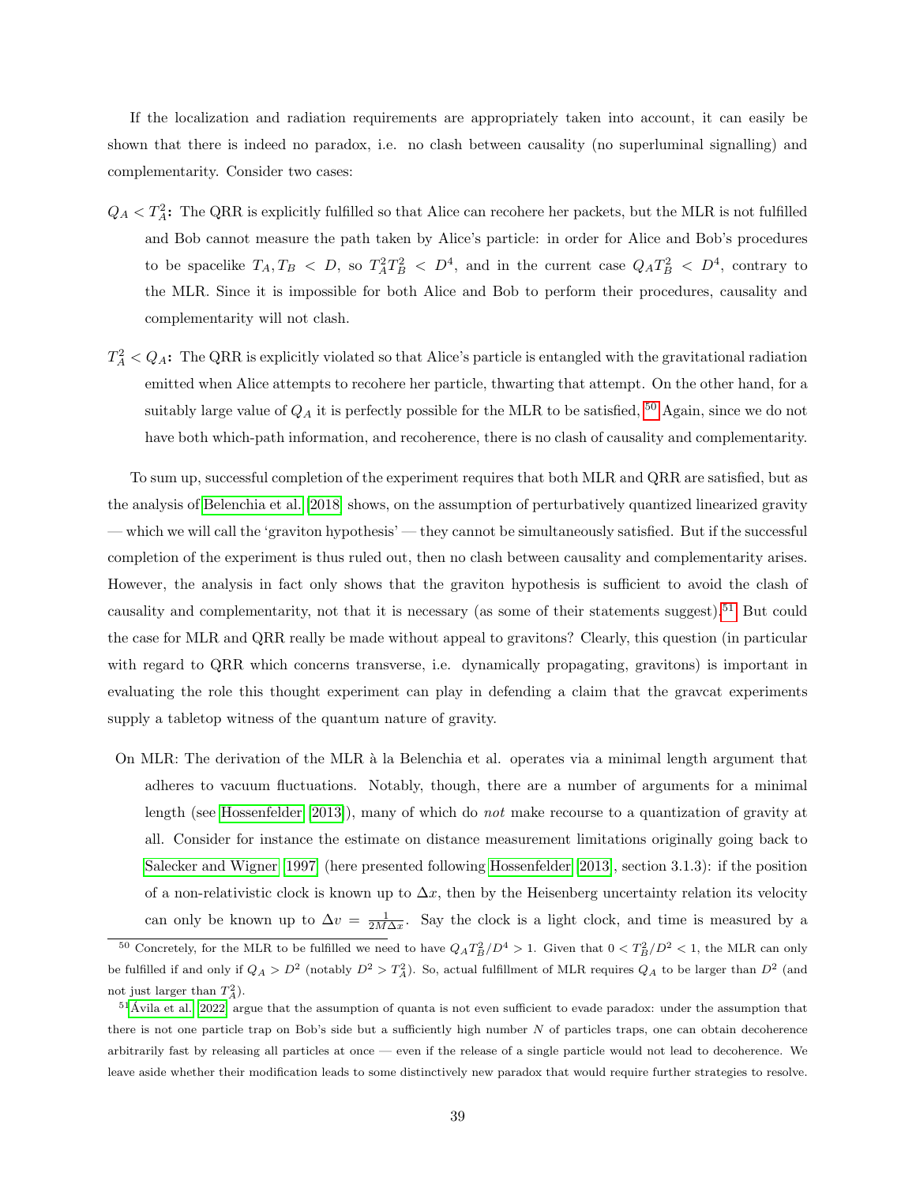If the localization and radiation requirements are appropriately taken into account, it can easily be shown that there is indeed no paradox, i.e. no clash between causality (no superluminal signalling) and complementarity. Consider two cases:

$Q_A < T_A^2$**:** The QRR is explicitly fulfilled so that Alice can recohere her packets, but the MLR is not fulfilled and Bob cannot measure the path taken by Alice's particle: in order for Alice and Bob's procedures to be spacelike $T_A, T_B < D$, so $T_A^2 T_B^2 < D^4$, and in the current case $Q_A T_B^2 < D^4$, contrary to the MLR. Since it is impossible for both Alice and Bob to perform their procedures, causality and complementarity will not clash.

$T_A^2 < Q_A$**:** The QRR is explicitly violated so that Alice's particle is entangled with the gravitational radiation emitted when Alice attempts to recohere her particle, thwarting that attempt. On the other hand, for a suitably large value of $Q_A$ it is perfectly possible for the MLR to be satisfied,[50] Again, since we do not have both which-path information, and recoherence, there is no clash of causality and complementarity.

To sum up, successful completion of the experiment requires that both MLR and QRR are satisfied, but as the analysis of Belenchia et al. [2018] shows, on the assumption of perturbatively quantized linearized gravity — which we will call the 'graviton hypothesis' — they cannot be simultaneously satisfied. But if the successful completion of the experiment is thus ruled out, then no clash between causality and complementarity arises. However, the analysis in fact only shows that the graviton hypothesis is sufficient to avoid the clash of causality and complementarity, not that it is necessary (as some of their statements suggest).[51] But could the case for MLR and QRR really be made without appeal to gravitons? Clearly, this question (in particular with regard to QRR which concerns transverse, i.e. dynamically propagating, gravitons) is important in evaluating the role this thought experiment can play in defending a claim that the gravcat experiments supply a tabletop witness of the quantum nature of gravity.

On MLR: The derivation of the MLR à la Belenchia et al. operates via a minimal length argument that adheres to vacuum fluctuations. Notably, though, there are a number of arguments for a minimal length (see Hossenfelder [2013]), many of which do *not* make recourse to a quantization of gravity at all. Consider for instance the estimate on distance measurement limitations originally going back to Salecker and Wigner [1997] (here presented following Hossenfelder [2013], section 3.1.3): if the position of a non-relativistic clock is known up to $\Delta x$, then by the Heisenberg uncertainty relation its velocity can only be known up to $\Delta v = \frac{1}{2M\Delta x}$. Say the clock is a light clock, and time is measured by a

[50] Concretely, for the MLR to be fulfilled we need to have $Q_A T_B^2/D^4 > 1$. Given that $0 < T_B^2/D^2 < 1$, the MLR can only be fulfilled if and only if $Q_A > D^2$ (notably $D^2 > T_A^2$). So, actual fulfillment of MLR requires $Q_A$ to be larger than $D^2$ (and not just larger than $T_A^2$).

[51] Ávila et al. [2022] argue that the assumption of quanta is not even sufficient to evade paradox: under the assumption that there is not one particle trap on Bob's side but a sufficiently high number $N$ of particles traps, one can obtain decoherence arbitrarily fast by releasing all particles at once — even if the release of a single particle would not lead to decoherence. We leave aside whether their modification leads to some distinctively new paradox that would require further strategies to resolve.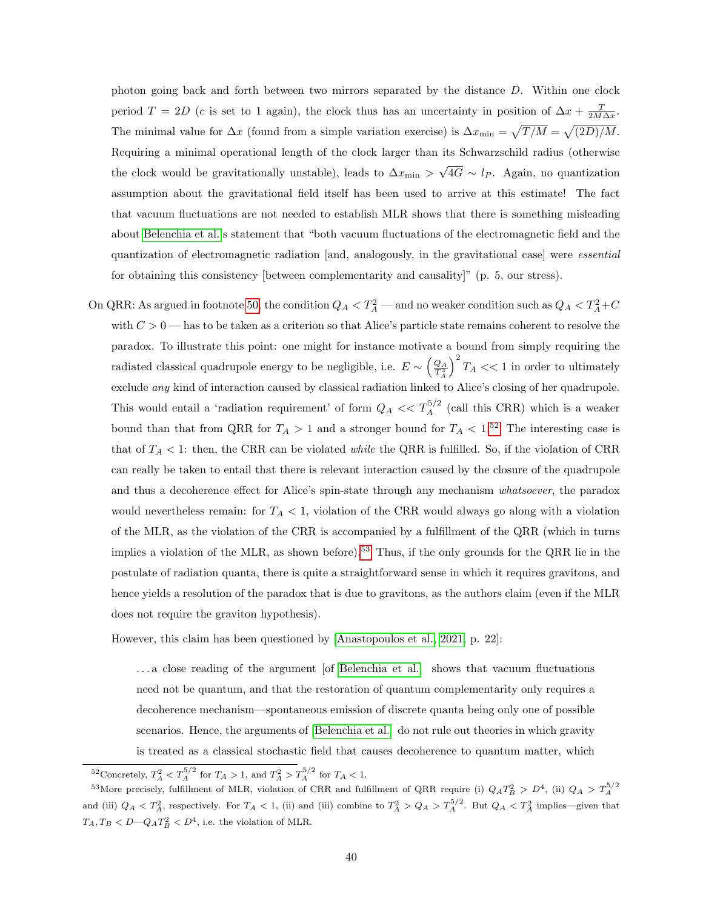photon going back and forth between two mirrors separated by the distance $D$. Within one clock period $T = 2D$ ($c$ is set to 1 again), the clock thus has an uncertainty in position of $\Delta x + \frac{T}{2M\Delta x}$. The minimal value for $\Delta x$ (found from a simple variation exercise) is $\Delta x_{\min} = \sqrt{T/M} = \sqrt{(2D)/M}$. Requiring a minimal operational length of the clock larger than its Schwarzschild radius (otherwise the clock would be gravitationally unstable), leads to $\Delta x_{\min} > \sqrt{4G} \sim l_P$. Again, no quantization assumption about the gravitational field itself has been used to arrive at this estimate! The fact that vacuum fluctuations are not needed to establish MLR shows that there is something misleading about Belenchia et al.'s statement that "both vacuum fluctuations of the electromagnetic field and the quantization of electromagnetic radiation [and, analogously, in the gravitational case] were *essential* for obtaining this consistency [between complementarity and causality]" (p. 5, our stress).

On QRR: As argued in footnote 50, the condition $Q_A < T_A^2$ — and no weaker condition such as $Q_A < T_A^2 + C$ with $C > 0$ — has to be taken as a criterion so that Alice's particle state remains coherent to resolve the paradox. To illustrate this point: one might for instance motivate a bound from simply requiring the radiated classical quadrupole energy to be negligible, i.e. $E \sim \left(\frac{Q_A}{T_A^3}\right)^2 T_A << 1$ in order to ultimately exclude *any* kind of interaction caused by classical radiation linked to Alice's closing of her quadrupole. This would entail a 'radiation requirement' of form $Q_A << T_A^{5/2}$ (call this CRR) which is a weaker bound than that from QRR for $T_A > 1$ and a stronger bound for $T_A < 1$.[52] The interesting case is that of $T_A < 1$: then, the CRR can be violated *while* the QRR is fulfilled. So, if the violation of CRR can really be taken to entail that there is relevant interaction caused by the closure of the quadrupole and thus a decoherence effect for Alice's spin-state through any mechanism *whatsoever*, the paradox would nevertheless remain: for $T_A < 1$, violation of the CRR would always go along with a violation of the MLR, as the violation of the CRR is accompanied by a fulfillment of the QRR (which in turns implies a violation of the MLR, as shown before).[53] Thus, if the only grounds for the QRR lie in the postulate of radiation quanta, there is quite a straightforward sense in which it requires gravitons, and hence yields a resolution of the paradox that is due to gravitons, as the authors claim (even if the MLR does not require the graviton hypothesis).

However, this claim has been questioned by [Anastopoulos et al., 2021, p. 22]:

> . . . a close reading of the argument [of Belenchia et al.] shows that vacuum fluctuations need not be quantum, and that the restoration of quantum complementarity only requires a decoherence mechanism—spontaneous emission of discrete quanta being only one of possible scenarios. Hence, the arguments of Belenchia et al. do not rule out theories in which gravity is treated as a classical stochastic field that causes decoherence to quantum matter, which

[52] Concretely, $T_A^2 < T_A^{5/2}$ for $T_A > 1$, and $T_A^2 > T_A^{5/2}$ for $T_A < 1$.

[53] More precisely, fulfillment of MLR, violation of CRR and fulfillment of QRR require (i) $Q_A T_B^2 > D^4$, (ii) $Q_A > T_A^{5/2}$ and (iii) $Q_A < T_A^2$, respectively. For $T_A < 1$, (ii) and (iii) combine to $T_A^2 > Q_A > T_A^{5/2}$. But $Q_A < T_A^2$ implies—given that $T_A, T_B < D$—$Q_A T_B^2 < D^4$, i.e. the violation of MLR.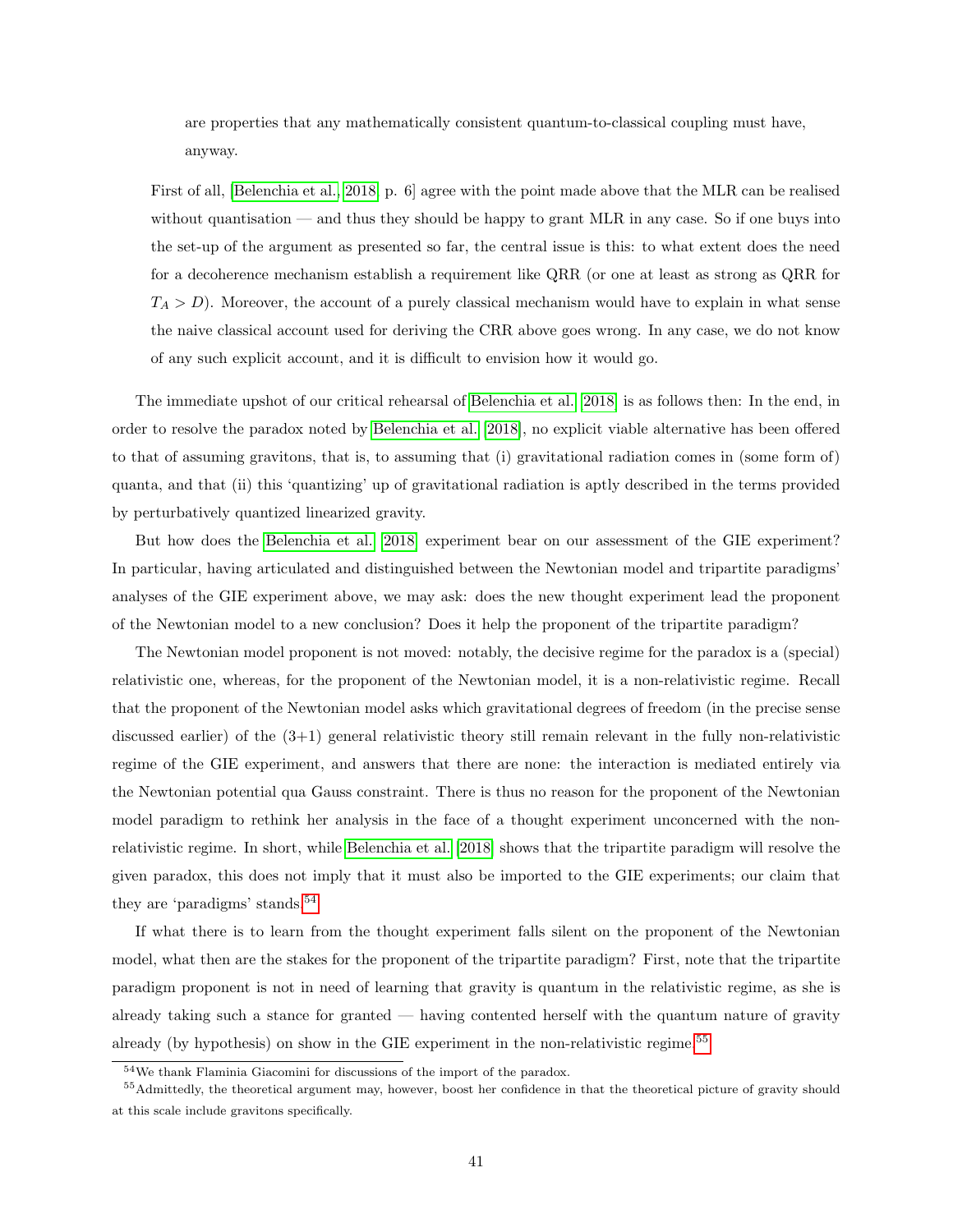are properties that any mathematically consistent quantum-to-classical coupling must have, anyway.

> First of all, [Belenchia et al., 2018, p. 6] agree with the point made above that the MLR can be realised without quantisation — and thus they should be happy to grant MLR in any case. So if one buys into the set-up of the argument as presented so far, the central issue is this: to what extent does the need for a decoherence mechanism establish a requirement like QRR (or one at least as strong as QRR for $T_A > D$). Moreover, the account of a purely classical mechanism would have to explain in what sense the naive classical account used for deriving the CRR above goes wrong. In any case, we do not know of any such explicit account, and it is difficult to envision how it would go.

The immediate upshot of our critical rehearsal of Belenchia et al. [2018] is as follows then: In the end, in order to resolve the paradox noted by Belenchia et al. [2018], no explicit viable alternative has been offered to that of assuming gravitons, that is, to assuming that (i) gravitational radiation comes in (some form of) quanta, and that (ii) this 'quantizing' up of gravitational radiation is aptly described in the terms provided by perturbatively quantized linearized gravity.

But how does the Belenchia et al. [2018] experiment bear on our assessment of the GIE experiment? In particular, having articulated and distinguished between the Newtonian model and tripartite paradigms' analyses of the GIE experiment above, we may ask: does the new thought experiment lead the proponent of the Newtonian model to a new conclusion? Does it help the proponent of the tripartite paradigm?

The Newtonian model proponent is not moved: notably, the decisive regime for the paradox is a (special) relativistic one, whereas, for the proponent of the Newtonian model, it is a non-relativistic regime. Recall that the proponent of the Newtonian model asks which gravitational degrees of freedom (in the precise sense discussed earlier) of the (3+1) general relativistic theory still remain relevant in the fully non-relativistic regime of the GIE experiment, and answers that there are none: the interaction is mediated entirely via the Newtonian potential qua Gauss constraint. There is thus no reason for the proponent of the Newtonian model paradigm to rethink her analysis in the face of a thought experiment unconcerned with the non-relativistic regime. In short, while Belenchia et al. [2018] shows that the tripartite paradigm will resolve the given paradox, this does not imply that it must also be imported to the GIE experiments; our claim that they are 'paradigms' stands.[54]

If what there is to learn from the thought experiment falls silent on the proponent of the Newtonian model, what then are the stakes for the proponent of the tripartite paradigm? First, note that the tripartite paradigm proponent is not in need of learning that gravity is quantum in the relativistic regime, as she is already taking such a stance for granted — having contented herself with the quantum nature of gravity already (by hypothesis) on show in the GIE experiment in the non-relativistic regime.[55]

[54] We thank Flaminia Giacomini for discussions of the import of the paradox.

[55] Admittedly, the theoretical argument may, however, boost her confidence in that the theoretical picture of gravity should at this scale include gravitons specifically.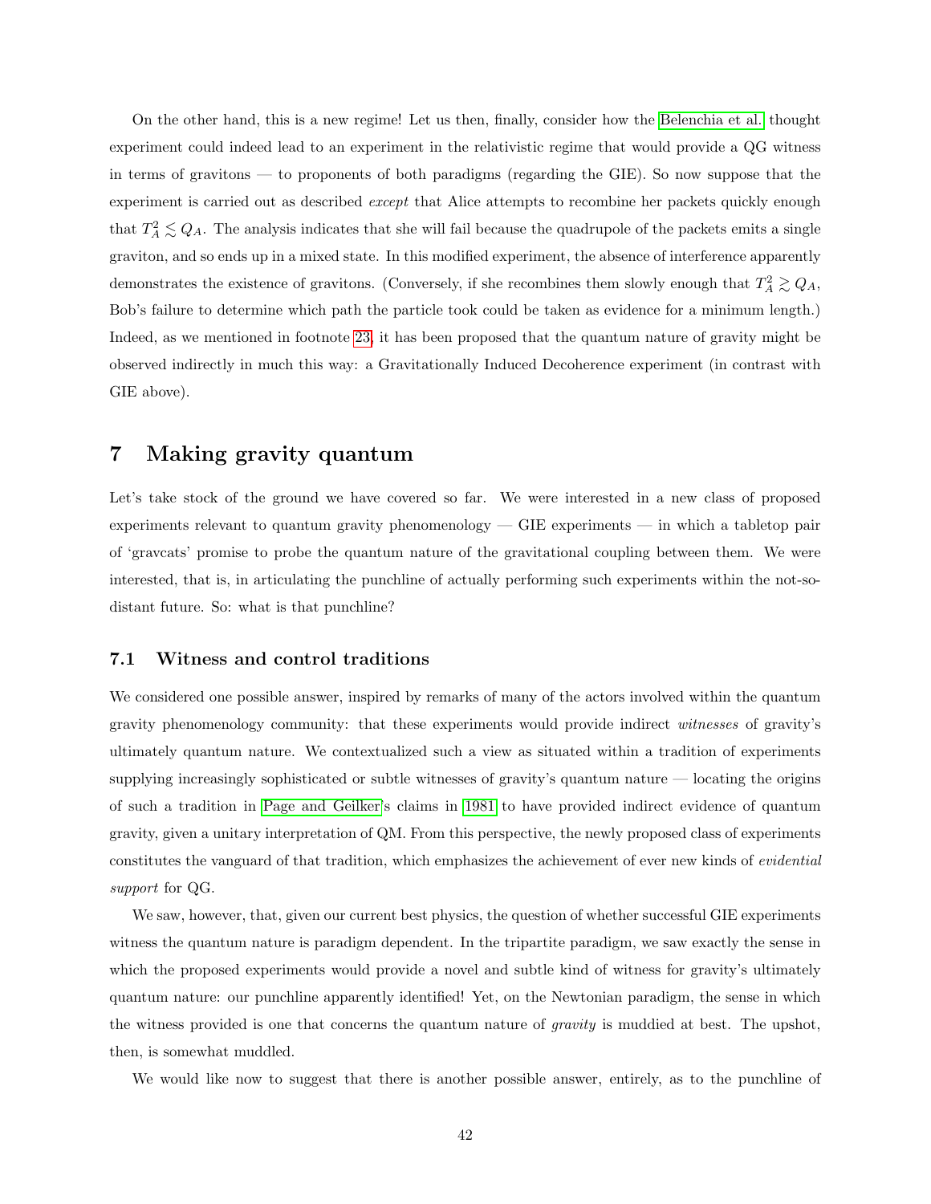On the other hand, this is a new regime! Let us then, finally, consider how the Belenchia et al. thought experiment could indeed lead to an experiment in the relativistic regime that would provide a QG witness in terms of gravitons — to proponents of both paradigms (regarding the GIE). So now suppose that the experiment is carried out as described *except* that Alice attempts to recombine her packets quickly enough that $T_A^2 \lesssim Q_A$. The analysis indicates that she will fail because the quadrupole of the packets emits a single graviton, and so ends up in a mixed state. In this modified experiment, the absence of interference apparently demonstrates the existence of gravitons. (Conversely, if she recombines them slowly enough that $T_A^2 \gtrsim Q_A$, Bob's failure to determine which path the particle took could be taken as evidence for a minimum length.) Indeed, as we mentioned in footnote 23, it has been proposed that the quantum nature of gravity might be observed indirectly in much this way: a Gravitationally Induced Decoherence experiment (in contrast with GIE above).

# 7 Making gravity quantum

Let's take stock of the ground we have covered so far. We were interested in a new class of proposed experiments relevant to quantum gravity phenomenology — GIE experiments — in which a tabletop pair of 'gravcats' promise to probe the quantum nature of the gravitational coupling between them. We were interested, that is, in articulating the punchline of actually performing such experiments within the not-so-distant future. So: what is that punchline?

## 7.1 Witness and control traditions

We considered one possible answer, inspired by remarks of many of the actors involved within the quantum gravity phenomenology community: that these experiments would provide indirect *witnesses* of gravity's ultimately quantum nature. We contextualized such a view as situated within a tradition of experiments supplying increasingly sophisticated or subtle witnesses of gravity's quantum nature — locating the origins of such a tradition in Page and Geilker's claims in 1981 to have provided indirect evidence of quantum gravity, given a unitary interpretation of QM. From this perspective, the newly proposed class of experiments constitutes the vanguard of that tradition, which emphasizes the achievement of ever new kinds of *evidential support* for QG.

We saw, however, that, given our current best physics, the question of whether successful GIE experiments witness the quantum nature is paradigm dependent. In the tripartite paradigm, we saw exactly the sense in which the proposed experiments would provide a novel and subtle kind of witness for gravity's ultimately quantum nature: our punchline apparently identified! Yet, on the Newtonian paradigm, the sense in which the witness provided is one that concerns the quantum nature of *gravity* is muddied at best. The upshot, then, is somewhat muddled.

We would like now to suggest that there is another possible answer, entirely, as to the punchline of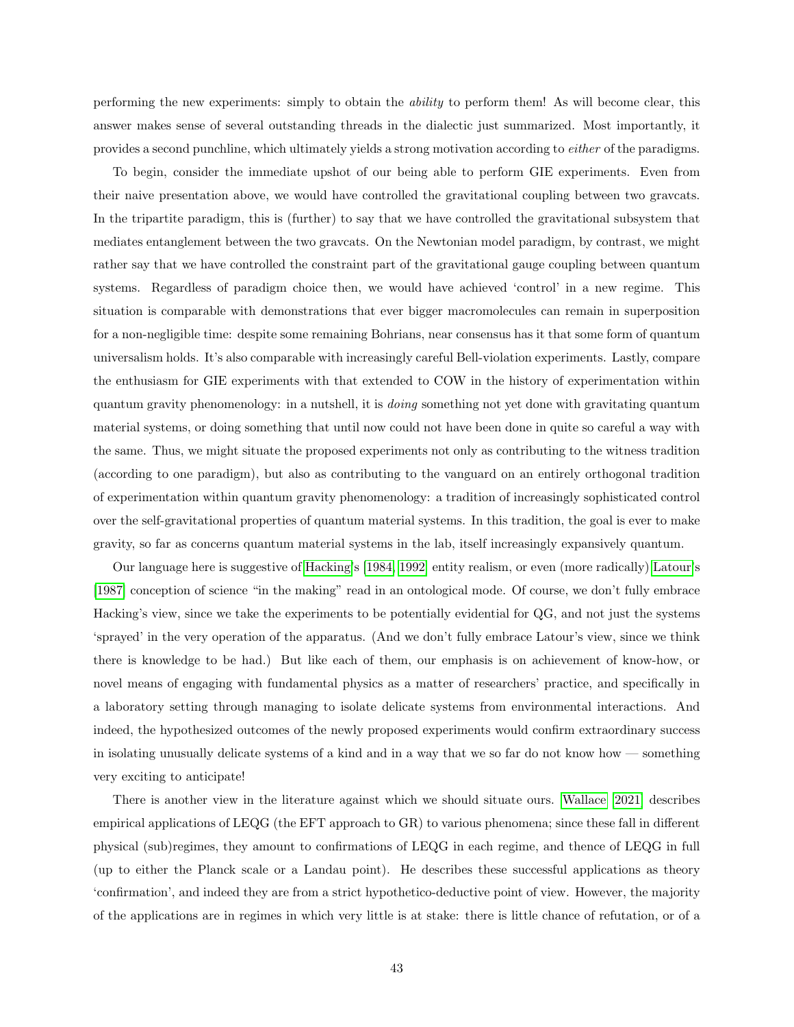performing the new experiments: simply to obtain the *ability* to perform them! As will become clear, this answer makes sense of several outstanding threads in the dialectic just summarized. Most importantly, it provides a second punchline, which ultimately yields a strong motivation according to *either* of the paradigms.

To begin, consider the immediate upshot of our being able to perform GIE experiments. Even from their naive presentation above, we would have controlled the gravitational coupling between two gravcats. In the tripartite paradigm, this is (further) to say that we have controlled the gravitational subsystem that mediates entanglement between the two gravcats. On the Newtonian model paradigm, by contrast, we might rather say that we have controlled the constraint part of the gravitational gauge coupling between quantum systems. Regardless of paradigm choice then, we would have achieved 'control' in a new regime. This situation is comparable with demonstrations that ever bigger macromolecules can remain in superposition for a non-negligible time: despite some remaining Bohrians, near consensus has it that some form of quantum universalism holds. It's also comparable with increasingly careful Bell-violation experiments. Lastly, compare the enthusiasm for GIE experiments with that extended to COW in the history of experimentation within quantum gravity phenomenology: in a nutshell, it is *doing* something not yet done with gravitating quantum material systems, or doing something that until now could not have been done in quite so careful a way with the same. Thus, we might situate the proposed experiments not only as contributing to the witness tradition (according to one paradigm), but also as contributing to the vanguard on an entirely orthogonal tradition of experimentation within quantum gravity phenomenology: a tradition of increasingly sophisticated control over the self-gravitational properties of quantum material systems. In this tradition, the goal is ever to make gravity, so far as concerns quantum material systems in the lab, itself increasingly expansively quantum.

Our language here is suggestive of Hacking's [1984, 1992] entity realism, or even (more radically) Latour's [1987] conception of science "in the making" read in an ontological mode. Of course, we don't fully embrace Hacking's view, since we take the experiments to be potentially evidential for QG, and not just the systems 'sprayed' in the very operation of the apparatus. (And we don't fully embrace Latour's view, since we think there is knowledge to be had.) But like each of them, our emphasis is on achievement of know-how, or novel means of engaging with fundamental physics as a matter of researchers' practice, and specifically in a laboratory setting through managing to isolate delicate systems from environmental interactions. And indeed, the hypothesized outcomes of the newly proposed experiments would confirm extraordinary success in isolating unusually delicate systems of a kind and in a way that we so far do not know how — something very exciting to anticipate!

There is another view in the literature against which we should situate ours. Wallace [2021] describes empirical applications of LEQG (the EFT approach to GR) to various phenomena; since these fall in different physical (sub)regimes, they amount to confirmations of LEQG in each regime, and thence of LEQG in full (up to either the Planck scale or a Landau point). He describes these successful applications as theory 'confirmation', and indeed they are from a strict hypothetico-deductive point of view. However, the majority of the applications are in regimes in which very little is at stake: there is little chance of refutation, or of a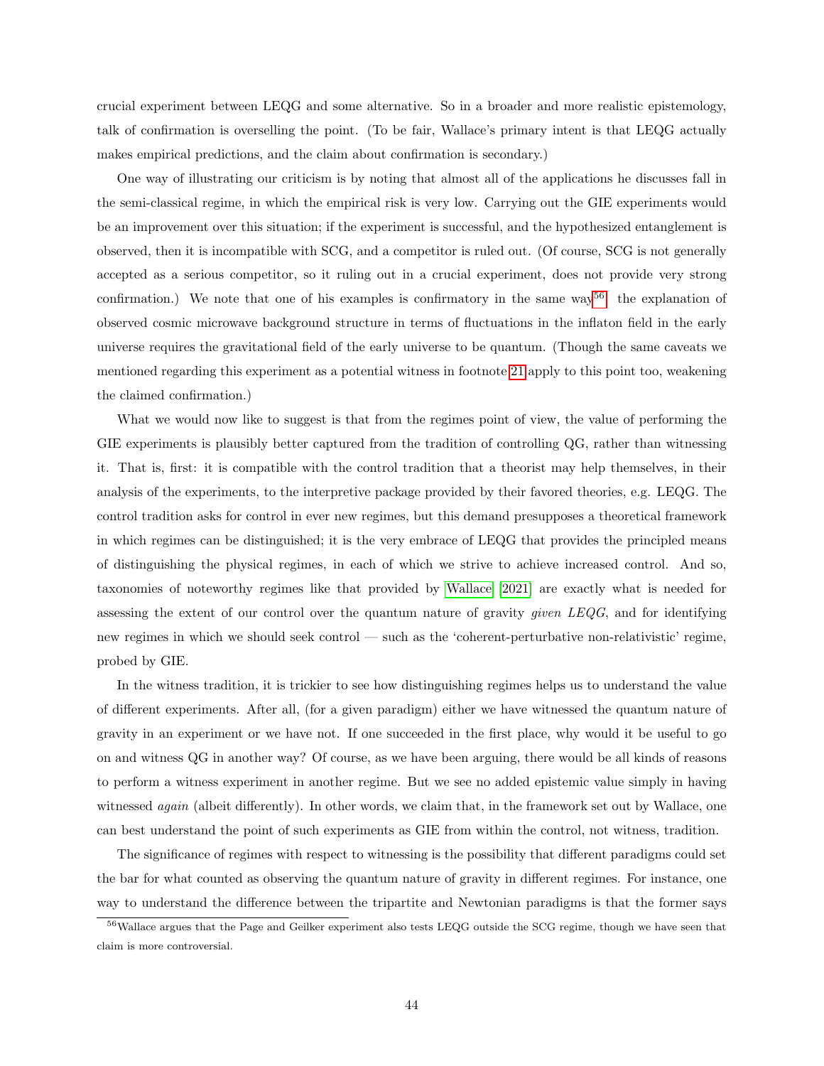crucial experiment between LEQG and some alternative. So in a broader and more realistic epistemology, talk of confirmation is overselling the point. (To be fair, Wallace's primary intent is that LEQG actually makes empirical predictions, and the claim about confirmation is secondary.)

One way of illustrating our criticism is by noting that almost all of the applications he discusses fall in the semi-classical regime, in which the empirical risk is very low. Carrying out the GIE experiments would be an improvement over this situation; if the experiment is successful, and the hypothesized entanglement is observed, then it is incompatible with SCG, and a competitor is ruled out. (Of course, SCG is not generally accepted as a serious competitor, so it ruling out in a crucial experiment, does not provide very strong confirmation.) We note that one of his examples is confirmatory in the same way[56]: the explanation of observed cosmic microwave background structure in terms of fluctuations in the inflaton field in the early universe requires the gravitational field of the early universe to be quantum. (Though the same caveats we mentioned regarding this experiment as a potential witness in footnote 21 apply to this point too, weakening the claimed confirmation.)

What we would now like to suggest is that from the regimes point of view, the value of performing the GIE experiments is plausibly better captured from the tradition of controlling QG, rather than witnessing it. That is, first: it is compatible with the control tradition that a theorist may help themselves, in their analysis of the experiments, to the interpretive package provided by their favored theories, e.g. LEQG. The control tradition asks for control in ever new regimes, but this demand presupposes a theoretical framework in which regimes can be distinguished; it is the very embrace of LEQG that provides the principled means of distinguishing the physical regimes, in each of which we strive to achieve increased control. And so, taxonomies of noteworthy regimes like that provided by Wallace [2021] are exactly what is needed for assessing the extent of our control over the quantum nature of gravity *given LEQG*, and for identifying new regimes in which we should seek control — such as the 'coherent-perturbative non-relativistic' regime, probed by GIE.

In the witness tradition, it is trickier to see how distinguishing regimes helps us to understand the value of different experiments. After all, (for a given paradigm) either we have witnessed the quantum nature of gravity in an experiment or we have not. If one succeeded in the first place, why would it be useful to go on and witness QG in another way? Of course, as we have been arguing, there would be all kinds of reasons to perform a witness experiment in another regime. But we see no added epistemic value simply in having witnessed *again* (albeit differently). In other words, we claim that, in the framework set out by Wallace, one can best understand the point of such experiments as GIE from within the control, not witness, tradition.

The significance of regimes with respect to witnessing is the possibility that different paradigms could set the bar for what counted as observing the quantum nature of gravity in different regimes. For instance, one way to understand the difference between the tripartite and Newtonian paradigms is that the former says

[56]Wallace argues that the Page and Geilker experiment also tests LEQG outside the SCG regime, though we have seen that claim is more controversial.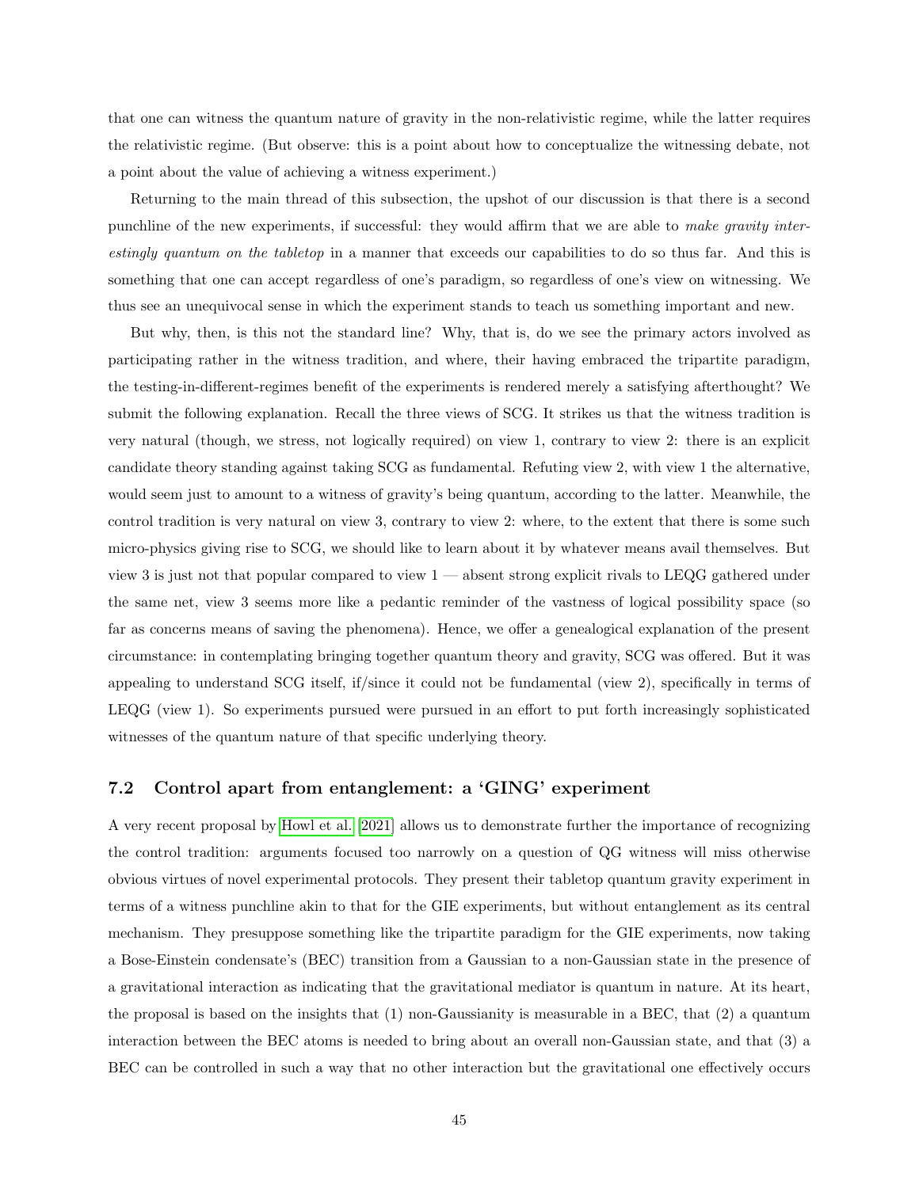that one can witness the quantum nature of gravity in the non-relativistic regime, while the latter requires the relativistic regime. (But observe: this is a point about how to conceptualize the witnessing debate, not a point about the value of achieving a witness experiment.)

Returning to the main thread of this subsection, the upshot of our discussion is that there is a second punchline of the new experiments, if successful: they would affirm that we are able to *make gravity interestingly quantum on the tabletop* in a manner that exceeds our capabilities to do so thus far. And this is something that one can accept regardless of one's paradigm, so regardless of one's view on witnessing. We thus see an unequivocal sense in which the experiment stands to teach us something important and new.

But why, then, is this not the standard line? Why, that is, do we see the primary actors involved as participating rather in the witness tradition, and where, their having embraced the tripartite paradigm, the testing-in-different-regimes benefit of the experiments is rendered merely a satisfying afterthought? We submit the following explanation. Recall the three views of SCG. It strikes us that the witness tradition is very natural (though, we stress, not logically required) on view 1, contrary to view 2: there is an explicit candidate theory standing against taking SCG as fundamental. Refuting view 2, with view 1 the alternative, would seem just to amount to a witness of gravity's being quantum, according to the latter. Meanwhile, the control tradition is very natural on view 3, contrary to view 2: where, to the extent that there is some such micro-physics giving rise to SCG, we should like to learn about it by whatever means avail themselves. But view 3 is just not that popular compared to view 1 — absent strong explicit rivals to LEQG gathered under the same net, view 3 seems more like a pedantic reminder of the vastness of logical possibility space (so far as concerns means of saving the phenomena). Hence, we offer a genealogical explanation of the present circumstance: in contemplating bringing together quantum theory and gravity, SCG was offered. But it was appealing to understand SCG itself, if/since it could not be fundamental (view 2), specifically in terms of LEQG (view 1). So experiments pursued were pursued in an effort to put forth increasingly sophisticated witnesses of the quantum nature of that specific underlying theory.

### 7.2 Control apart from entanglement: a 'GING' experiment

A very recent proposal by Howl et al. [2021] allows us to demonstrate further the importance of recognizing the control tradition: arguments focused too narrowly on a question of QG witness will miss otherwise obvious virtues of novel experimental protocols. They present their tabletop quantum gravity experiment in terms of a witness punchline akin to that for the GIE experiments, but without entanglement as its central mechanism. They presuppose something like the tripartite paradigm for the GIE experiments, now taking a Bose-Einstein condensate's (BEC) transition from a Gaussian to a non-Gaussian state in the presence of a gravitational interaction as indicating that the gravitational mediator is quantum in nature. At its heart, the proposal is based on the insights that (1) non-Gaussianity is measurable in a BEC, that (2) a quantum interaction between the BEC atoms is needed to bring about an overall non-Gaussian state, and that (3) a BEC can be controlled in such a way that no other interaction but the gravitational one effectively occurs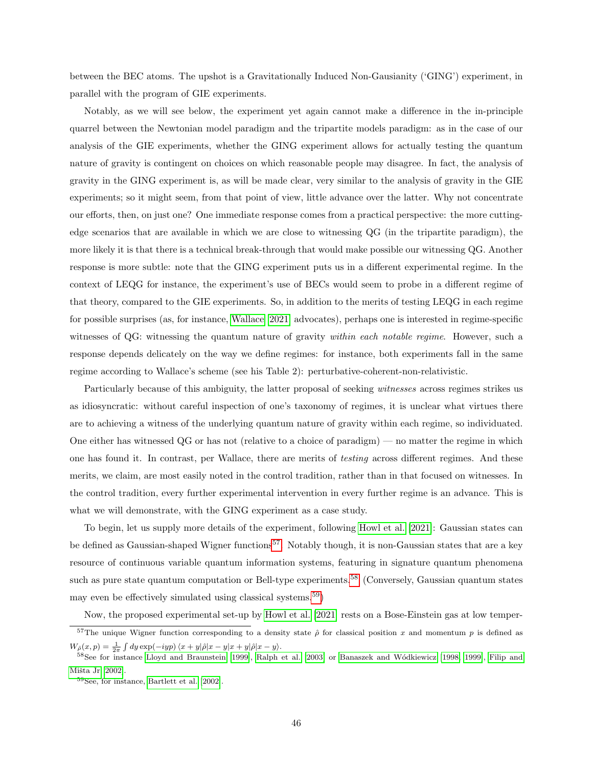between the BEC atoms. The upshot is a Gravitationally Induced Non-Gausianity ('GING') experiment, in parallel with the program of GIE experiments.

Notably, as we will see below, the experiment yet again cannot make a difference in the in-principle quarrel between the Newtonian model paradigm and the tripartite models paradigm: as in the case of our analysis of the GIE experiments, whether the GING experiment allows for actually testing the quantum nature of gravity is contingent on choices on which reasonable people may disagree. In fact, the analysis of gravity in the GING experiment is, as will be made clear, very similar to the analysis of gravity in the GIE experiments; so it might seem, from that point of view, little advance over the latter. Why not concentrate our efforts, then, on just one? One immediate response comes from a practical perspective: the more cutting-edge scenarios that are available in which we are close to witnessing QG (in the tripartite paradigm), the more likely it is that there is a technical break-through that would make possible our witnessing QG. Another response is more subtle: note that the GING experiment puts us in a different experimental regime. In the context of LEQG for instance, the experiment's use of BECs would seem to probe in a different regime of that theory, compared to the GIE experiments. So, in addition to the merits of testing LEQG in each regime for possible surprises (as, for instance, Wallace 2021 advocates), perhaps one is interested in regime-specific witnesses of QG: witnessing the quantum nature of gravity *within each notable regime*. However, such a response depends delicately on the way we define regimes: for instance, both experiments fall in the same regime according to Wallace's scheme (see his Table 2): perturbative-coherent-non-relativistic.

Particularly because of this ambiguity, the latter proposal of seeking *witnesses* across regimes strikes us as idiosyncratic: without careful inspection of one's taxonomy of regimes, it is unclear what virtues there are to achieving a witness of the underlying quantum nature of gravity within each regime, so individuated. One either has witnessed QG or has not (relative to a choice of paradigm) — no matter the regime in which one has found it. In contrast, per Wallace, there are merits of *testing* across different regimes. And these merits, we claim, are most easily noted in the control tradition, rather than in that focused on witnesses. In the control tradition, every further experimental intervention in every further regime is an advance. This is what we will demonstrate, with the GING experiment as a case study.

To begin, let us supply more details of the experiment, following Howl et al. (2021): Gaussian states can be defined as Gaussian-shaped Wigner functions[57]. Notably though, it is non-Gaussian states that are a key resource of continuous variable quantum information systems, featuring in signature quantum phenomena such as pure state quantum computation or Bell-type experiments.[58] (Conversely, Gaussian quantum states may even be effectively simulated using classical systems.[59])

Now, the proposed experimental set-up by Howl et al. (2021) rests on a Bose-Einstein gas at low temper-

---

[57] The unique Wigner function corresponding to a density state $\hat{\rho}$ for classical position $x$ and momentum $p$ is defined as $W_{\hat{\rho}}(x,p) = \frac{1}{2\pi}\int dy \exp(-iyp)\,\langle x+y|\hat{\rho}|x-y|x+y|\hat{\rho}|x-y\rangle$.

[58] See for instance Lloyd and Braunstein (1999), Ralph et al. (2003) or Banaszek and Wódkiewicz (1998, 1999), Filip and Mišta Jr (2002).

[59] See, for instance, Bartlett et al. (2002).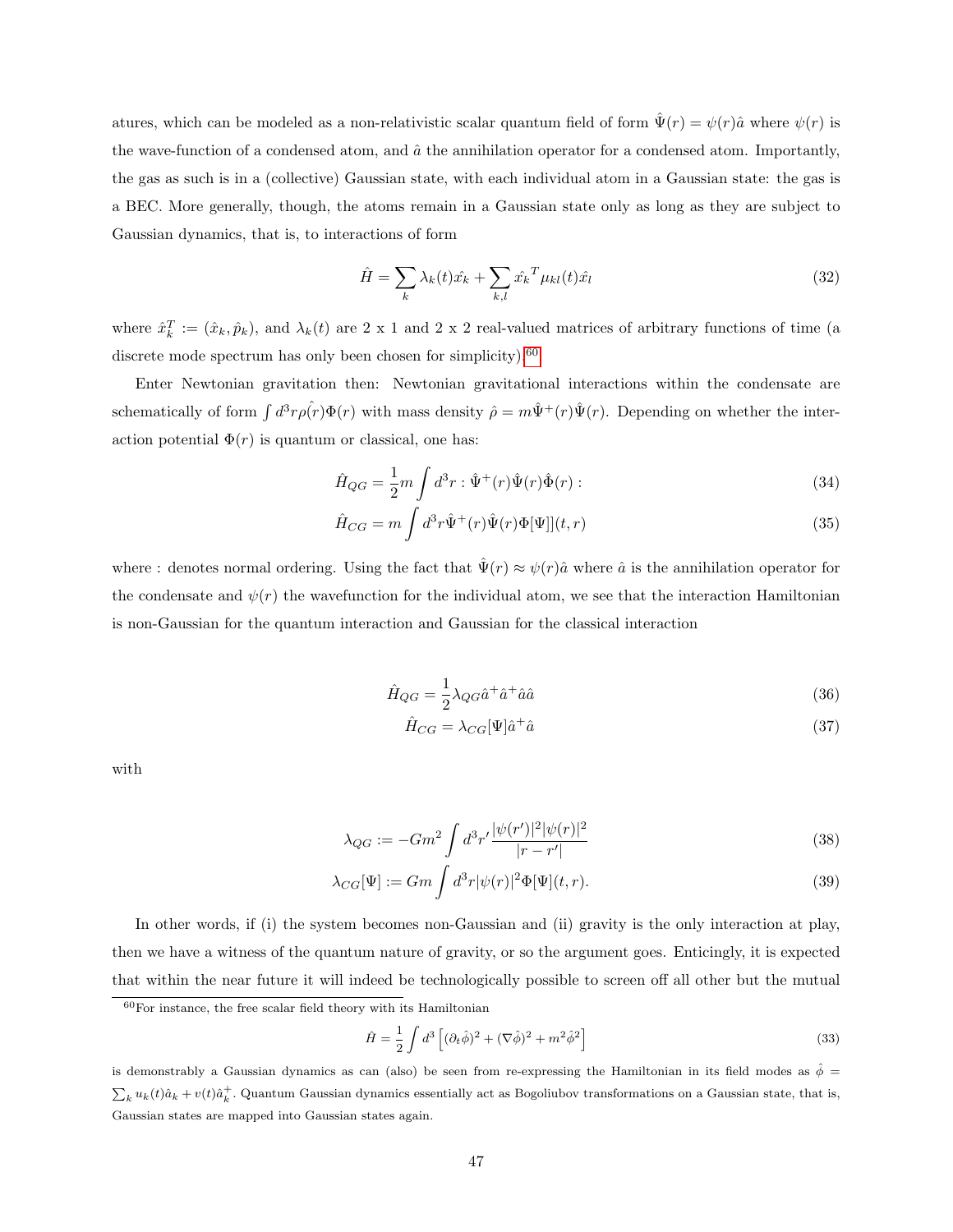atures, which can be modeled as a non-relativistic scalar quantum field of form $\hat{\Psi}(r) = \psi(r)\hat{a}$ where $\psi(r)$ is the wave-function of a condensed atom, and $\hat{a}$ the annihilation operator for a condensed atom. Importantly, the gas as such is in a (collective) Gaussian state, with each individual atom in a Gaussian state: the gas is a BEC. More generally, though, the atoms remain in a Gaussian state only as long as they are subject to Gaussian dynamics, that is, to interactions of form

$$\hat{H} = \sum_k \lambda_k(t)\hat{x_k} + \sum_{k,l} \hat{x_k}^T \mu_{kl}(t)\hat{x_l} \tag{32}$$

where $\hat{x}_k^T := (\hat{x}_k, \hat{p}_k)$, and $\lambda_k(t)$ are 2 x 1 and 2 x 2 real-valued matrices of arbitrary functions of time (a discrete mode spectrum has only been chosen for simplicity).[60]

Enter Newtonian gravitation then: Newtonian gravitational interactions within the condensate are schematically of form $\int d^3r \hat{\rho(r)}\Phi(r)$ with mass density $\hat{\rho} = m\hat{\Psi}^+(r)\hat{\Psi}(r)$. Depending on whether the interaction potential $\Phi(r)$ is quantum or classical, one has:

$$\hat{H}_{QG} = \frac{1}{2}m \int d^3r : \hat{\Psi}^+(r)\hat{\Psi}(r)\hat{\Phi}(r) : \tag{34}$$

$$\hat{H}_{CG} = m \int d^3r \hat{\Psi}^+(r)\hat{\Psi}(r)\Phi[\Psi]](t,r) \tag{35}$$

where : denotes normal ordering. Using the fact that $\hat{\Psi}(r) \approx \psi(r)\hat{a}$ where $\hat{a}$ is the annihilation operator for the condensate and $\psi(r)$ the wavefunction for the individual atom, we see that the interaction Hamiltonian is non-Gaussian for the quantum interaction and Gaussian for the classical interaction

$$\hat{H}_{QG} = \frac{1}{2}\lambda_{QG}\hat{a}^+\hat{a}^+\hat{a}\hat{a} \tag{36}$$

$$\hat{H}_{CG} = \lambda_{CG}[\Psi]\hat{a}^+\hat{a} \tag{37}$$

with

$$\lambda_{QG} := -Gm^2 \int d^3r' \frac{|\psi(r')|^2|\psi(r)|^2}{|r - r'|} \tag{38}$$

$$\lambda_{CG}[\Psi] := Gm \int d^3r |\psi(r)|^2 \Phi[\Psi](t,r). \tag{39}$$

In other words, if (i) the system becomes non-Gaussian and (ii) gravity is the only interaction at play, then we have a witness of the quantum nature of gravity, or so the argument goes. Enticingly, it is expected that within the near future it will indeed be technologically possible to screen off all other but the mutual

[60] For instance, the free scalar field theory with its Hamiltonian

$$\hat{H} = \frac{1}{2}\int d^3 \left[(\partial_t\hat{\phi})^2 + (\nabla\hat{\phi})^2 + m^2\hat{\phi}^2\right] \tag{33}$$

is demonstrably a Gaussian dynamics as can (also) be seen from re-expressing the Hamiltonian in its field modes as $\hat{\phi} = \sum_k u_k(t)\hat{a}_k + v(t)\hat{a}_k^+$. Quantum Gaussian dynamics essentially act as Bogoliubov transformations on a Gaussian state, that is, Gaussian states are mapped into Gaussian states again.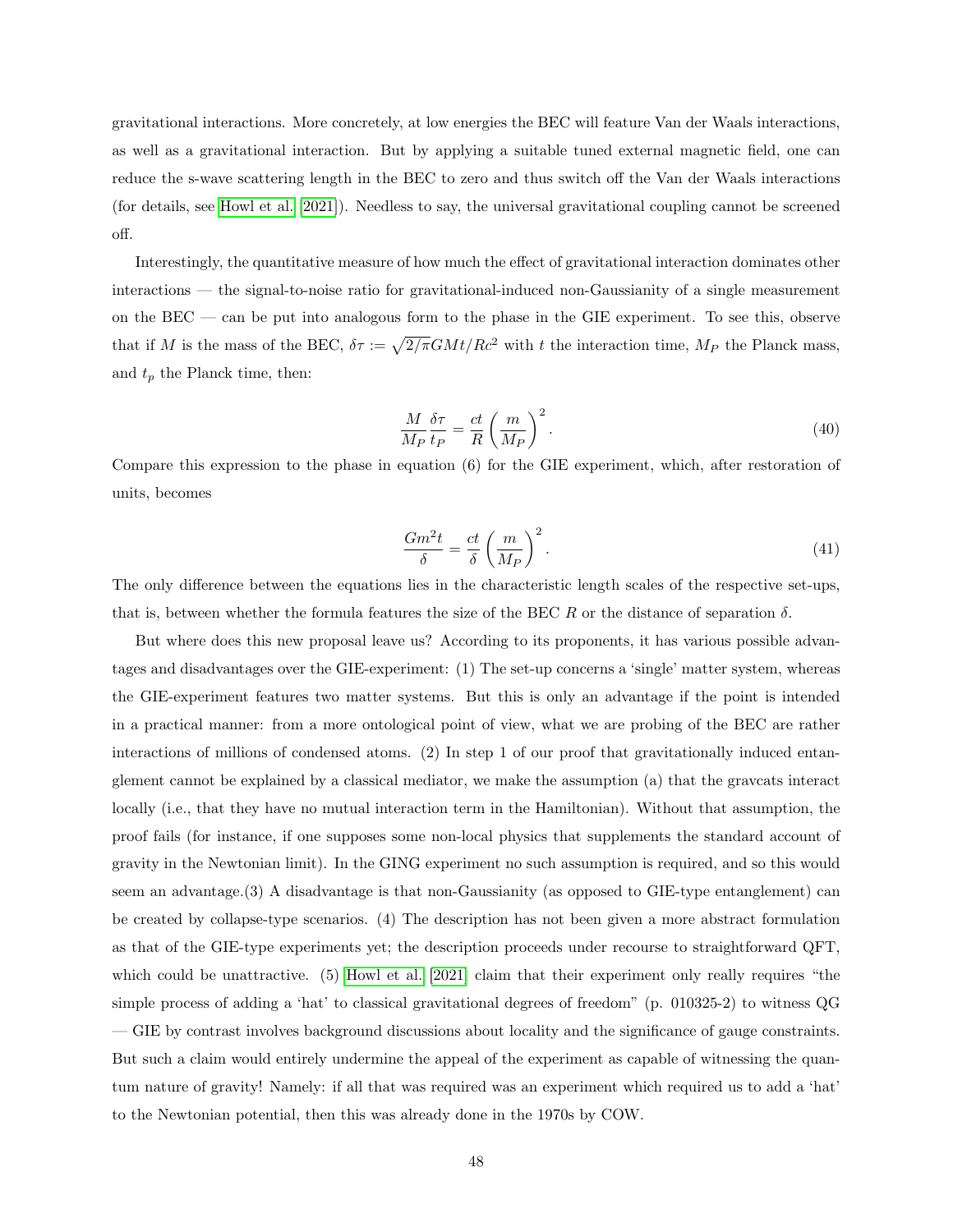gravitational interactions. More concretely, at low energies the BEC will feature Van der Waals interactions, as well as a gravitational interaction. But by applying a suitable tuned external magnetic field, one can reduce the s-wave scattering length in the BEC to zero and thus switch off the Van der Waals interactions (for details, see Howl et al. [2021]). Needless to say, the universal gravitational coupling cannot be screened off.

Interestingly, the quantitative measure of how much the effect of gravitational interaction dominates other interactions — the signal-to-noise ratio for gravitational-induced non-Gaussianity of a single measurement on the BEC — can be put into analogous form to the phase in the GIE experiment. To see this, observe that if $M$ is the mass of the BEC, $\delta\tau := \sqrt{2/\pi}GMt/Rc^2$ with $t$ the interaction time, $M_P$ the Planck mass, and $t_p$ the Planck time, then:

$$\frac{M}{M_P}\frac{\delta\tau}{t_P} = \frac{ct}{R}\left(\frac{m}{M_P}\right)^2. \tag{40}$$

Compare this expression to the phase in equation (6) for the GIE experiment, which, after restoration of units, becomes

$$\frac{Gm^2 t}{\delta} = \frac{ct}{\delta}\left(\frac{m}{M_P}\right)^2. \tag{41}$$

The only difference between the equations lies in the characteristic length scales of the respective set-ups, that is, between whether the formula features the size of the BEC $R$ or the distance of separation $\delta$.

But where does this new proposal leave us? According to its proponents, it has various possible advantages and disadvantages over the GIE-experiment: (1) The set-up concerns a 'single' matter system, whereas the GIE-experiment features two matter systems. But this is only an advantage if the point is intended in a practical manner: from a more ontological point of view, what we are probing of the BEC are rather interactions of millions of condensed atoms. (2) In step 1 of our proof that gravitationally induced entanglement cannot be explained by a classical mediator, we make the assumption (a) that the gravcats interact locally (i.e., that they have no mutual interaction term in the Hamiltonian). Without that assumption, the proof fails (for instance, if one supposes some non-local physics that supplements the standard account of gravity in the Newtonian limit). In the GING experiment no such assumption is required, and so this would seem an advantage.(3) A disadvantage is that non-Gaussianity (as opposed to GIE-type entanglement) can be created by collapse-type scenarios. (4) The description has not been given a more abstract formulation as that of the GIE-type experiments yet; the description proceeds under recourse to straightforward QFT, which could be unattractive. (5) Howl et al. [2021] claim that their experiment only really requires "the simple process of adding a 'hat' to classical gravitational degrees of freedom" (p. 010325-2) to witness QG — GIE by contrast involves background discussions about locality and the significance of gauge constraints. But such a claim would entirely undermine the appeal of the experiment as capable of witnessing the quantum nature of gravity! Namely: if all that was required was an experiment which required us to add a 'hat' to the Newtonian potential, then this was already done in the 1970s by COW.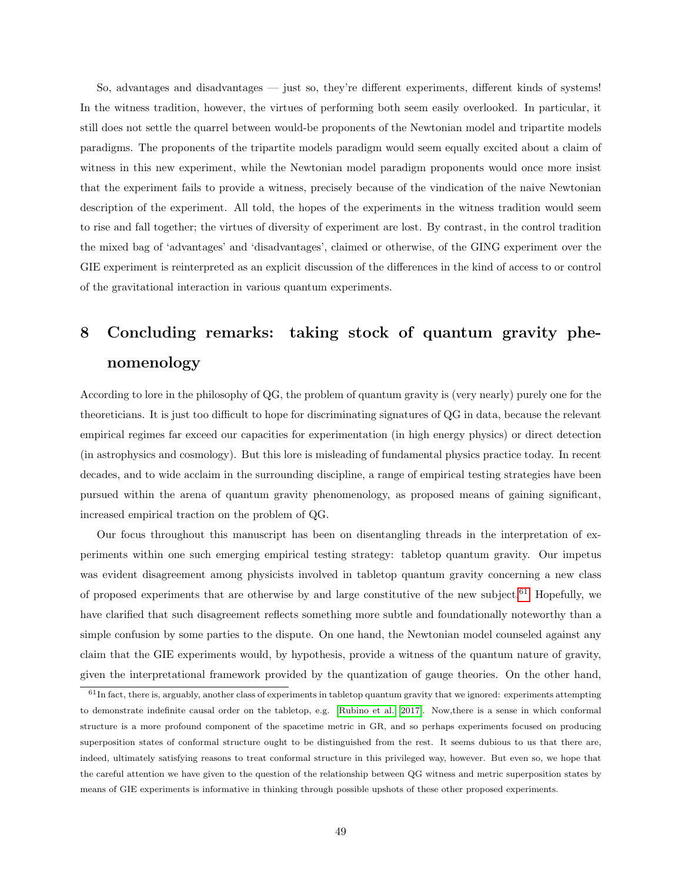So, advantages and disadvantages — just so, they're different experiments, different kinds of systems! In the witness tradition, however, the virtues of performing both seem easily overlooked. In particular, it still does not settle the quarrel between would-be proponents of the Newtonian model and tripartite models paradigms. The proponents of the tripartite models paradigm would seem equally excited about a claim of witness in this new experiment, while the Newtonian model paradigm proponents would once more insist that the experiment fails to provide a witness, precisely because of the vindication of the naive Newtonian description of the experiment. All told, the hopes of the experiments in the witness tradition would seem to rise and fall together; the virtues of diversity of experiment are lost. By contrast, in the control tradition the mixed bag of 'advantages' and 'disadvantages', claimed or otherwise, of the GING experiment over the GIE experiment is reinterpreted as an explicit discussion of the differences in the kind of access to or control of the gravitational interaction in various quantum experiments.

# 8 Concluding remarks: taking stock of quantum gravity phenomenology

According to lore in the philosophy of QG, the problem of quantum gravity is (very nearly) purely one for the theoreticians. It is just too difficult to hope for discriminating signatures of QG in data, because the relevant empirical regimes far exceed our capacities for experimentation (in high energy physics) or direct detection (in astrophysics and cosmology). But this lore is misleading of fundamental physics practice today. In recent decades, and to wide acclaim in the surrounding discipline, a range of empirical testing strategies have been pursued within the arena of quantum gravity phenomenology, as proposed means of gaining significant, increased empirical traction on the problem of QG.

Our focus throughout this manuscript has been on disentangling threads in the interpretation of experiments within one such emerging empirical testing strategy: tabletop quantum gravity. Our impetus was evident disagreement among physicists involved in tabletop quantum gravity concerning a new class of proposed experiments that are otherwise by and large constitutive of the new subject.[61] Hopefully, we have clarified that such disagreement reflects something more subtle and foundationally noteworthy than a simple confusion by some parties to the dispute. On one hand, the Newtonian model counseled against any claim that the GIE experiments would, by hypothesis, provide a witness of the quantum nature of gravity, given the interpretational framework provided by the quantization of gauge theories. On the other hand,

[61] In fact, there is, arguably, another class of experiments in tabletop quantum gravity that we ignored: experiments attempting to demonstrate indefinite causal order on the tabletop, e.g. [Rubino et al., 2017]. Now,there is a sense in which conformal structure is a more profound component of the spacetime metric in GR, and so perhaps experiments focused on producing superposition states of conformal structure ought to be distinguished from the rest. It seems dubious to us that there are, indeed, ultimately satisfying reasons to treat conformal structure in this privileged way, however. But even so, we hope that the careful attention we have given to the question of the relationship between QG witness and metric superposition states by means of GIE experiments is informative in thinking through possible upshots of these other proposed experiments.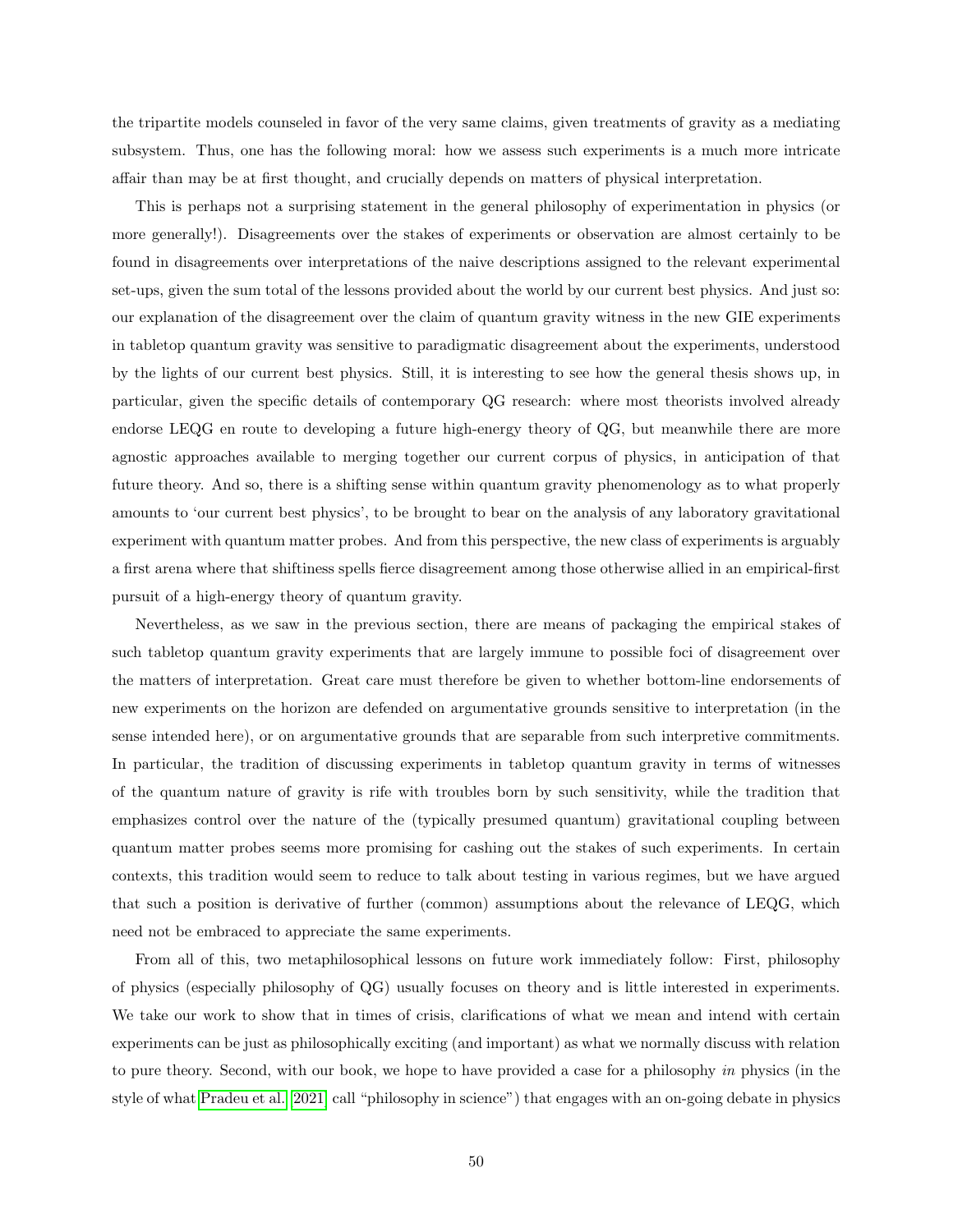the tripartite models counseled in favor of the very same claims, given treatments of gravity as a mediating subsystem. Thus, one has the following moral: how we assess such experiments is a much more intricate affair than may be at first thought, and crucially depends on matters of physical interpretation.

This is perhaps not a surprising statement in the general philosophy of experimentation in physics (or more generally!). Disagreements over the stakes of experiments or observation are almost certainly to be found in disagreements over interpretations of the naive descriptions assigned to the relevant experimental set-ups, given the sum total of the lessons provided about the world by our current best physics. And just so: our explanation of the disagreement over the claim of quantum gravity witness in the new GIE experiments in tabletop quantum gravity was sensitive to paradigmatic disagreement about the experiments, understood by the lights of our current best physics. Still, it is interesting to see how the general thesis shows up, in particular, given the specific details of contemporary QG research: where most theorists involved already endorse LEQG en route to developing a future high-energy theory of QG, but meanwhile there are more agnostic approaches available to merging together our current corpus of physics, in anticipation of that future theory. And so, there is a shifting sense within quantum gravity phenomenology as to what properly amounts to 'our current best physics', to be brought to bear on the analysis of any laboratory gravitational experiment with quantum matter probes. And from this perspective, the new class of experiments is arguably a first arena where that shiftiness spells fierce disagreement among those otherwise allied in an empirical-first pursuit of a high-energy theory of quantum gravity.

Nevertheless, as we saw in the previous section, there are means of packaging the empirical stakes of such tabletop quantum gravity experiments that are largely immune to possible foci of disagreement over the matters of interpretation. Great care must therefore be given to whether bottom-line endorsements of new experiments on the horizon are defended on argumentative grounds sensitive to interpretation (in the sense intended here), or on argumentative grounds that are separable from such interpretive commitments. In particular, the tradition of discussing experiments in tabletop quantum gravity in terms of witnesses of the quantum nature of gravity is rife with troubles born by such sensitivity, while the tradition that emphasizes control over the nature of the (typically presumed quantum) gravitational coupling between quantum matter probes seems more promising for cashing out the stakes of such experiments. In certain contexts, this tradition would seem to reduce to talk about testing in various regimes, but we have argued that such a position is derivative of further (common) assumptions about the relevance of LEQG, which need not be embraced to appreciate the same experiments.

From all of this, two metaphilosophical lessons on future work immediately follow: First, philosophy of physics (especially philosophy of QG) usually focuses on theory and is little interested in experiments. We take our work to show that in times of crisis, clarifications of what we mean and intend with certain experiments can be just as philosophically exciting (and important) as what we normally discuss with relation to pure theory. Second, with our book, we hope to have provided a case for a philosophy *in* physics (in the style of what Pradeu et al. 2021 call "philosophy in science") that engages with an on-going debate in physics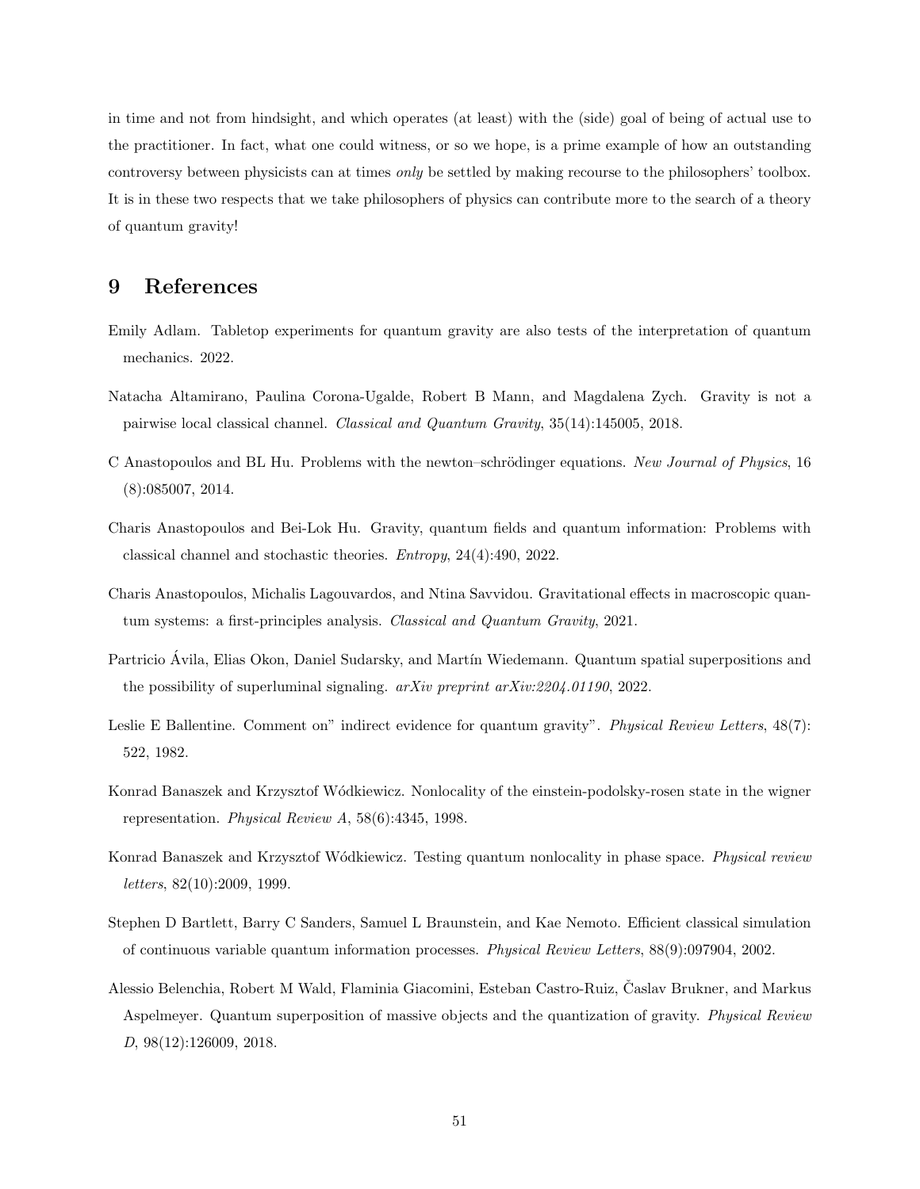in time and not from hindsight, and which operates (at least) with the (side) goal of being of actual use to the practitioner. In fact, what one could witness, or so we hope, is a prime example of how an outstanding controversy between physicists can at times *only* be settled by making recourse to the philosophers' toolbox. It is in these two respects that we take philosophers of physics can contribute more to the search of a theory of quantum gravity!

# 9 References

Emily Adlam. Tabletop experiments for quantum gravity are also tests of the interpretation of quantum mechanics. 2022.

Natacha Altamirano, Paulina Corona-Ugalde, Robert B Mann, and Magdalena Zych. Gravity is not a pairwise local classical channel. *Classical and Quantum Gravity*, 35(14):145005, 2018.

C Anastopoulos and BL Hu. Problems with the newton–schrödinger equations. *New Journal of Physics*, 16 (8):085007, 2014.

Charis Anastopoulos and Bei-Lok Hu. Gravity, quantum fields and quantum information: Problems with classical channel and stochastic theories. *Entropy*, 24(4):490, 2022.

Charis Anastopoulos, Michalis Lagouvardos, and Ntina Savvidou. Gravitational effects in macroscopic quantum systems: a first-principles analysis. *Classical and Quantum Gravity*, 2021.

Partricio Ávila, Elias Okon, Daniel Sudarsky, and Martín Wiedemann. Quantum spatial superpositions and the possibility of superluminal signaling. *arXiv preprint arXiv:2204.01190*, 2022.

Leslie E Ballentine. Comment on" indirect evidence for quantum gravity". *Physical Review Letters*, 48(7): 522, 1982.

Konrad Banaszek and Krzysztof Wódkiewicz. Nonlocality of the einstein-podolsky-rosen state in the wigner representation. *Physical Review A*, 58(6):4345, 1998.

Konrad Banaszek and Krzysztof Wódkiewicz. Testing quantum nonlocality in phase space. *Physical review letters*, 82(10):2009, 1999.

Stephen D Bartlett, Barry C Sanders, Samuel L Braunstein, and Kae Nemoto. Efficient classical simulation of continuous variable quantum information processes. *Physical Review Letters*, 88(9):097904, 2002.

Alessio Belenchia, Robert M Wald, Flaminia Giacomini, Esteban Castro-Ruiz, Časlav Brukner, and Markus Aspelmeyer. Quantum superposition of massive objects and the quantization of gravity. *Physical Review D*, 98(12):126009, 2018.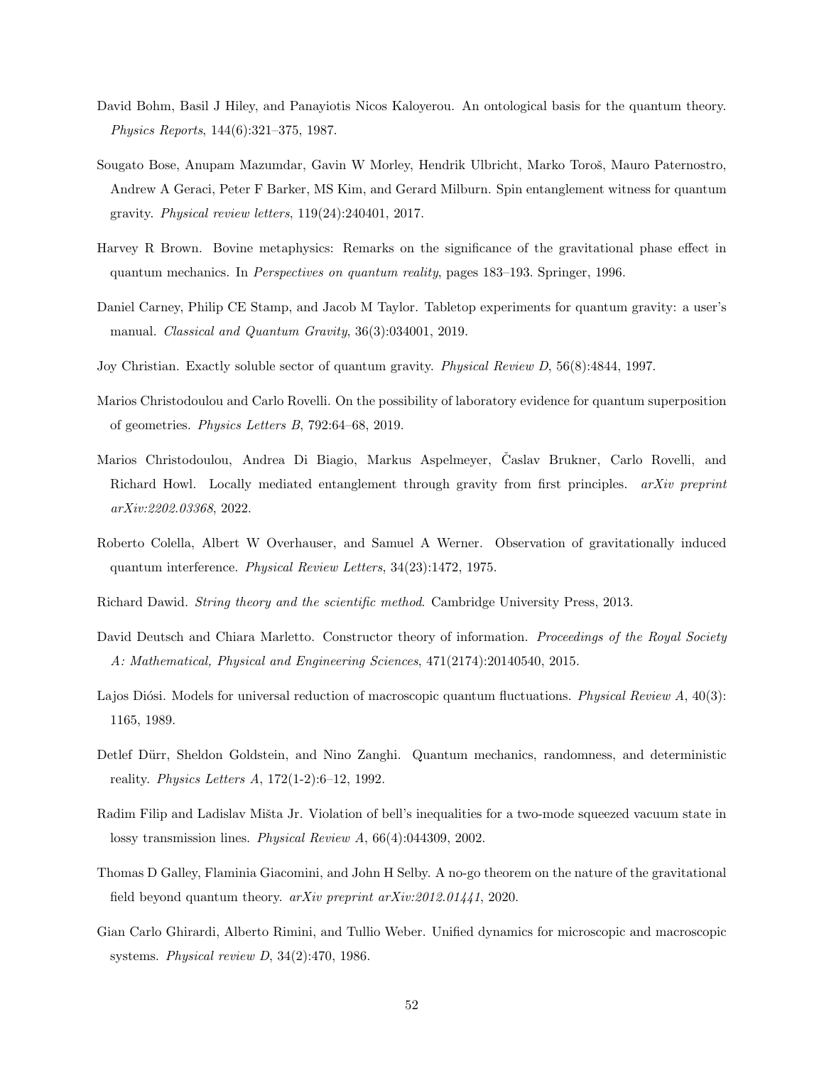David Bohm, Basil J Hiley, and Panayiotis Nicos Kaloyerou. An ontological basis for the quantum theory. *Physics Reports*, 144(6):321–375, 1987.

Sougato Bose, Anupam Mazumdar, Gavin W Morley, Hendrik Ulbricht, Marko Toroš, Mauro Paternostro, Andrew A Geraci, Peter F Barker, MS Kim, and Gerard Milburn. Spin entanglement witness for quantum gravity. *Physical review letters*, 119(24):240401, 2017.

Harvey R Brown. Bovine metaphysics: Remarks on the significance of the gravitational phase effect in quantum mechanics. In *Perspectives on quantum reality*, pages 183–193. Springer, 1996.

Daniel Carney, Philip CE Stamp, and Jacob M Taylor. Tabletop experiments for quantum gravity: a user's manual. *Classical and Quantum Gravity*, 36(3):034001, 2019.

Joy Christian. Exactly soluble sector of quantum gravity. *Physical Review D*, 56(8):4844, 1997.

Marios Christodoulou and Carlo Rovelli. On the possibility of laboratory evidence for quantum superposition of geometries. *Physics Letters B*, 792:64–68, 2019.

Marios Christodoulou, Andrea Di Biagio, Markus Aspelmeyer, Časlav Brukner, Carlo Rovelli, and Richard Howl. Locally mediated entanglement through gravity from first principles. *arXiv preprint arXiv:2202.03368*, 2022.

Roberto Colella, Albert W Overhauser, and Samuel A Werner. Observation of gravitationally induced quantum interference. *Physical Review Letters*, 34(23):1472, 1975.

Richard Dawid. *String theory and the scientific method*. Cambridge University Press, 2013.

David Deutsch and Chiara Marletto. Constructor theory of information. *Proceedings of the Royal Society A: Mathematical, Physical and Engineering Sciences*, 471(2174):20140540, 2015.

Lajos Diósi. Models for universal reduction of macroscopic quantum fluctuations. *Physical Review A*, 40(3): 1165, 1989.

Detlef Dürr, Sheldon Goldstein, and Nino Zanghi. Quantum mechanics, randomness, and deterministic reality. *Physics Letters A*, 172(1-2):6–12, 1992.

Radim Filip and Ladislav Mišta Jr. Violation of bell's inequalities for a two-mode squeezed vacuum state in lossy transmission lines. *Physical Review A*, 66(4):044309, 2002.

Thomas D Galley, Flaminia Giacomini, and John H Selby. A no-go theorem on the nature of the gravitational field beyond quantum theory. *arXiv preprint arXiv:2012.01441*, 2020.

Gian Carlo Ghirardi, Alberto Rimini, and Tullio Weber. Unified dynamics for microscopic and macroscopic systems. *Physical review D*, 34(2):470, 1986.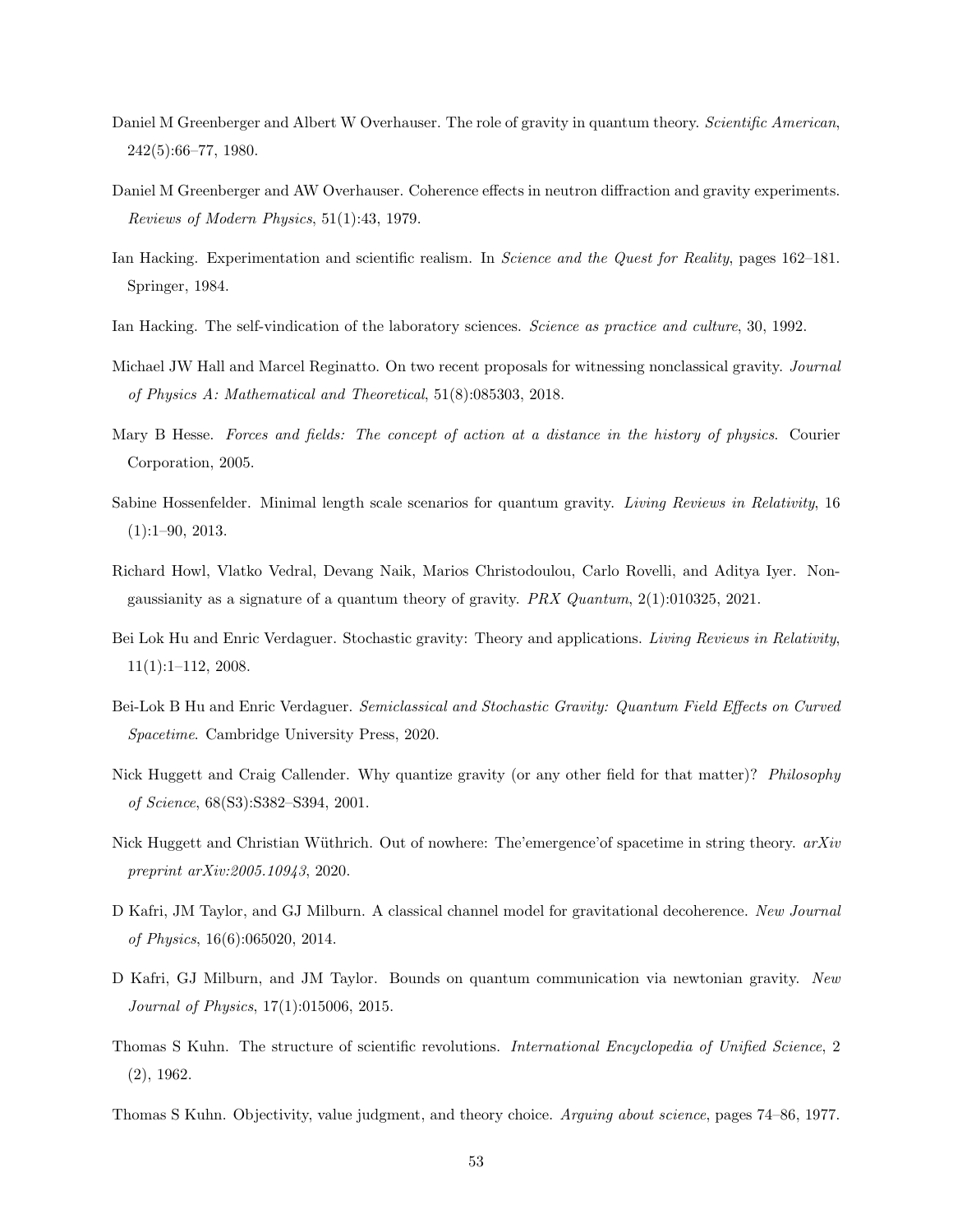Daniel M Greenberger and Albert W Overhauser. The role of gravity in quantum theory. *Scientific American*, 242(5):66–77, 1980.

Daniel M Greenberger and AW Overhauser. Coherence effects in neutron diffraction and gravity experiments. *Reviews of Modern Physics*, 51(1):43, 1979.

Ian Hacking. Experimentation and scientific realism. In *Science and the Quest for Reality*, pages 162–181. Springer, 1984.

Ian Hacking. The self-vindication of the laboratory sciences. *Science as practice and culture*, 30, 1992.

Michael JW Hall and Marcel Reginatto. On two recent proposals for witnessing nonclassical gravity. *Journal of Physics A: Mathematical and Theoretical*, 51(8):085303, 2018.

Mary B Hesse. *Forces and fields: The concept of action at a distance in the history of physics*. Courier Corporation, 2005.

Sabine Hossenfelder. Minimal length scale scenarios for quantum gravity. *Living Reviews in Relativity*, 16 (1):1–90, 2013.

Richard Howl, Vlatko Vedral, Devang Naik, Marios Christodoulou, Carlo Rovelli, and Aditya Iyer. Non-gaussianity as a signature of a quantum theory of gravity. *PRX Quantum*, 2(1):010325, 2021.

Bei Lok Hu and Enric Verdaguer. Stochastic gravity: Theory and applications. *Living Reviews in Relativity*, 11(1):1–112, 2008.

Bei-Lok B Hu and Enric Verdaguer. *Semiclassical and Stochastic Gravity: Quantum Field Effects on Curved Spacetime*. Cambridge University Press, 2020.

Nick Huggett and Craig Callender. Why quantize gravity (or any other field for that matter)? *Philosophy of Science*, 68(S3):S382–S394, 2001.

Nick Huggett and Christian Wüthrich. Out of nowhere: The'emergence'of spacetime in string theory. *arXiv preprint arXiv:2005.10943*, 2020.

D Kafri, JM Taylor, and GJ Milburn. A classical channel model for gravitational decoherence. *New Journal of Physics*, 16(6):065020, 2014.

D Kafri, GJ Milburn, and JM Taylor. Bounds on quantum communication via newtonian gravity. *New Journal of Physics*, 17(1):015006, 2015.

Thomas S Kuhn. The structure of scientific revolutions. *International Encyclopedia of Unified Science*, 2 (2), 1962.

Thomas S Kuhn. Objectivity, value judgment, and theory choice. *Arguing about science*, pages 74–86, 1977.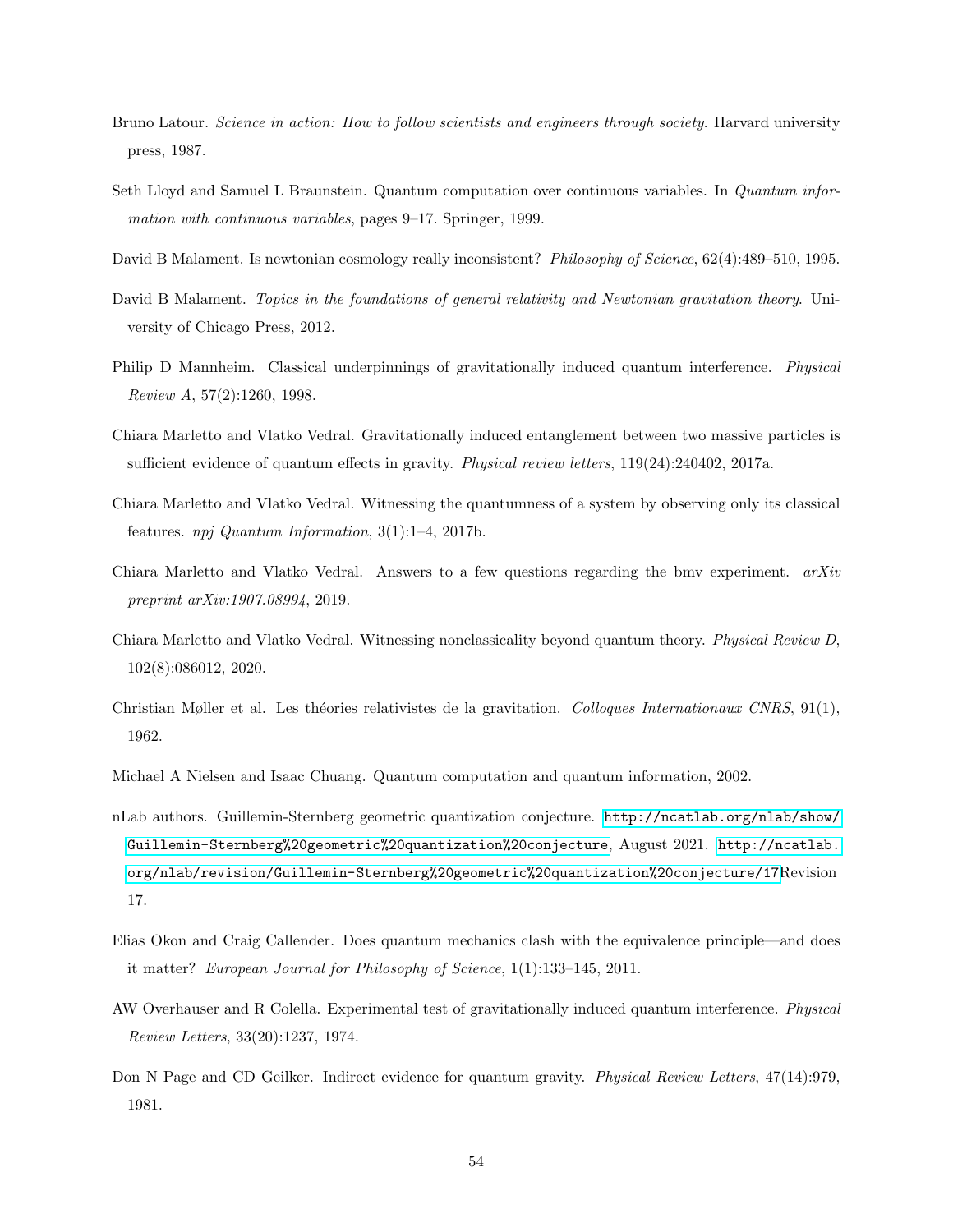Bruno Latour. *Science in action: How to follow scientists and engineers through society*. Harvard university press, 1987.

Seth Lloyd and Samuel L Braunstein. Quantum computation over continuous variables. In *Quantum information with continuous variables*, pages 9–17. Springer, 1999.

David B Malament. Is newtonian cosmology really inconsistent? *Philosophy of Science*, 62(4):489–510, 1995.

David B Malament. *Topics in the foundations of general relativity and Newtonian gravitation theory*. University of Chicago Press, 2012.

Philip D Mannheim. Classical underpinnings of gravitationally induced quantum interference. *Physical Review A*, 57(2):1260, 1998.

Chiara Marletto and Vlatko Vedral. Gravitationally induced entanglement between two massive particles is sufficient evidence of quantum effects in gravity. *Physical review letters*, 119(24):240402, 2017a.

Chiara Marletto and Vlatko Vedral. Witnessing the quantumness of a system by observing only its classical features. *npj Quantum Information*, 3(1):1–4, 2017b.

Chiara Marletto and Vlatko Vedral. Answers to a few questions regarding the bmv experiment. *arXiv preprint arXiv:1907.08994*, 2019.

Chiara Marletto and Vlatko Vedral. Witnessing nonclassicality beyond quantum theory. *Physical Review D*, 102(8):086012, 2020.

Christian Møller et al. Les théories relativistes de la gravitation. *Colloques Internationaux CNRS*, 91(1), 1962.

Michael A Nielsen and Isaac Chuang. Quantum computation and quantum information, 2002.

nLab authors. Guillemin-Sternberg geometric quantization conjecture. http://ncatlab.org/nlab/show/Guillemin-Sternberg%20geometric%20quantization%20conjecture, August 2021. http://ncatlab.org/nlab/revision/Guillemin-Sternberg%20geometric%20quantization%20conjecture/17Revision 17.

Elias Okon and Craig Callender. Does quantum mechanics clash with the equivalence principle—and does it matter? *European Journal for Philosophy of Science*, 1(1):133–145, 2011.

AW Overhauser and R Colella. Experimental test of gravitationally induced quantum interference. *Physical Review Letters*, 33(20):1237, 1974.

Don N Page and CD Geilker. Indirect evidence for quantum gravity. *Physical Review Letters*, 47(14):979, 1981.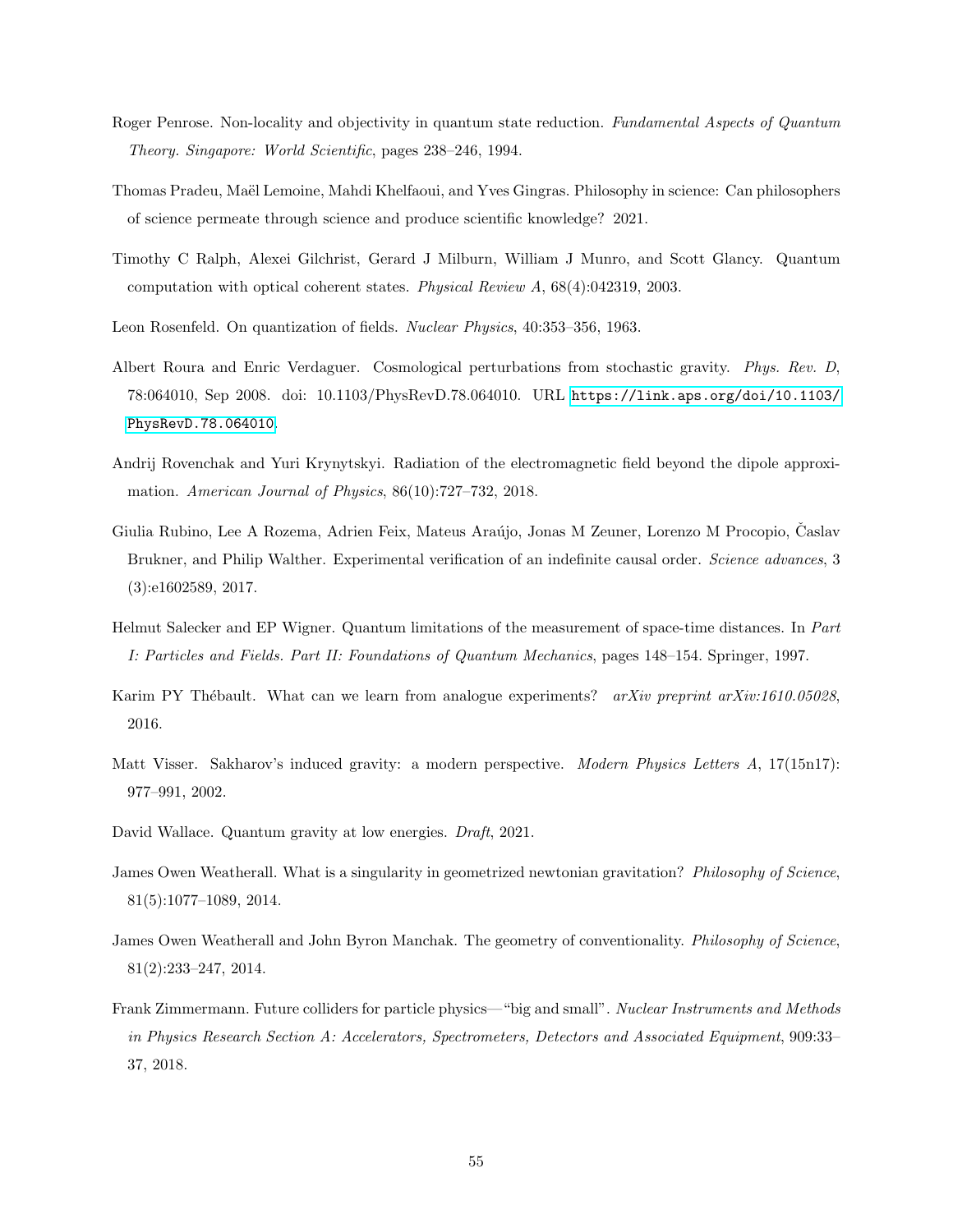Roger Penrose. Non-locality and objectivity in quantum state reduction. *Fundamental Aspects of Quantum Theory. Singapore: World Scientific*, pages 238–246, 1994.

Thomas Pradeu, Maël Lemoine, Mahdi Khelfaoui, and Yves Gingras. Philosophy in science: Can philosophers of science permeate through science and produce scientific knowledge? 2021.

Timothy C Ralph, Alexei Gilchrist, Gerard J Milburn, William J Munro, and Scott Glancy. Quantum computation with optical coherent states. *Physical Review A*, 68(4):042319, 2003.

Leon Rosenfeld. On quantization of fields. *Nuclear Physics*, 40:353–356, 1963.

Albert Roura and Enric Verdaguer. Cosmological perturbations from stochastic gravity. *Phys. Rev. D*, 78:064010, Sep 2008. doi: 10.1103/PhysRevD.78.064010. URL https://link.aps.org/doi/10.1103/PhysRevD.78.064010.

Andrij Rovenchak and Yuri Krynytskyi. Radiation of the electromagnetic field beyond the dipole approximation. *American Journal of Physics*, 86(10):727–732, 2018.

Giulia Rubino, Lee A Rozema, Adrien Feix, Mateus Araújo, Jonas M Zeuner, Lorenzo M Procopio, Časlav Brukner, and Philip Walther. Experimental verification of an indefinite causal order. *Science advances*, 3 (3):e1602589, 2017.

Helmut Salecker and EP Wigner. Quantum limitations of the measurement of space-time distances. In *Part I: Particles and Fields. Part II: Foundations of Quantum Mechanics*, pages 148–154. Springer, 1997.

Karim PY Thébault. What can we learn from analogue experiments? *arXiv preprint arXiv:1610.05028*, 2016.

Matt Visser. Sakharov's induced gravity: a modern perspective. *Modern Physics Letters A*, 17(15n17): 977–991, 2002.

David Wallace. Quantum gravity at low energies. *Draft*, 2021.

James Owen Weatherall. What is a singularity in geometrized newtonian gravitation? *Philosophy of Science*, 81(5):1077–1089, 2014.

James Owen Weatherall and John Byron Manchak. The geometry of conventionality. *Philosophy of Science*, 81(2):233–247, 2014.

Frank Zimmermann. Future colliders for particle physics—"big and small". *Nuclear Instruments and Methods in Physics Research Section A: Accelerators, Spectrometers, Detectors and Associated Equipment*, 909:33–37, 2018.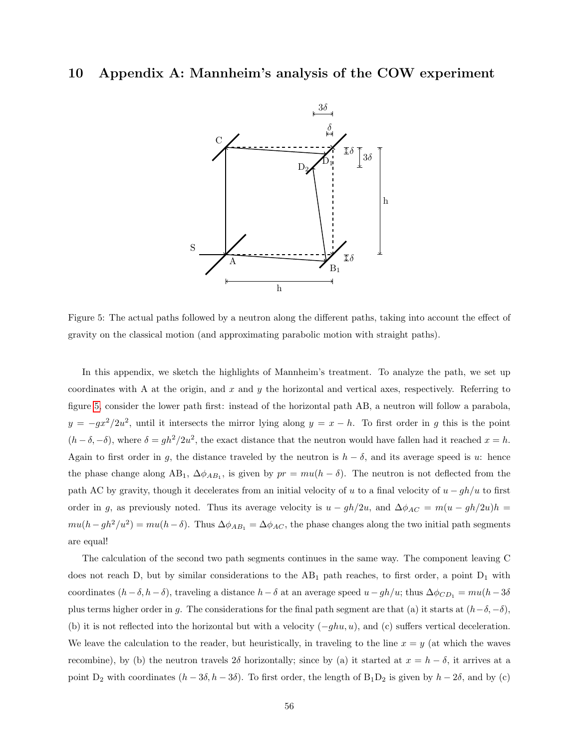# 10 Appendix A: Mannheim's analysis of the COW experiment

Figure 5: The actual paths followed by a neutron along the different paths, taking into account the effect of gravity on the classical motion (and approximating parabolic motion with straight paths).

In this appendix, we sketch the highlights of Mannheim's treatment. To analyze the path, we set up coordinates with A at the origin, and $x$ and $y$ the horizontal and vertical axes, respectively. Referring to figure 5, consider the lower path first: instead of the horizontal path AB, a neutron will follow a parabola, $y = -gx^2/2u^2$, until it intersects the mirror lying along $y = x - h$. To first order in $g$ this is the point $(h-\delta, -\delta)$, where $\delta = gh^2/2u^2$, the exact distance that the neutron would have fallen had it reached $x = h$. Again to first order in $g$, the distance traveled by the neutron is $h - \delta$, and its average speed is $u$: hence the phase change along $AB_1$, $\Delta\phi_{AB_1}$, is given by $pr = mu(h-\delta)$. The neutron is not deflected from the path AC by gravity, though it decelerates from an initial velocity of $u$ to a final velocity of $u - gh/u$ to first order in $g$, as previously noted. Thus its average velocity is $u - gh/2u$, and $\Delta\phi_{AC} = m(u - gh/2u)h = mu(h - gh^2/u^2) = mu(h-\delta)$. Thus $\Delta\phi_{AB_1} = \Delta\phi_{AC}$, the phase changes along the two initial path segments are equal!

The calculation of the second two path segments continues in the same way. The component leaving C does not reach D, but by similar considerations to the $AB_1$ path reaches, to first order, a point $D_1$ with coordinates $(h-\delta, h-\delta)$, traveling a distance $h - \delta$ at an average speed $u - gh/u$; thus $\Delta\phi_{CD_1} = mu(h-3\delta$ plus terms higher order in $g$. The considerations for the final path segment are that (a) it starts at $(h-\delta, -\delta)$, (b) it is not reflected into the horizontal but with a velocity $(-ghu, u)$, and (c) suffers vertical deceleration. We leave the calculation to the reader, but heuristically, in traveling to the line $x = y$ (at which the waves recombine), by (b) the neutron travels $2\delta$ horizontally; since by (a) it started at $x = h - \delta$, it arrives at a point $D_2$ with coordinates $(h-3\delta, h-3\delta)$. To first order, the length of $B_1D_2$ is given by $h - 2\delta$, and by (c)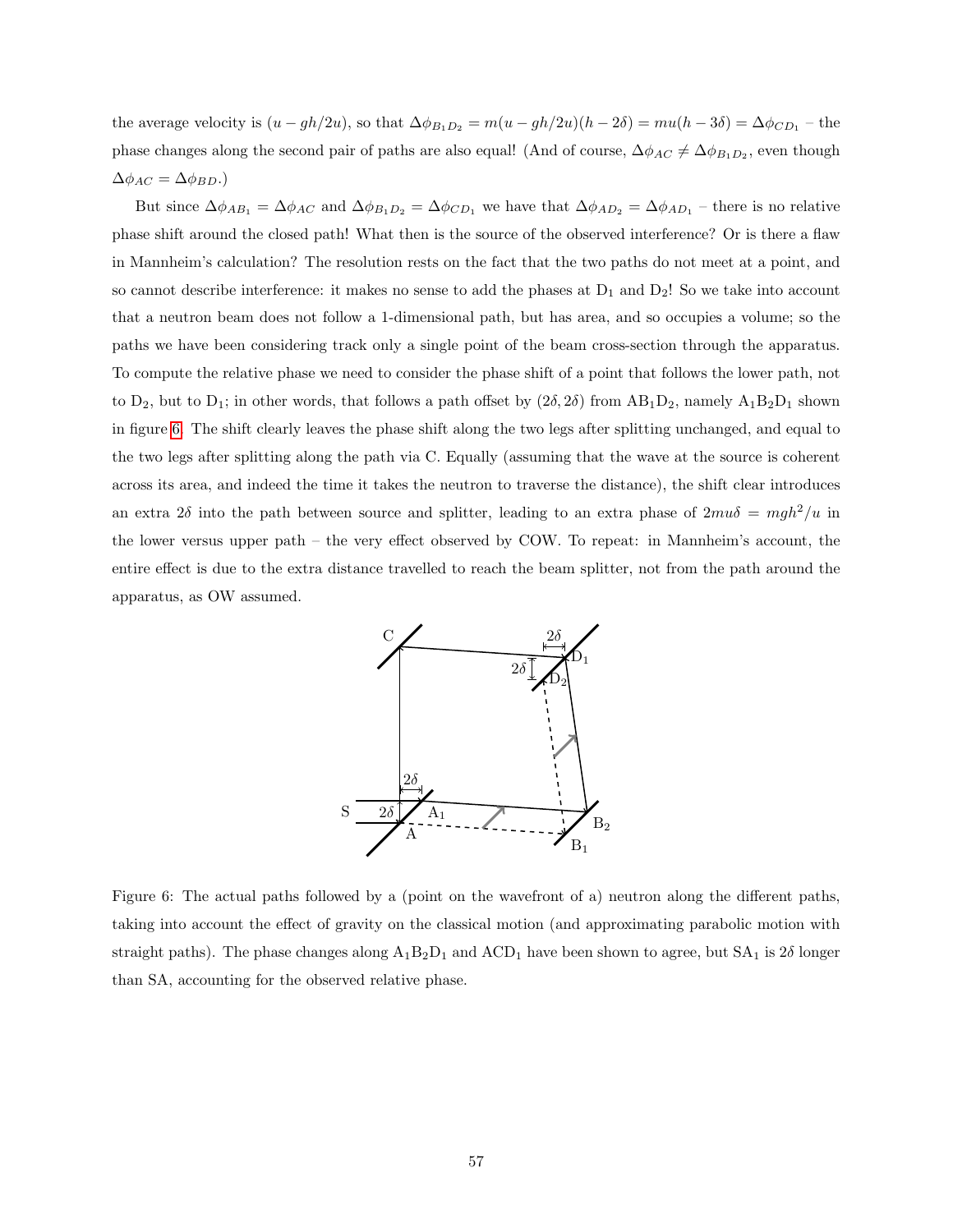the average velocity is $(u - gh/2u)$, so that $\Delta\phi_{B_1D_2} = m(u - gh/2u)(h - 2\delta) = mu(h - 3\delta) = \Delta\phi_{CD_1}$ – the phase changes along the second pair of paths are also equal! (And of course, $\Delta\phi_{AC} \neq \Delta\phi_{B_1D_2}$, even though $\Delta\phi_{AC} = \Delta\phi_{BD}$.)

But since $\Delta\phi_{AB_1} = \Delta\phi_{AC}$ and $\Delta\phi_{B_1D_2} = \Delta\phi_{CD_1}$ we have that $\Delta\phi_{AD_2} = \Delta\phi_{AD_1}$ – there is no relative phase shift around the closed path! What then is the source of the observed interference? Or is there a flaw in Mannheim's calculation? The resolution rests on the fact that the two paths do not meet at a point, and so cannot describe interference: it makes no sense to add the phases at $D_1$ and $D_2$! So we take into account that a neutron beam does not follow a 1-dimensional path, but has area, and so occupies a volume; so the paths we have been considering track only a single point of the beam cross-section through the apparatus. To compute the relative phase we need to consider the phase shift of a point that follows the lower path, not to $D_2$, but to $D_1$; in other words, that follows a path offset by $(2\delta, 2\delta)$ from $AB_1D_2$, namely $A_1B_2D_1$ shown in figure 6. The shift clearly leaves the phase shift along the two legs after splitting unchanged, and equal to the two legs after splitting along the path via C. Equally (assuming that the wave at the source is coherent across its area, and indeed the time it takes the neutron to traverse the distance), the shift clear introduces an extra $2\delta$ into the path between source and splitter, leading to an extra phase of $2mu\delta = mgh^2/u$ in the lower versus upper path – the very effect observed by COW. To repeat: in Mannheim's account, the entire effect is due to the extra distance travelled to reach the beam splitter, not from the path around the apparatus, as OW assumed.

Figure 6: The actual paths followed by a (point on the wavefront of a) neutron along the different paths, taking into account the effect of gravity on the classical motion (and approximating parabolic motion with straight paths). The phase changes along $A_1B_2D_1$ and $ACD_1$ have been shown to agree, but $SA_1$ is $2\delta$ longer than SA, accounting for the observed relative phase.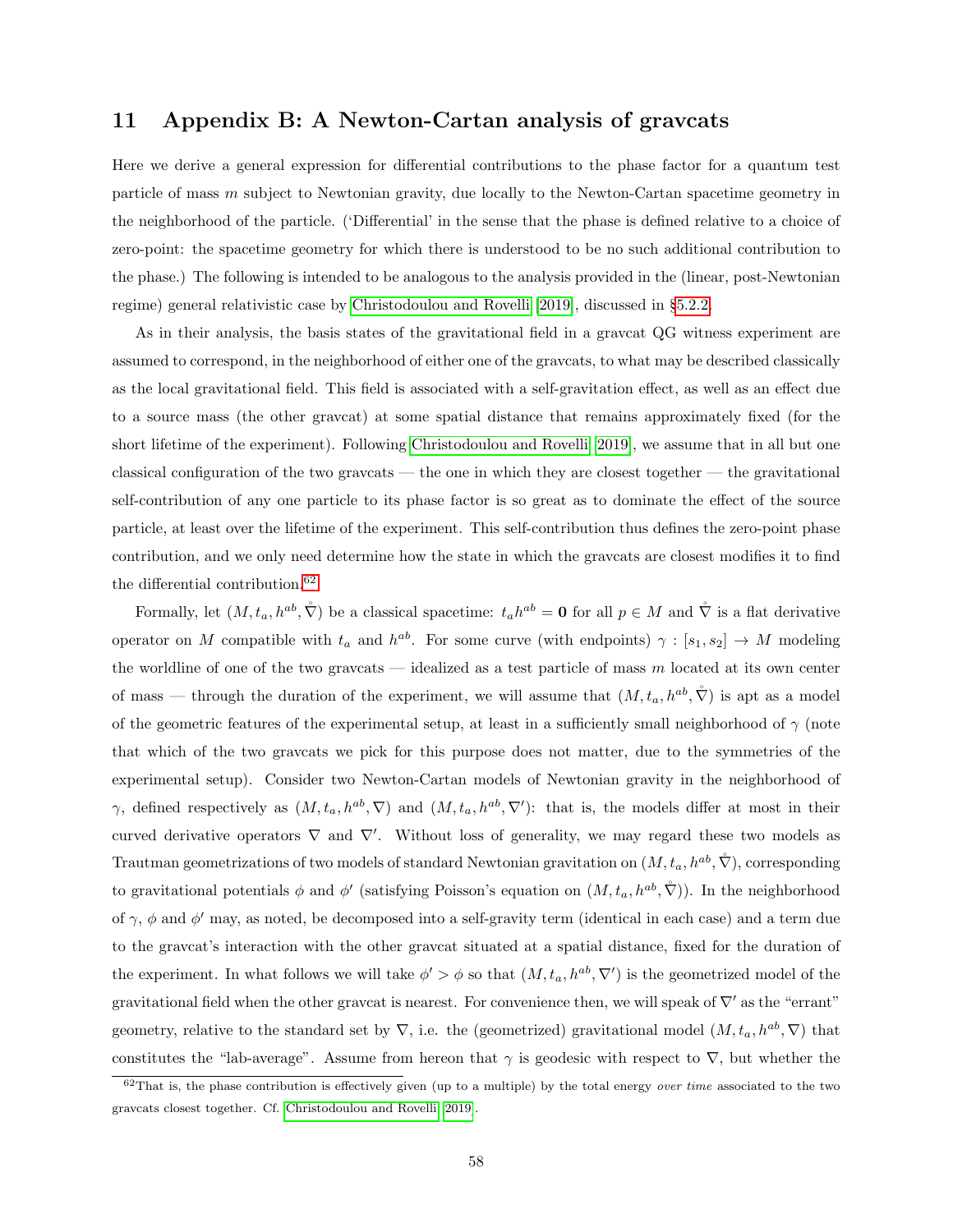# 11 Appendix B: A Newton-Cartan analysis of gravcats

Here we derive a general expression for differential contributions to the phase factor for a quantum test particle of mass $m$ subject to Newtonian gravity, due locally to the Newton-Cartan spacetime geometry in the neighborhood of the particle. ('Differential' in the sense that the phase is defined relative to a choice of zero-point: the spacetime geometry for which there is understood to be no such additional contribution to the phase.) The following is intended to be analogous to the analysis provided in the (linear, post-Newtonian regime) general relativistic case by Christodoulou and Rovelli [2019], discussed in §5.2.2.

As in their analysis, the basis states of the gravitational field in a gravcat QG witness experiment are assumed to correspond, in the neighborhood of either one of the gravcats, to what may be described classically as the local gravitational field. This field is associated with a self-gravitation effect, as well as an effect due to a source mass (the other gravcat) at some spatial distance that remains approximately fixed (for the short lifetime of the experiment). Following Christodoulou and Rovelli [2019], we assume that in all but one classical configuration of the two gravcats — the one in which they are closest together — the gravitational self-contribution of any one particle to its phase factor is so great as to dominate the effect of the source particle, at least over the lifetime of the experiment. This self-contribution thus defines the zero-point phase contribution, and we only need determine how the state in which the gravcats are closest modifies it to find the differential contribution.[62]

Formally, let $(M, t_a, h^{ab}, \mathring{\nabla})$ be a classical spacetime: $t_a h^{ab} = \mathbf{0}$ for all $p \in M$ and $\mathring{\nabla}$ is a flat derivative operator on $M$ compatible with $t_a$ and $h^{ab}$. For some curve (with endpoints) $\gamma : [s_1, s_2] \to M$ modeling the worldline of one of the two gravcats — idealized as a test particle of mass $m$ located at its own center of mass — through the duration of the experiment, we will assume that $(M, t_a, h^{ab}, \mathring{\nabla})$ is apt as a model of the geometric features of the experimental setup, at least in a sufficiently small neighborhood of $\gamma$ (note that which of the two gravcats we pick for this purpose does not matter, due to the symmetries of the experimental setup). Consider two Newton-Cartan models of Newtonian gravity in the neighborhood of $\gamma$, defined respectively as $(M, t_a, h^{ab}, \nabla)$ and $(M, t_a, h^{ab}, \nabla')$: that is, the models differ at most in their curved derivative operators $\nabla$ and $\nabla'$. Without loss of generality, we may regard these two models as Trautman geometrizations of two models of standard Newtonian gravitation on $(M, t_a, h^{ab}, \mathring{\nabla})$, corresponding to gravitational potentials $\phi$ and $\phi'$ (satisfying Poisson's equation on $(M, t_a, h^{ab}, \mathring{\nabla})$). In the neighborhood of $\gamma$, $\phi$ and $\phi'$ may, as noted, be decomposed into a self-gravity term (identical in each case) and a term due to the gravcat's interaction with the other gravcat situated at a spatial distance, fixed for the duration of the experiment. In what follows we will take $\phi' > \phi$ so that $(M, t_a, h^{ab}, \nabla')$ is the geometrized model of the gravitational field when the other gravcat is nearest. For convenience then, we will speak of $\nabla'$ as the "errant" geometry, relative to the standard set by $\nabla$, i.e. the (geometrized) gravitational model $(M, t_a, h^{ab}, \nabla)$ that constitutes the "lab-average". Assume from hereon that $\gamma$ is geodesic with respect to $\nabla$, but whether the

[62] That is, the phase contribution is effectively given (up to a multiple) by the total energy *over time* associated to the two gravcats closest together. Cf. Christodoulou and Rovelli [2019].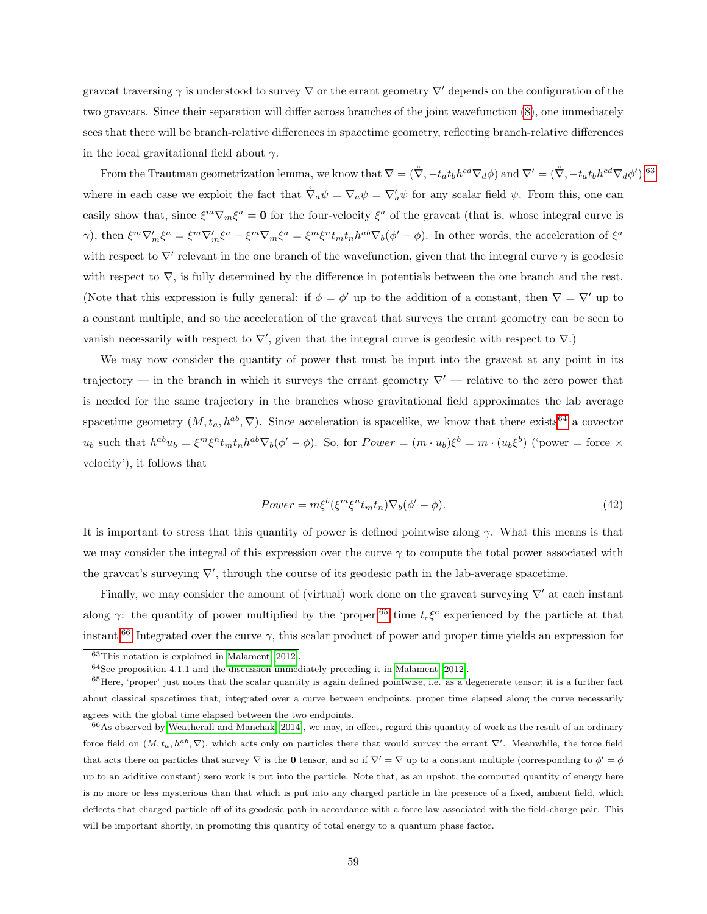gravcat traversing $\gamma$ is understood to survey $\nabla$ or the errant geometry $\nabla'$ depends on the configuration of the two gravcats. Since their separation will differ across branches of the joint wavefunction (8), one immediately sees that there will be branch-relative differences in spacetime geometry, reflecting branch-relative differences in the local gravitational field about $\gamma$.

From the Trautman geometrization lemma, we know that $\nabla = (\mathring{\nabla}, -t_a t_b h^{cd} \nabla_d \phi)$ and $\nabla' = (\mathring{\nabla}, -t_a t_b h^{cd} \nabla_d \phi')$,[63] where in each case we exploit the fact that $\mathring{\nabla}_a \psi = \nabla_a \psi = \nabla'_a \psi$ for any scalar field $\psi$. From this, one can easily show that, since $\xi^m \nabla_m \xi^a = \mathbf{0}$ for the four-velocity $\xi^a$ of the gravcat (that is, whose integral curve is $\gamma$), then $\xi^m \nabla'_m \xi^a = \xi^m \nabla'_m \xi^a - \xi^m \nabla_m \xi^a = \xi^m \xi^n t_m t_n h^{ab} \nabla_b (\phi' - \phi)$. In other words, the acceleration of $\xi^a$ with respect to $\nabla'$ relevant in the one branch of the wavefunction, given that the integral curve $\gamma$ is geodesic with respect to $\nabla$, is fully determined by the difference in potentials between the one branch and the rest. (Note that this expression is fully general: if $\phi = \phi'$ up to the addition of a constant, then $\nabla = \nabla'$ up to a constant multiple, and so the acceleration of the gravcat that surveys the errant geometry can be seen to vanish necessarily with respect to $\nabla'$, given that the integral curve is geodesic with respect to $\nabla$.)

We may now consider the quantity of power that must be input into the gravcat at any point in its trajectory — in the branch in which it surveys the errant geometry $\nabla'$ — relative to the zero power that is needed for the same trajectory in the branches whose gravitational field approximates the lab average spacetime geometry $(M, t_a, h^{ab}, \nabla)$. Since acceleration is spacelike, we know that there exists[64] a covector $u_b$ such that $h^{ab} u_b = \xi^m \xi^n t_m t_n h^{ab} \nabla_b (\phi' - \phi)$. So, for $Power = (m \cdot u_b) \xi^b = m \cdot (u_b \xi^b)$ ('power = force × velocity'), it follows that

$$Power = m \xi^b (\xi^m \xi^n t_m t_n) \nabla_b (\phi' - \phi). \tag{42}$$

It is important to stress that this quantity of power is defined pointwise along $\gamma$. What this means is that we may consider the integral of this expression over the curve $\gamma$ to compute the total power associated with the gravcat's surveying $\nabla'$, through the course of its geodesic path in the lab-average spacetime.

Finally, we may consider the amount of (virtual) work done on the gravcat surveying $\nabla'$ at each instant along $\gamma$: the quantity of power multiplied by the 'proper'[65] time $t_c \xi^c$ experienced by the particle at that instant.[66] Integrated over the curve $\gamma$, this scalar product of power and proper time yields an expression for

---

[63] This notation is explained in Malament (2012).

[64] See proposition 4.1.1 and the discussion immediately preceding it in Malament (2012).

[65] Here, 'proper' just notes that the scalar quantity is again defined pointwise, i.e. as a degenerate tensor; it is a further fact about classical spacetimes that, integrated over a curve between endpoints, proper time elapsed along the curve necessarily agrees with the global time elapsed between the two endpoints.

[66] As observed by Weatherall and Manchak (2014), we may, in effect, regard this quantity of work as the result of an ordinary force field on $(M, t_a, h^{ab}, \nabla)$, which acts only on particles there that would survey the errant $\nabla'$. Meanwhile, the force field that acts there on particles that survey $\nabla$ is the $\mathbf{0}$ tensor, and so if $\nabla' = \nabla$ up to a constant multiple (corresponding to $\phi' = \phi$ up to an additive constant) zero work is put into the particle. Note that, as an upshot, the computed quantity of energy here is no more or less mysterious than that which is put into any charged particle in the presence of a fixed, ambient field, which deflects that charged particle off of its geodesic path in accordance with a force law associated with the field-charge pair. This will be important shortly, in promoting this quantity of total energy to a quantum phase factor.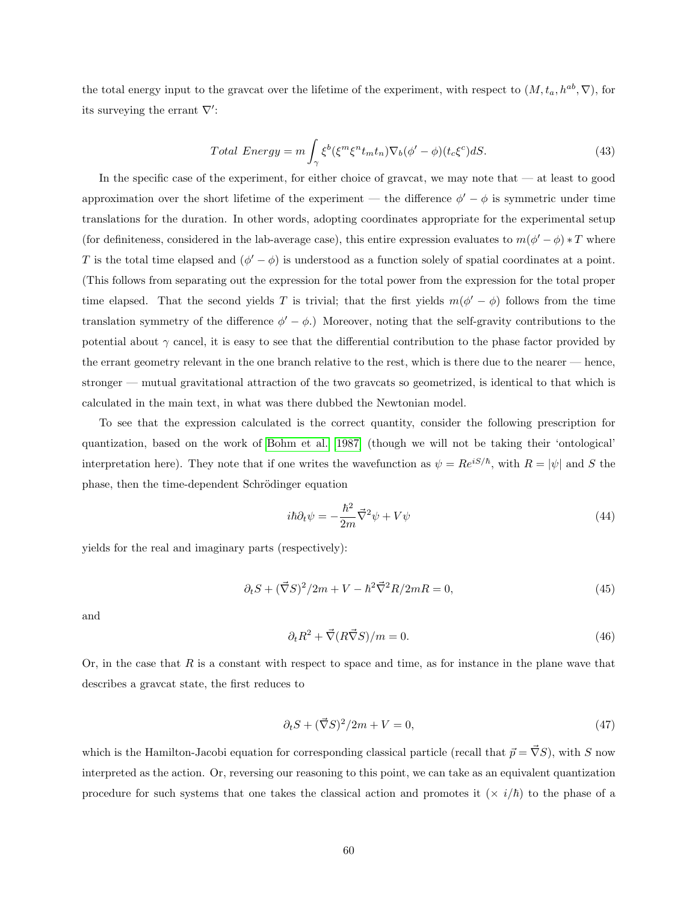the total energy input to the gravcat over the lifetime of the experiment, with respect to $(M, t_a, h^{ab}, \nabla)$, for its surveying the errant $\nabla'$:

$$Total\ Energy = m\int_\gamma \xi^b(\xi^m\xi^n t_m t_n)\nabla_b(\phi' - \phi)(t_c\xi^c)dS. \tag{43}$$

In the specific case of the experiment, for either choice of gravcat, we may note that — at least to good approximation over the short lifetime of the experiment — the difference $\phi' - \phi$ is symmetric under time translations for the duration. In other words, adopting coordinates appropriate for the experimental setup (for definiteness, considered in the lab-average case), this entire expression evaluates to $m(\phi' - \phi) * T$ where $T$ is the total time elapsed and $(\phi' - \phi)$ is understood as a function solely of spatial coordinates at a point. (This follows from separating out the expression for the total power from the expression for the total proper time elapsed. That the second yields $T$ is trivial; that the first yields $m(\phi' - \phi)$ follows from the time translation symmetry of the difference $\phi' - \phi$.) Moreover, noting that the self-gravity contributions to the potential about $\gamma$ cancel, it is easy to see that the differential contribution to the phase factor provided by the errant geometry relevant in the one branch relative to the rest, which is there due to the nearer — hence, stronger — mutual gravitational attraction of the two gravcats so geometrized, is identical to that which is calculated in the main text, in what was there dubbed the Newtonian model.

To see that the expression calculated is the correct quantity, consider the following prescription for quantization, based on the work of Bohm et al. 1987 (though we will not be taking their 'ontological' interpretation here). They note that if one writes the wavefunction as $\psi = Re^{iS/\hbar}$, with $R = |\psi|$ and $S$ the phase, then the time-dependent Schrödinger equation

$$i\hbar\partial_t\psi = -\frac{\hbar^2}{2m}\vec{\nabla}^2\psi + V\psi \tag{44}$$

yields for the real and imaginary parts (respectively):

$$\partial_t S + (\vec{\nabla}S)^2/2m + V - \hbar^2\vec{\nabla}^2 R/2mR = 0, \tag{45}$$

and

$$\partial_t R^2 + \vec{\nabla}(R\vec{\nabla}S)/m = 0. \tag{46}$$

Or, in the case that $R$ is a constant with respect to space and time, as for instance in the plane wave that describes a gravcat state, the first reduces to

$$\partial_t S + (\vec{\nabla}S)^2/2m + V = 0, \tag{47}$$

which is the Hamilton-Jacobi equation for corresponding classical particle (recall that $\vec{p} = \vec{\nabla}S$), with $S$ now interpreted as the action. Or, reversing our reasoning to this point, we can take as an equivalent quantization procedure for such systems that one takes the classical action and promotes it ($\times\ i/\hbar$) to the phase of a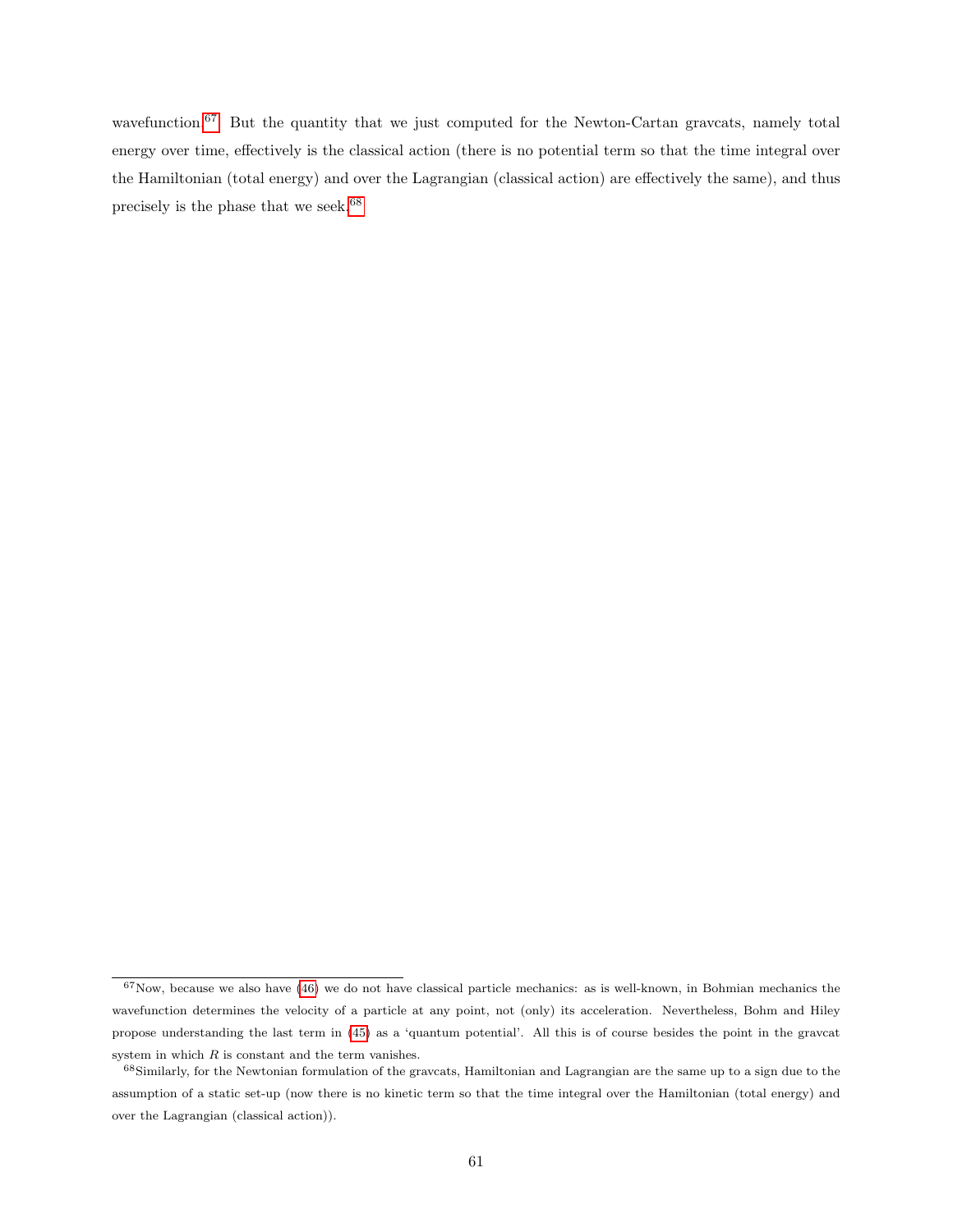wavefunction.[67] But the quantity that we just computed for the Newton-Cartan gravcats, namely total energy over time, effectively is the classical action (there is no potential term so that the time integral over the Hamiltonian (total energy) and over the Lagrangian (classical action) are effectively the same), and thus precisely is the phase that we seek.[68]

---

[67] Now, because we also have (46) we do not have classical particle mechanics: as is well-known, in Bohmian mechanics the wavefunction determines the velocity of a particle at any point, not (only) its acceleration. Nevertheless, Bohm and Hiley propose understanding the last term in (45) as a 'quantum potential'. All this is of course besides the point in the gravcat system in which $R$ is constant and the term vanishes.

[68] Similarly, for the Newtonian formulation of the gravcats, Hamiltonian and Lagrangian are the same up to a sign due to the assumption of a static set-up (now there is no kinetic term so that the time integral over the Hamiltonian (total energy) and over the Lagrangian (classical action)).